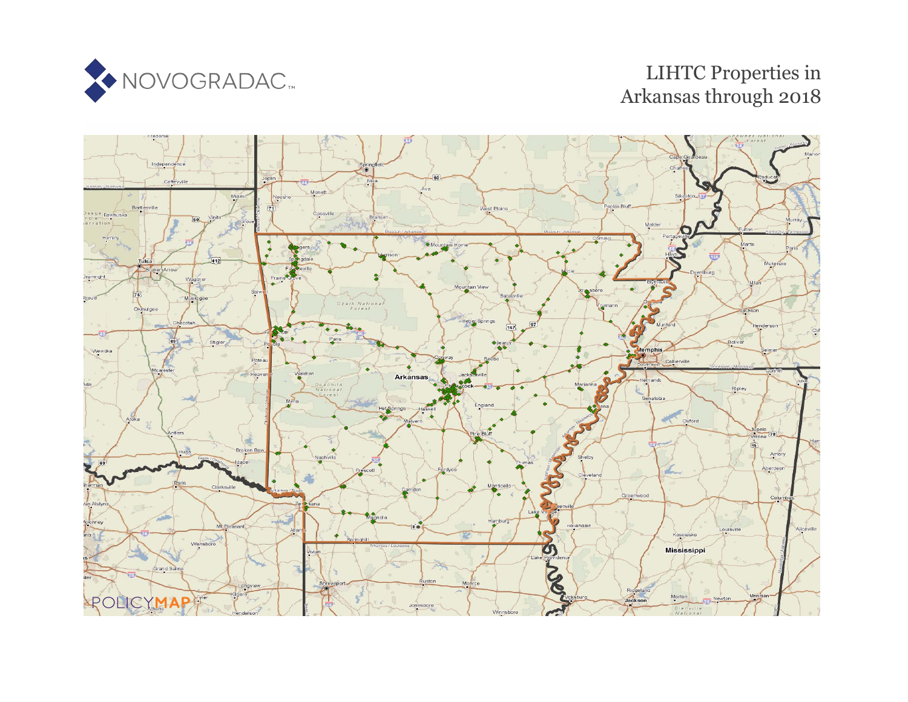NOVOGRADAC

# LIHTC Properties in Arkansas through 2018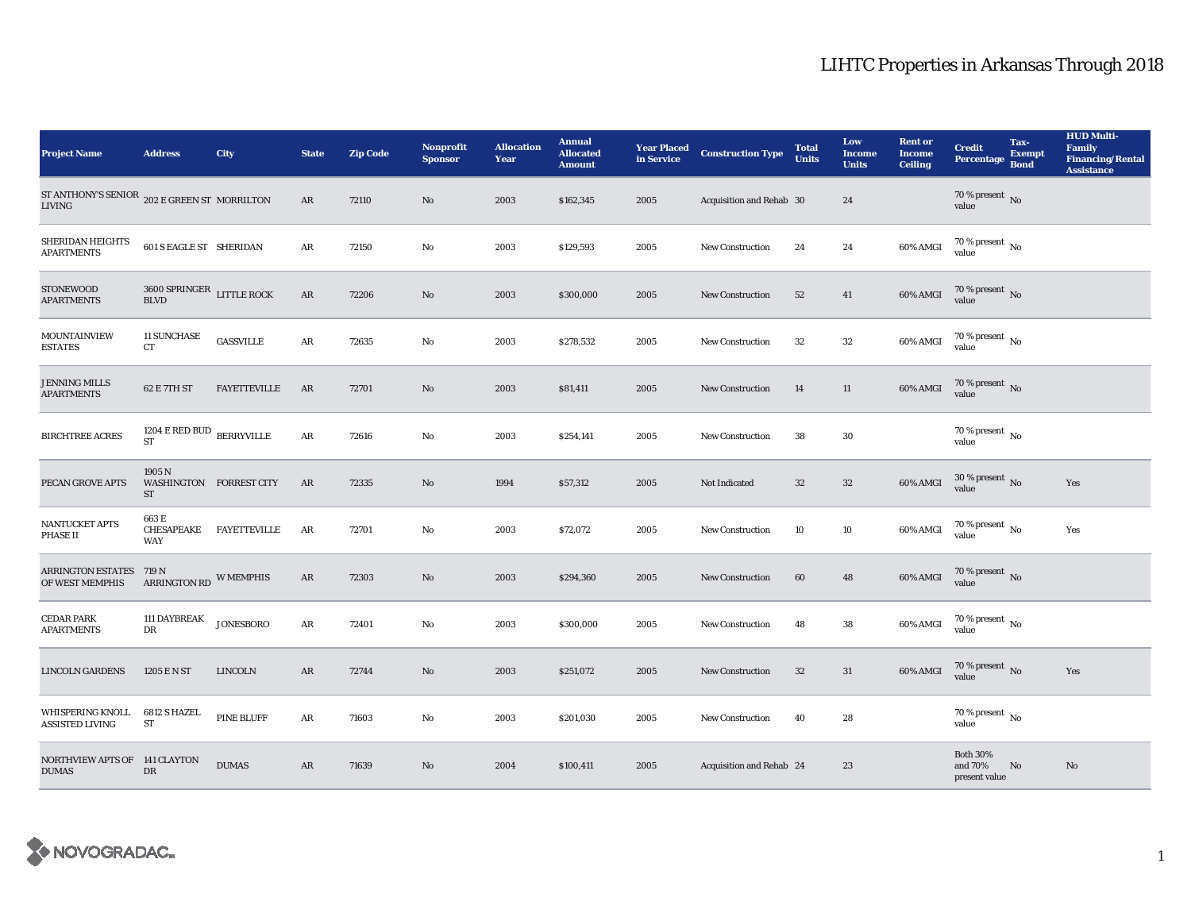# LIHTC Properties in Arkansas Through 2018

| Project Name | Address | City | State | Zip Code | Nonprofit Sponsor | Allocation Year | Annual Allocated Amount | Year Placed in Service | Construction Type | Total Units | Low Income Units | Rent or Income Ceiling | Credit Percentage | Tax-Exempt Bond | HUD Multi-Family Financing/Rental Assistance |
|---|---|---|---|---|---|---|---|---|---|---|---|---|---|---|---|
| ST ANTHONY'S SENIOR LIVING | 202 E GREEN ST | MORRILTON | AR | 72110 | No | 2003 | $162,345 | 2005 | Acquisition and Rehab | 30 | 24 | | 70 % present value | No | |
| SHERIDAN HEIGHTS APARTMENTS | 601 S EAGLE ST | SHERIDAN | AR | 72150 | No | 2003 | $129,593 | 2005 | New Construction | 24 | 24 | 60% AMGI | 70 % present value | No | |
| STONEWOOD APARTMENTS | 3600 SPRINGER BLVD | LITTLE ROCK | AR | 72206 | No | 2003 | $300,000 | 2005 | New Construction | 52 | 41 | 60% AMGI | 70 % present value | No | |
| MOUNTAINVIEW ESTATES | 11 SUNCHASE CT | GASSVILLE | AR | 72635 | No | 2003 | $278,532 | 2005 | New Construction | 32 | 32 | 60% AMGI | 70 % present value | No | |
| JENNING MILLS APARTMENTS | 62 E 7TH ST | FAYETTEVILLE | AR | 72701 | No | 2003 | $81,411 | 2005 | New Construction | 14 | 11 | 60% AMGI | 70 % present value | No | |
| BIRCHTREE ACRES | 1204 E RED BUD ST | BERRYVILLE | AR | 72616 | No | 2003 | $254,141 | 2005 | New Construction | 38 | 30 | | 70 % present value | No | |
| PECAN GROVE APTS | 1905 N WASHINGTON ST | FORREST CITY | AR | 72335 | No | 1994 | $57,312 | 2005 | Not Indicated | 32 | 32 | 60% AMGI | 30 % present value | No | Yes |
| NANTUCKET APTS PHASE II | 663 E CHESAPEAKE WAY | FAYETTEVILLE | AR | 72701 | No | 2003 | $72,072 | 2005 | New Construction | 10 | 10 | 60% AMGI | 70 % present value | No | Yes |
| ARRINGTON ESTATES OF WEST MEMPHIS | 719 N ARRINGTON RD | W MEMPHIS | AR | 72303 | No | 2003 | $294,360 | 2005 | New Construction | 60 | 48 | 60% AMGI | 70 % present value | No | |
| CEDAR PARK APARTMENTS | 111 DAYBREAK DR | JONESBORO | AR | 72401 | No | 2003 | $300,000 | 2005 | New Construction | 48 | 38 | 60% AMGI | 70 % present value | No | |
| LINCOLN GARDENS | 1205 E N ST | LINCOLN | AR | 72744 | No | 2003 | $251,072 | 2005 | New Construction | 32 | 31 | 60% AMGI | 70 % present value | No | Yes |
| WHISPERING KNOLL ASSISTED LIVING | 6812 S HAZEL ST | PINE BLUFF | AR | 71603 | No | 2003 | $201,030 | 2005 | New Construction | 40 | 28 | | 70 % present value | No | |
| NORTHVIEW APTS OF DUMAS | 141 CLAYTON DR | DUMAS | AR | 71639 | No | 2004 | $100,411 | 2005 | Acquisition and Rehab | 24 | 23 | | Both 30% and 70% present value | No | No |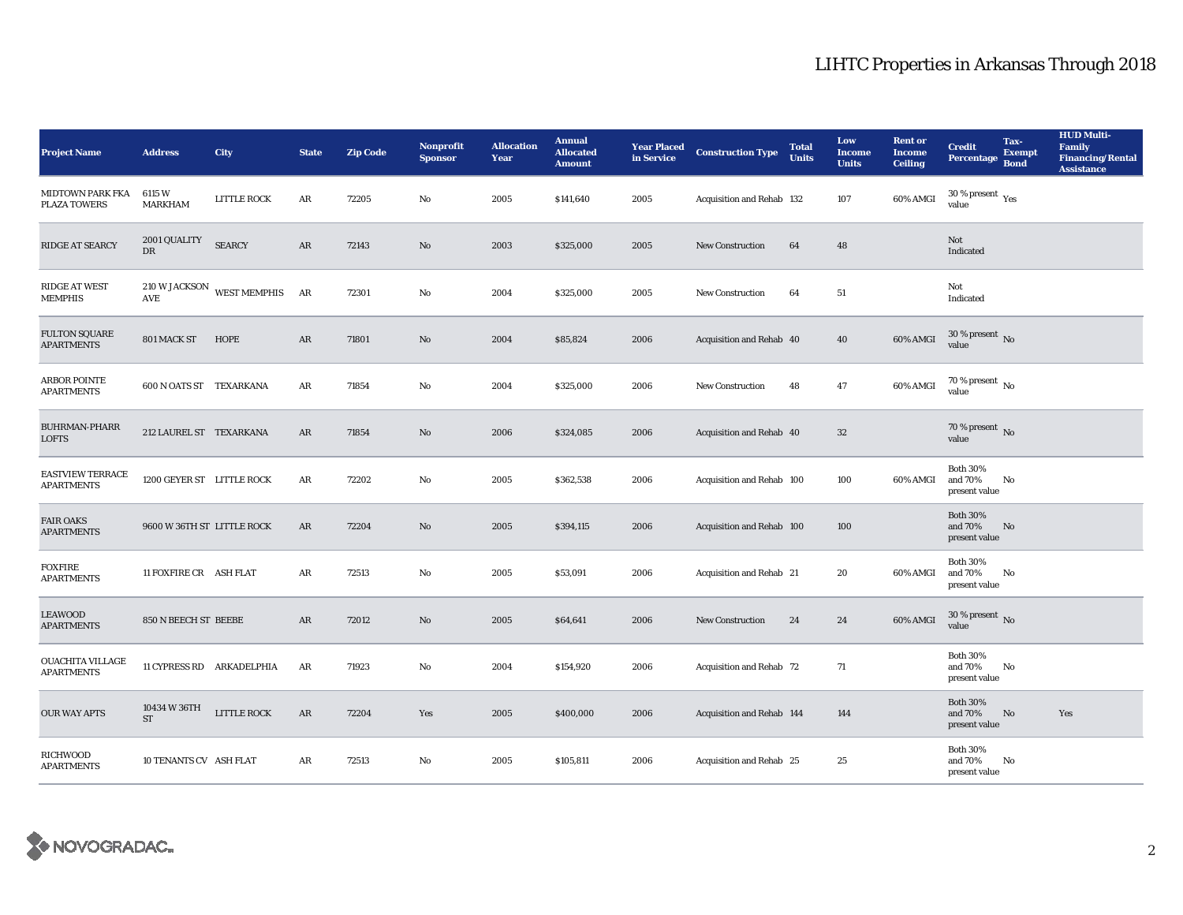# LIHTC Properties in Arkansas Through 2018

| Project Name | Address | City | State | Zip Code | Nonprofit Sponsor | Allocation Year | Annual Allocated Amount | Year Placed in Service | Construction Type | Total Units | Low Income Units | Rent or Income Ceiling | Credit Percentage | Tax-Exempt Bond | HUD Multi-Family Financing/Rental Assistance |
|---|---|---|---|---|---|---|---|---|---|---|---|---|---|---|---|
| MIDTOWN PARK FKA PLAZA TOWERS | 6115 W MARKHAM | LITTLE ROCK | AR | 72205 | No | 2005 | $141,640 | 2005 | Acquisition and Rehab | 132 | 107 | 60% AMGI | 30 % present value | Yes | |
| RIDGE AT SEARCY | 2001 QUALITY DR | SEARCY | AR | 72143 | No | 2003 | $325,000 | 2005 | New Construction | 64 | 48 | | Not Indicated | | |
| RIDGE AT WEST MEMPHIS | 210 W JACKSON AVE | WEST MEMPHIS | AR | 72301 | No | 2004 | $325,000 | 2005 | New Construction | 64 | 51 | | Not Indicated | | |
| FULTON SQUARE APARTMENTS | 801 MACK ST | HOPE | AR | 71801 | No | 2004 | $85,824 | 2006 | Acquisition and Rehab | 40 | 40 | 60% AMGI | 30 % present value | No | |
| ARBOR POINTE APARTMENTS | 600 N OATS ST | TEXARKANA | AR | 71854 | No | 2004 | $325,000 | 2006 | New Construction | 48 | 47 | 60% AMGI | 70 % present value | No | |
| BUHRMAN-PHARR LOFTS | 212 LAUREL ST | TEXARKANA | AR | 71854 | No | 2006 | $324,085 | 2006 | Acquisition and Rehab | 40 | 32 | | 70 % present value | No | |
| EASTVIEW TERRACE APARTMENTS | 1200 GEYER ST | LITTLE ROCK | AR | 72202 | No | 2005 | $362,538 | 2006 | Acquisition and Rehab | 100 | 100 | 60% AMGI | Both 30% and 70% present value | No | |
| FAIR OAKS APARTMENTS | 9600 W 36TH ST | LITTLE ROCK | AR | 72204 | No | 2005 | $394,115 | 2006 | Acquisition and Rehab | 100 | 100 | | Both 30% and 70% present value | No | |
| FOXFIRE APARTMENTS | 11 FOXFIRE CR | ASH FLAT | AR | 72513 | No | 2005 | $53,091 | 2006 | Acquisition and Rehab | 21 | 20 | 60% AMGI | Both 30% and 70% present value | No | |
| LEAWOOD APARTMENTS | 850 N BEECH ST | BEEBE | AR | 72012 | No | 2005 | $64,641 | 2006 | New Construction | 24 | 24 | 60% AMGI | 30 % present value | No | |
| OUACHITA VILLAGE APARTMENTS | 11 CYPRESS RD | ARKADELPHIA | AR | 71923 | No | 2004 | $154,920 | 2006 | Acquisition and Rehab | 72 | 71 | | Both 30% and 70% present value | No | |
| OUR WAY APTS | 10434 W 36TH ST | LITTLE ROCK | AR | 72204 | Yes | 2005 | $400,000 | 2006 | Acquisition and Rehab | 144 | 144 | | Both 30% and 70% present value | No | Yes |
| RICHWOOD APARTMENTS | 10 TENANTS CV | ASH FLAT | AR | 72513 | No | 2005 | $105,811 | 2006 | Acquisition and Rehab | 25 | 25 | | Both 30% and 70% present value | No | |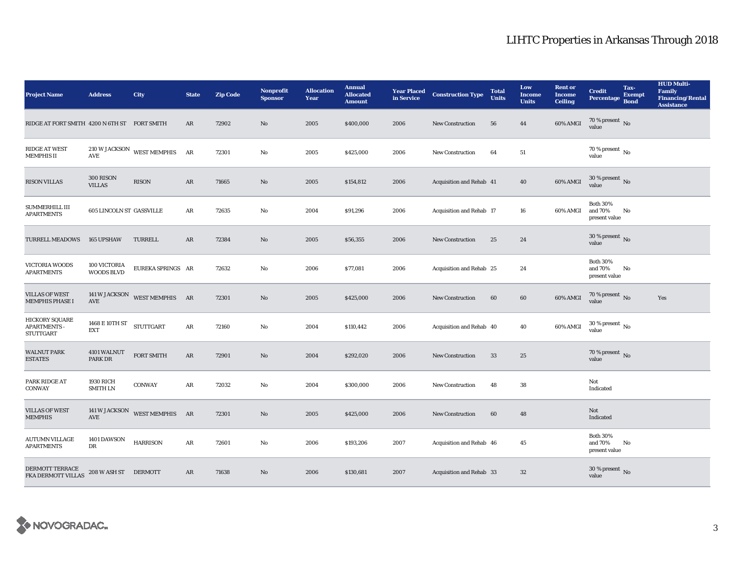# LIHTC Properties in Arkansas Through 2018

| Project Name | Address | City | State | Zip Code | Nonprofit Sponsor | Allocation Year | Annual Allocated Amount | Year Placed in Service | Construction Type | Total Units | Low Income Units | Rent or Income Ceiling | Credit Percentage | Tax-Exempt Bond | HUD Multi-Family Financing/Rental Assistance |
|---|---|---|---|---|---|---|---|---|---|---|---|---|---|---|---|
| RIDGE AT FORT SMITH | 4200 N 6TH ST | FORT SMITH | AR | 72902 | No | 2005 | $400,000 | 2006 | New Construction | 56 | 44 | 60% AMGI | 70 % present value | No | |
| RIDGE AT WEST MEMPHIS II | 210 W JACKSON AVE | WEST MEMPHIS | AR | 72301 | No | 2005 | $425,000 | 2006 | New Construction | 64 | 51 | | 70 % present value | No | |
| RISON VILLAS | 300 RISON VILLAS | RISON | AR | 71665 | No | 2005 | $154,812 | 2006 | Acquisition and Rehab | 41 | 40 | 60% AMGI | 30 % present value | No | |
| SUMMERHILL III APARTMENTS | 605 LINCOLN ST | GASSVILLE | AR | 72635 | No | 2004 | $91,296 | 2006 | Acquisition and Rehab | 17 | 16 | 60% AMGI | Both 30% and 70% present value | No | |
| TURRELL MEADOWS | 165 UPSHAW | TURRELL | AR | 72384 | No | 2005 | $56,355 | 2006 | New Construction | 25 | 24 | | 30 % present value | No | |
| VICTORIA WOODS APARTMENTS | 100 VICTORIA WOODS BLVD | EUREKA SPRINGS | AR | 72632 | No | 2006 | $77,081 | 2006 | Acquisition and Rehab | 25 | 24 | | Both 30% and 70% present value | No | |
| VILLAS OF WEST MEMPHIS PHASE I | 141 W JACKSON AVE | WEST MEMPHIS | AR | 72301 | No | 2005 | $425,000 | 2006 | New Construction | 60 | 60 | 60% AMGI | 70 % present value | No | Yes |
| HICKORY SQUARE APARTMENTS - STUTTGART | 1468 E 10TH ST EXT | STUTTGART | AR | 72160 | No | 2004 | $110,442 | 2006 | Acquisition and Rehab | 40 | 40 | 60% AMGI | 30 % present value | No | |
| WALNUT PARK ESTATES | 4101 WALNUT PARK DR | FORT SMITH | AR | 72901 | No | 2004 | $292,020 | 2006 | New Construction | 33 | 25 | | 70 % present value | No | |
| PARK RIDGE AT CONWAY | 1930 RICH SMITH LN | CONWAY | AR | 72032 | No | 2004 | $300,000 | 2006 | New Construction | 48 | 38 | | Not Indicated | | |
| VILLAS OF WEST MEMPHIS | 141 W JACKSON AVE | WEST MEMPHIS | AR | 72301 | No | 2005 | $425,000 | 2006 | New Construction | 60 | 48 | | Not Indicated | | |
| AUTUMN VILLAGE APARTMENTS | 1401 DAWSON DR | HARRISON | AR | 72601 | No | 2006 | $193,206 | 2007 | Acquisition and Rehab | 46 | 45 | | Both 30% and 70% present value | No | |
| DERMOTT TERRACE FKA DERMOTT VILLAS | 208 W ASH ST | DERMOTT | AR | 71638 | No | 2006 | $130,681 | 2007 | Acquisition and Rehab | 33 | 32 | | 30 % present value | No | |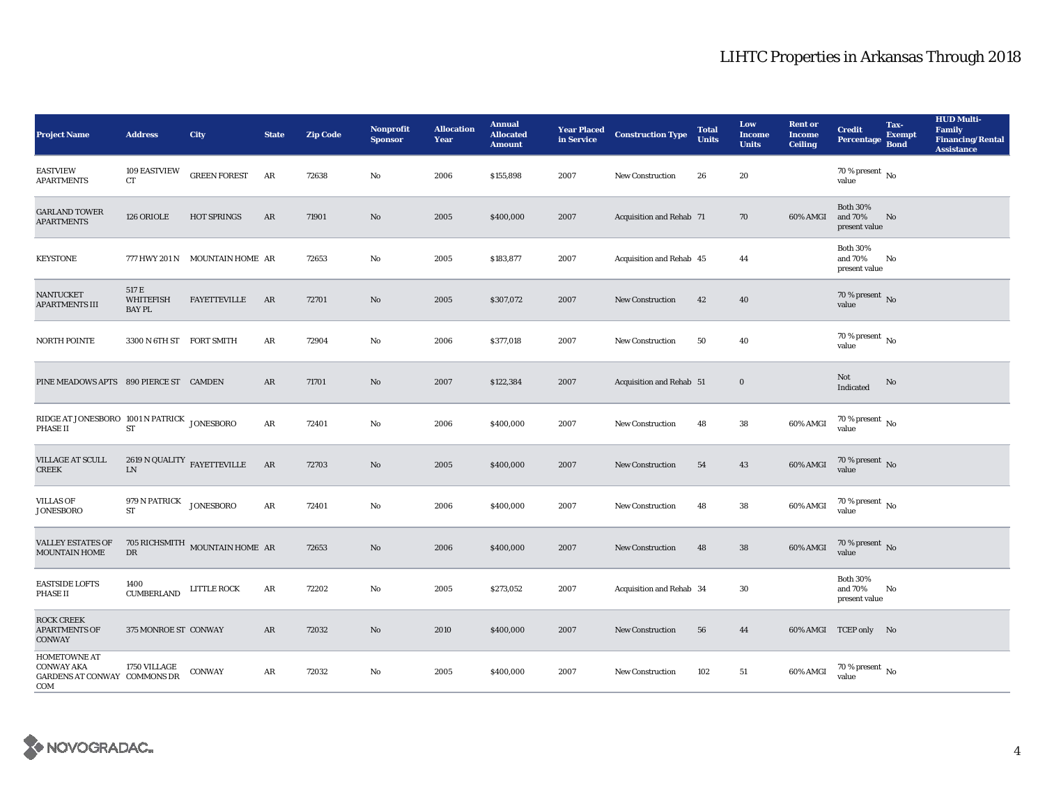| Project Name | Address | City | State | Zip Code | Nonprofit Sponsor | Allocation Year | Annual Allocated Amount | Year Placed in Service | Construction Type | Total Units | Low Income Units | Rent or Income Ceiling | Credit Percentage | Tax-Exempt Bond | HUD Multi-Family Financing/Rental Assistance |
|---|---|---|---|---|---|---|---|---|---|---|---|---|---|---|---|
| EASTVIEW APARTMENTS | 109 EASTVIEW CT | GREEN FOREST | AR | 72638 | No | 2006 | $155,898 | 2007 | New Construction | 26 | 20 | | 70 % present value | No | |
| GARLAND TOWER APARTMENTS | 126 ORIOLE | HOT SPRINGS | AR | 71901 | No | 2005 | $400,000 | 2007 | Acquisition and Rehab | 71 | 70 | 60% AMGI | Both 30% and 70% present value | No | |
| KEYSTONE | 777 HWY 201 N | MOUNTAIN HOME | AR | 72653 | No | 2005 | $183,877 | 2007 | Acquisition and Rehab | 45 | 44 | | Both 30% and 70% present value | No | |
| NANTUCKET APARTMENTS III | 517 E WHITEFISH BAY PL | FAYETTEVILLE | AR | 72701 | No | 2005 | $307,072 | 2007 | New Construction | 42 | 40 | | 70 % present value | No | |
| NORTH POINTE | 3300 N 6TH ST | FORT SMITH | AR | 72904 | No | 2006 | $377,018 | 2007 | New Construction | 50 | 40 | | 70 % present value | No | |
| PINE MEADOWS APTS | 890 PIERCE ST | CAMDEN | AR | 71701 | No | 2007 | $122,384 | 2007 | Acquisition and Rehab | 51 | 0 | | Not Indicated | No | |
| RIDGE AT JONESBORO PHASE II | 1001 N PATRICK ST | JONESBORO | AR | 72401 | No | 2006 | $400,000 | 2007 | New Construction | 48 | 38 | 60% AMGI | 70 % present value | No | |
| VILLAGE AT SCULL CREEK | 2619 N QUALITY LN | FAYETTEVILLE | AR | 72703 | No | 2005 | $400,000 | 2007 | New Construction | 54 | 43 | 60% AMGI | 70 % present value | No | |
| VILLAS OF JONESBORO | 979 N PATRICK ST | JONESBORO | AR | 72401 | No | 2006 | $400,000 | 2007 | New Construction | 48 | 38 | 60% AMGI | 70 % present value | No | |
| VALLEY ESTATES OF MOUNTAIN HOME | 705 RICHSMITH DR | MOUNTAIN HOME | AR | 72653 | No | 2006 | $400,000 | 2007 | New Construction | 48 | 38 | 60% AMGI | 70 % present value | No | |
| EASTSIDE LOFTS PHASE II | 1400 CUMBERLAND | LITTLE ROCK | AR | 72202 | No | 2005 | $273,052 | 2007 | Acquisition and Rehab | 34 | 30 | | Both 30% and 70% present value | No | |
| ROCK CREEK APARTMENTS OF CONWAY | 375 MONROE ST | CONWAY | AR | 72032 | No | 2010 | $400,000 | 2007 | New Construction | 56 | 44 | 60% AMGI | TCEP only | No | |
| HOMETOWNE AT CONWAY AKA GARDENS AT CONWAY COM | 1750 VILLAGE COMMONS DR | CONWAY | AR | 72032 | No | 2005 | $400,000 | 2007 | New Construction | 102 | 51 | 60% AMGI | 70 % present value | No | |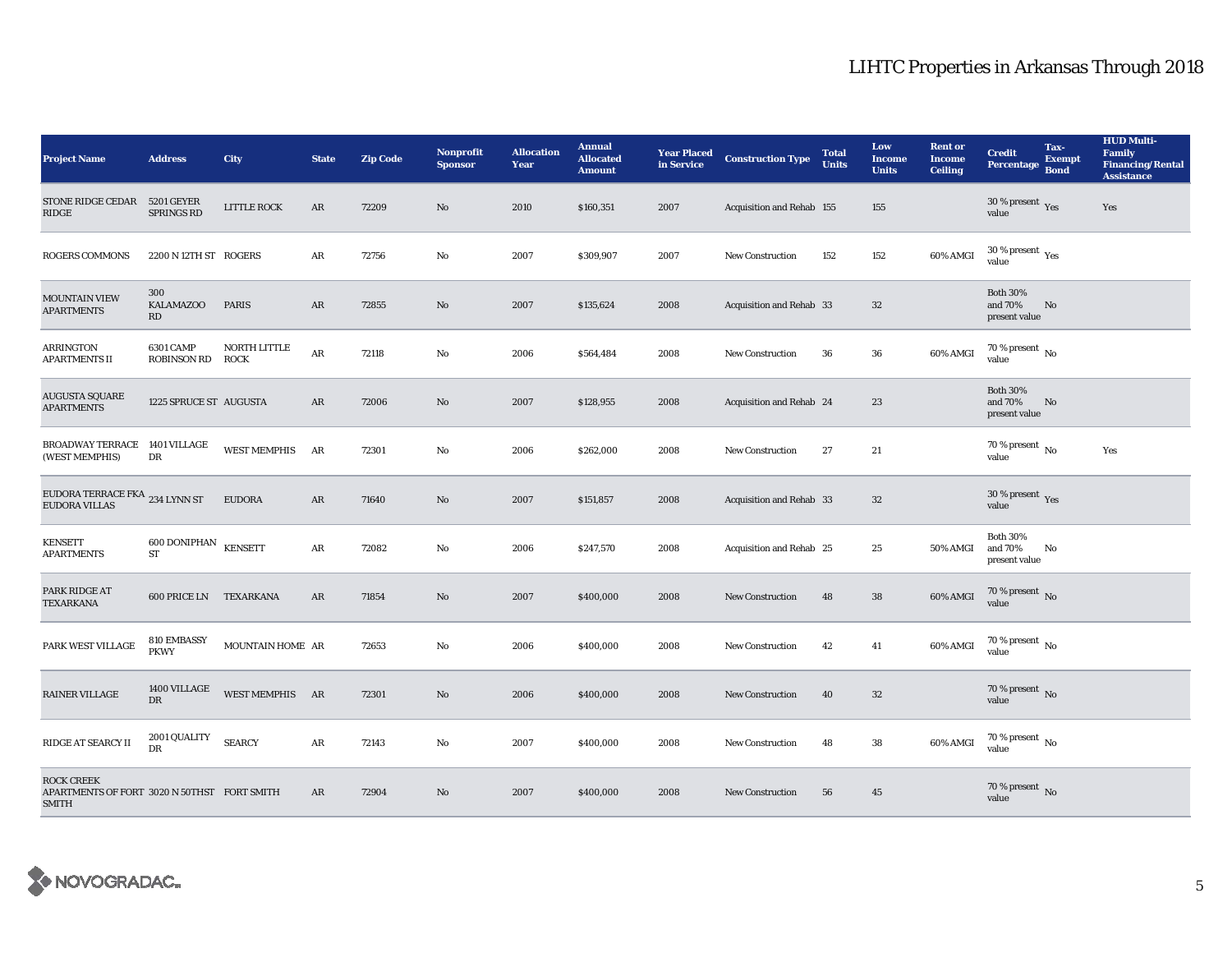| Project Name | Address | City | State | Zip Code | Nonprofit Sponsor | Allocation Year | Annual Allocated Amount | Year Placed in Service | Construction Type | Total Units | Low Income Units | Rent or Income Ceiling | Credit Percentage | Tax-Exempt Bond | HUD Multi-Family Financing/Rental Assistance |
|---|---|---|---|---|---|---|---|---|---|---|---|---|---|---|---|
| STONE RIDGE CEDAR RIDGE | 5201 GEYER SPRINGS RD | LITTLE ROCK | AR | 72209 | No | 2010 | $160,351 | 2007 | Acquisition and Rehab | 155 | 155 | | 30 % present value | Yes | Yes |
| ROGERS COMMONS | 2200 N 12TH ST | ROGERS | AR | 72756 | No | 2007 | $309,907 | 2007 | New Construction | 152 | 152 | 60% AMGI | 30 % present value | Yes | |
| MOUNTAIN VIEW APARTMENTS | 300 KALAMAZOO RD | PARIS | AR | 72855 | No | 2007 | $135,624 | 2008 | Acquisition and Rehab | 33 | 32 | | Both 30% and 70% present value | No | |
| ARRINGTON APARTMENTS II | 6301 CAMP ROBINSON RD | NORTH LITTLE ROCK | AR | 72118 | No | 2006 | $564,484 | 2008 | New Construction | 36 | 36 | 60% AMGI | 70 % present value | No | |
| AUGUSTA SQUARE APARTMENTS | 1225 SPRUCE ST | AUGUSTA | AR | 72006 | No | 2007 | $128,955 | 2008 | Acquisition and Rehab | 24 | 23 | | Both 30% and 70% present value | No | |
| BROADWAY TERRACE (WEST MEMPHIS) | 1401 VILLAGE DR | WEST MEMPHIS | AR | 72301 | No | 2006 | $262,000 | 2008 | New Construction | 27 | 21 | | 70 % present value | No | Yes |
| EUDORA TERRACE FKA EUDORA VILLAS | 234 LYNN ST | EUDORA | AR | 71640 | No | 2007 | $151,857 | 2008 | Acquisition and Rehab | 33 | 32 | | 30 % present value | Yes | |
| KENSETT APARTMENTS | 600 DONIPHAN ST | KENSETT | AR | 72082 | No | 2006 | $247,570 | 2008 | Acquisition and Rehab | 25 | 25 | 50% AMGI | Both 30% and 70% present value | No | |
| PARK RIDGE AT TEXARKANA | 600 PRICE LN | TEXARKANA | AR | 71854 | No | 2007 | $400,000 | 2008 | New Construction | 48 | 38 | 60% AMGI | 70 % present value | No | |
| PARK WEST VILLAGE | 810 EMBASSY PKWY | MOUNTAIN HOME | AR | 72653 | No | 2006 | $400,000 | 2008 | New Construction | 42 | 41 | 60% AMGI | 70 % present value | No | |
| RAINER VILLAGE | 1400 VILLAGE DR | WEST MEMPHIS | AR | 72301 | No | 2006 | $400,000 | 2008 | New Construction | 40 | 32 | | 70 % present value | No | |
| RIDGE AT SEARCY II | 2001 QUALITY DR | SEARCY | AR | 72143 | No | 2007 | $400,000 | 2008 | New Construction | 48 | 38 | 60% AMGI | 70 % present value | No | |
| ROCK CREEK APARTMENTS OF FORT SMITH | 3020 N 50THST | FORT SMITH | AR | 72904 | No | 2007 | $400,000 | 2008 | New Construction | 56 | 45 | | 70 % present value | No | |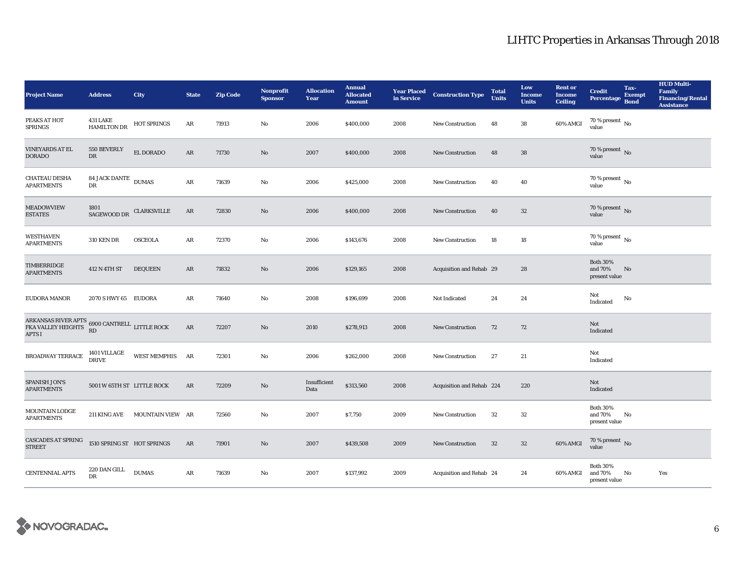# LIHTC Properties in Arkansas Through 2018

| Project Name | Address | City | State | Zip Code | Nonprofit Sponsor | Allocation Year | Annual Allocated Amount | Year Placed in Service | Construction Type | Total Units | Low Income Units | Rent or Income Ceiling | Credit Percentage | Tax-Exempt Bond | HUD Multi-Family Financing/Rental Assistance |
|---|---|---|---|---|---|---|---|---|---|---|---|---|---|---|---|
| PEAKS AT HOT SPRINGS | 431 LAKE HAMILTON DR | HOT SPRINGS | AR | 71913 | No | 2006 | $400,000 | 2008 | New Construction | 48 | 38 | 60% AMGI | 70 % present value | No | |
| VINEYARDS AT EL DORADO | 550 BEVERLY DR | EL DORADO | AR | 71730 | No | 2007 | $400,000 | 2008 | New Construction | 48 | 38 | | 70 % present value | No | |
| CHATEAU DESHA APARTMENTS | 84 JACK DANTE DR | DUMAS | AR | 71639 | No | 2006 | $425,000 | 2008 | New Construction | 40 | 40 | | 70 % present value | No | |
| MEADOWVIEW ESTATES | 1801 SAGEWOOD DR | CLARKSVILLE | AR | 72830 | No | 2006 | $400,000 | 2008 | New Construction | 40 | 32 | | 70 % present value | No | |
| WESTHAVEN APARTMENTS | 310 KEN DR | OSCEOLA | AR | 72370 | No | 2006 | $143,676 | 2008 | New Construction | 18 | 18 | | 70 % present value | No | |
| TIMBERRIDGE APARTMENTS | 412 N 4TH ST | DEQUEEN | AR | 71832 | No | 2006 | $129,165 | 2008 | Acquisition and Rehab | 29 | 28 | | Both 30% and 70% present value | No | |
| EUDORA MANOR | 2070 S HWY 65 | EUDORA | AR | 71640 | No | 2008 | $196,699 | 2008 | Not Indicated | 24 | 24 | | Not Indicated | No | |
| ARKANSAS RIVER APTS FKA VALLEY HEIGHTS APTS I | 6900 CANTRELL RD | LITTLE ROCK | AR | 72207 | No | 2010 | $278,913 | 2008 | New Construction | 72 | 72 | | Not Indicated | | |
| BROADWAY TERRACE | 1401 VILLAGE DRIVE | WEST MEMPHIS | AR | 72301 | No | 2006 | $262,000 | 2008 | New Construction | 27 | 21 | | Not Indicated | | |
| SPANISH JON'S APARTMENTS | 5001 W 65TH ST | LITTLE ROCK | AR | 72209 | No | Insufficient Data | $313,560 | 2008 | Acquisition and Rehab | 224 | 220 | | Not Indicated | | |
| MOUNTAIN LODGE APARTMENTS | 211 KING AVE | MOUNTAIN VIEW | AR | 72560 | No | 2007 | $7,750 | 2009 | New Construction | 32 | 32 | | Both 30% and 70% present value | No | |
| CASCADES AT SPRING STREET | 1510 SPRING ST | HOT SPRINGS | AR | 71901 | No | 2007 | $439,508 | 2009 | New Construction | 32 | 32 | 60% AMGI | 70 % present value | No | |
| CENTENNIAL APTS | 220 DAN GILL DR | DUMAS | AR | 71639 | No | 2007 | $137,992 | 2009 | Acquisition and Rehab | 24 | 24 | 60% AMGI | Both 30% and 70% present value | No | Yes |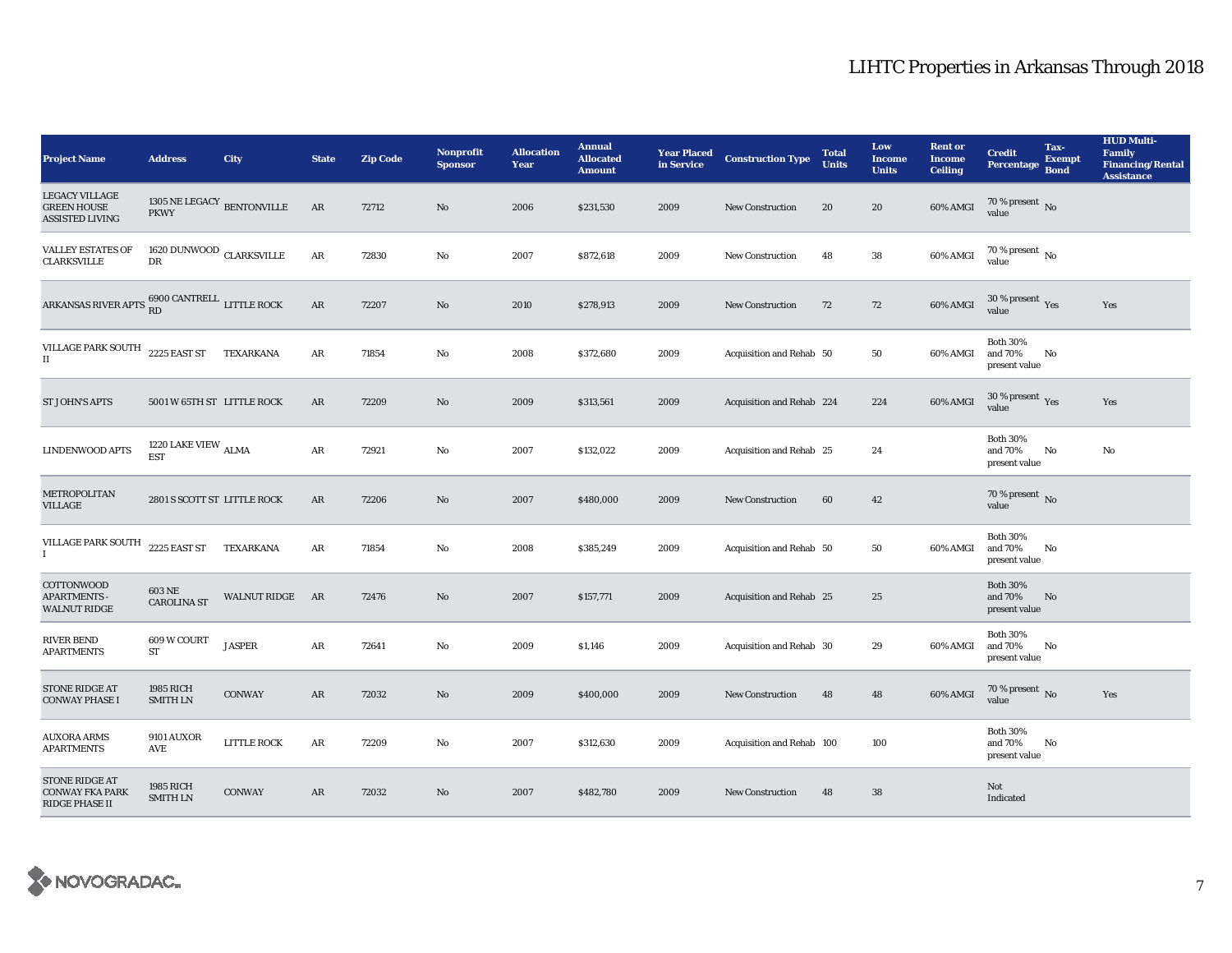# LIHTC Properties in Arkansas Through 2018

| Project Name | Address | City | State | Zip Code | Nonprofit Sponsor | Allocation Year | Annual Allocated Amount | Year Placed in Service | Construction Type | Total Units | Low Income Units | Rent or Income Ceiling | Credit Percentage | Tax-Exempt Bond | HUD Multi-Family Financing/Rental Assistance |
|---|---|---|---|---|---|---|---|---|---|---|---|---|---|---|---|
| LEGACY VILLAGE GREEN HOUSE ASSISTED LIVING | 1305 NE LEGACY PKWY | BENTONVILLE | AR | 72712 | No | 2006 | $231,530 | 2009 | New Construction | 20 | 20 | 60% AMGI | 70 % present value | No | |
| VALLEY ESTATES OF CLARKSVILLE | 1620 DUNWOOD DR | CLARKSVILLE | AR | 72830 | No | 2007 | $872,618 | 2009 | New Construction | 48 | 38 | 60% AMGI | 70 % present value | No | |
| ARKANSAS RIVER APTS | 6900 CANTRELL RD | LITTLE ROCK | AR | 72207 | No | 2010 | $278,913 | 2009 | New Construction | 72 | 72 | 60% AMGI | 30 % present value | Yes | Yes |
| VILLAGE PARK SOUTH II | 2225 EAST ST | TEXARKANA | AR | 71854 | No | 2008 | $372,680 | 2009 | Acquisition and Rehab | 50 | 50 | 60% AMGI | Both 30% and 70% present value | No | |
| ST JOHN'S APTS | 5001 W 65TH ST | LITTLE ROCK | AR | 72209 | No | 2009 | $313,561 | 2009 | Acquisition and Rehab | 224 | 224 | 60% AMGI | 30 % present value | Yes | Yes |
| LINDENWOOD APTS | 1220 LAKE VIEW EST | ALMA | AR | 72921 | No | 2007 | $132,022 | 2009 | Acquisition and Rehab | 25 | 24 | | Both 30% and 70% present value | No | No |
| METROPOLITAN VILLAGE | 2801 S SCOTT ST | LITTLE ROCK | AR | 72206 | No | 2007 | $480,000 | 2009 | New Construction | 60 | 42 | | 70 % present value | No | |
| VILLAGE PARK SOUTH I | 2225 EAST ST | TEXARKANA | AR | 71854 | No | 2008 | $385,249 | 2009 | Acquisition and Rehab | 50 | 50 | 60% AMGI | Both 30% and 70% present value | No | |
| COTTONWOOD APARTMENTS - WALNUT RIDGE | 603 NE CAROLINA ST | WALNUT RIDGE | AR | 72476 | No | 2007 | $157,771 | 2009 | Acquisition and Rehab | 25 | 25 | | Both 30% and 70% present value | No | |
| RIVER BEND APARTMENTS | 609 W COURT ST | JASPER | AR | 72641 | No | 2009 | $1,146 | 2009 | Acquisition and Rehab | 30 | 29 | 60% AMGI | Both 30% and 70% present value | No | |
| STONE RIDGE AT CONWAY PHASE I | 1985 RICH SMITH LN | CONWAY | AR | 72032 | No | 2009 | $400,000 | 2009 | New Construction | 48 | 48 | 60% AMGI | 70 % present value | No | Yes |
| AUXORA ARMS APARTMENTS | 9101 AUXOR AVE | LITTLE ROCK | AR | 72209 | No | 2007 | $312,630 | 2009 | Acquisition and Rehab | 100 | 100 | | Both 30% and 70% present value | No | |
| STONE RIDGE AT CONWAY FKA PARK RIDGE PHASE II | 1985 RICH SMITH LN | CONWAY | AR | 72032 | No | 2007 | $482,780 | 2009 | New Construction | 48 | 38 | | Not Indicated | | |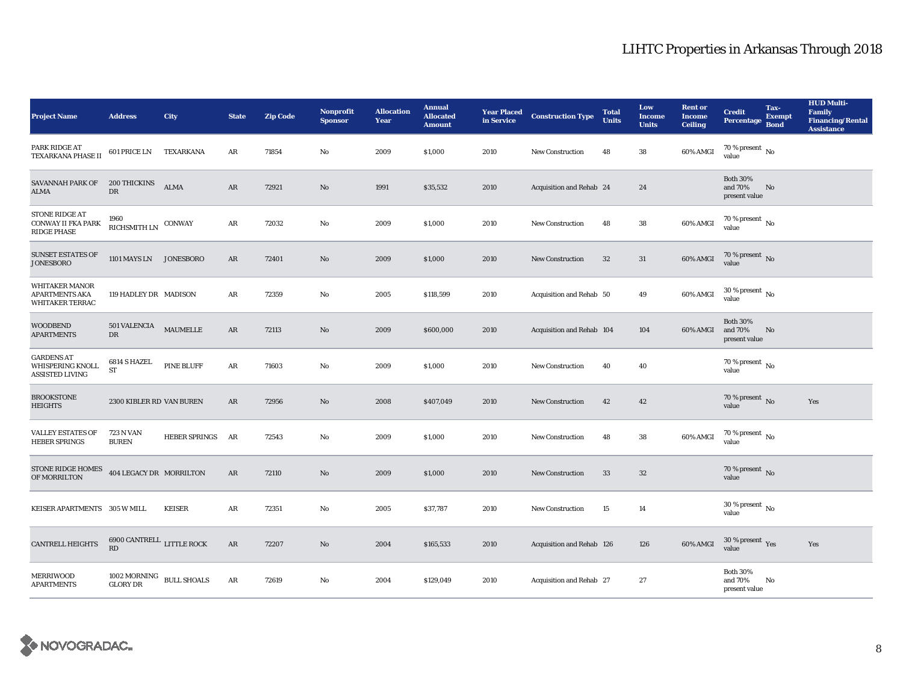# LIHTC Properties in Arkansas Through 2018

| Project Name | Address | City | State | Zip Code | Nonprofit Sponsor | Allocation Year | Annual Allocated Amount | Year Placed in Service | Construction Type | Total Units | Low Income Units | Rent or Income Ceiling | Credit Percentage | Tax-Exempt Bond | HUD Multi-Family Financing/Rental Assistance |
|---|---|---|---|---|---|---|---|---|---|---|---|---|---|---|---|
| PARK RIDGE AT TEXARKANA PHASE II | 601 PRICE LN | TEXARKANA | AR | 71854 | No | 2009 | $1,000 | 2010 | New Construction | 48 | 38 | 60% AMGI | 70 % present value | No | |
| SAVANNAH PARK OF ALMA | 200 THICKINS DR | ALMA | AR | 72921 | No | 1991 | $35,532 | 2010 | Acquisition and Rehab | 24 | 24 | | Both 30% and 70% present value | No | |
| STONE RIDGE AT CONWAY II FKA PARK RIDGE PHASE | 1960 RICHSMITH LN | CONWAY | AR | 72032 | No | 2009 | $1,000 | 2010 | New Construction | 48 | 38 | 60% AMGI | 70 % present value | No | |
| SUNSET ESTATES OF JONESBORO | 1101 MAYS LN | JONESBORO | AR | 72401 | No | 2009 | $1,000 | 2010 | New Construction | 32 | 31 | 60% AMGI | 70 % present value | No | |
| WHITAKER MANOR APARTMENTS AKA WHITAKER TERRAC | 119 HADLEY DR | MADISON | AR | 72359 | No | 2005 | $118,599 | 2010 | Acquisition and Rehab | 50 | 49 | 60% AMGI | 30 % present value | No | |
| WOODBEND APARTMENTS | 501 VALENCIA DR | MAUMELLE | AR | 72113 | No | 2009 | $600,000 | 2010 | Acquisition and Rehab | 104 | 104 | 60% AMGI | Both 30% and 70% present value | No | |
| GARDENS AT WHISPERING KNOLL ASSISTED LIVING | 6814 S HAZEL ST | PINE BLUFF | AR | 71603 | No | 2009 | $1,000 | 2010 | New Construction | 40 | 40 | | 70 % present value | No | |
| BROOKSTONE HEIGHTS | 2300 KIBLER RD | VAN BUREN | AR | 72956 | No | 2008 | $407,049 | 2010 | New Construction | 42 | 42 | | 70 % present value | No | Yes |
| VALLEY ESTATES OF HEBER SPRINGS | 723 N VAN BUREN | HEBER SPRINGS | AR | 72543 | No | 2009 | $1,000 | 2010 | New Construction | 48 | 38 | 60% AMGI | 70 % present value | No | |
| STONE RIDGE HOMES OF MORRILTON | 404 LEGACY DR | MORRILTON | AR | 72110 | No | 2009 | $1,000 | 2010 | New Construction | 33 | 32 | | 70 % present value | No | |
| KEISER APARTMENTS | 305 W MILL | KEISER | AR | 72351 | No | 2005 | $37,787 | 2010 | New Construction | 15 | 14 | | 30 % present value | No | |
| CANTRELL HEIGHTS | 6900 CANTRELL RD | LITTLE ROCK | AR | 72207 | No | 2004 | $165,533 | 2010 | Acquisition and Rehab | 126 | 126 | 60% AMGI | 30 % present value | Yes | Yes |
| MERRIWOOD APARTMENTS | 1002 MORNING GLORY DR | BULL SHOALS | AR | 72619 | No | 2004 | $129,049 | 2010 | Acquisition and Rehab | 27 | 27 | | Both 30% and 70% present value | No | |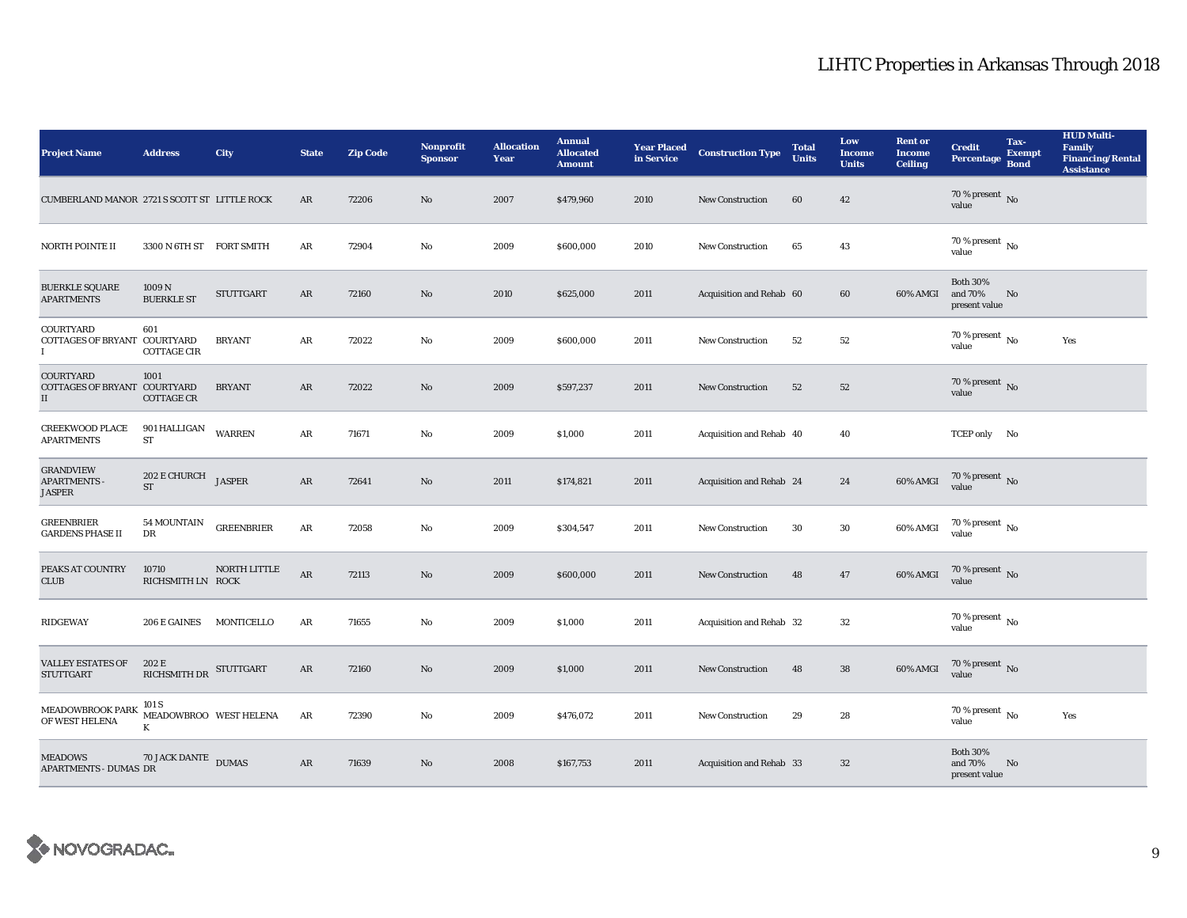# LIHTC Properties in Arkansas Through 2018

| Project Name | Address | City | State | Zip Code | Nonprofit Sponsor | Allocation Year | Annual Allocated Amount | Year Placed in Service | Construction Type | Total Units | Low Income Units | Rent or Income Ceiling | Credit Percentage | Tax-Exempt Bond | HUD Multi-Family Financing/Rental Assistance |
|---|---|---|---|---|---|---|---|---|---|---|---|---|---|---|---|
| CUMBERLAND MANOR | 2721 S SCOTT ST | LITTLE ROCK | AR | 72206 | No | 2007 | $479,960 | 2010 | New Construction | 60 | 42 | | 70 % present value | No | |
| NORTH POINTE II | 3300 N 6TH ST | FORT SMITH | AR | 72904 | No | 2009 | $600,000 | 2010 | New Construction | 65 | 43 | | 70 % present value | No | |
| BUERKLE SQUARE APARTMENTS | 1009 N BUERKLE ST | STUTTGART | AR | 72160 | No | 2010 | $625,000 | 2011 | Acquisition and Rehab | 60 | 60 | 60% AMGI | Both 30% and 70% present value | No | |
| COURTYARD COTTAGES OF BRYANT I | 601 COURTYARD COTTAGE CIR | BRYANT | AR | 72022 | No | 2009 | $600,000 | 2011 | New Construction | 52 | 52 | | 70 % present value | No | Yes |
| COURTYARD COTTAGES OF BRYANT II | 1001 COURTYARD COTTAGE CR | BRYANT | AR | 72022 | No | 2009 | $597,237 | 2011 | New Construction | 52 | 52 | | 70 % present value | No | |
| CREEKWOOD PLACE APARTMENTS | 901 HALLIGAN ST | WARREN | AR | 71671 | No | 2009 | $1,000 | 2011 | Acquisition and Rehab | 40 | 40 | | TCEP only | No | |
| GRANDVIEW APARTMENTS - JASPER | 202 E CHURCH ST | JASPER | AR | 72641 | No | 2011 | $174,821 | 2011 | Acquisition and Rehab | 24 | 24 | 60% AMGI | 70 % present value | No | |
| GREENBRIER GARDENS PHASE II | 54 MOUNTAIN DR | GREENBRIER | AR | 72058 | No | 2009 | $304,547 | 2011 | New Construction | 30 | 30 | 60% AMGI | 70 % present value | No | |
| PEAKS AT COUNTRY CLUB | 10710 RICHSMITH LN | NORTH LITTLE ROCK | AR | 72113 | No | 2009 | $600,000 | 2011 | New Construction | 48 | 47 | 60% AMGI | 70 % present value | No | |
| RIDGEWAY | 206 E GAINES | MONTICELLO | AR | 71655 | No | 2009 | $1,000 | 2011 | Acquisition and Rehab | 32 | 32 | | 70 % present value | No | |
| VALLEY ESTATES OF STUTTGART | 202 E RICHSMITH DR | STUTTGART | AR | 72160 | No | 2009 | $1,000 | 2011 | New Construction | 48 | 38 | 60% AMGI | 70 % present value | No | |
| MEADOWBROOK PARK OF WEST HELENA | 101 S MEADOWBROOK | WEST HELENA | AR | 72390 | No | 2009 | $476,072 | 2011 | New Construction | 29 | 28 | | 70 % present value | No | Yes |
| MEADOWS APARTMENTS - DUMAS | 70 JACK DANTE DR | DUMAS | AR | 71639 | No | 2008 | $167,753 | 2011 | Acquisition and Rehab | 33 | 32 | | Both 30% and 70% present value | No | |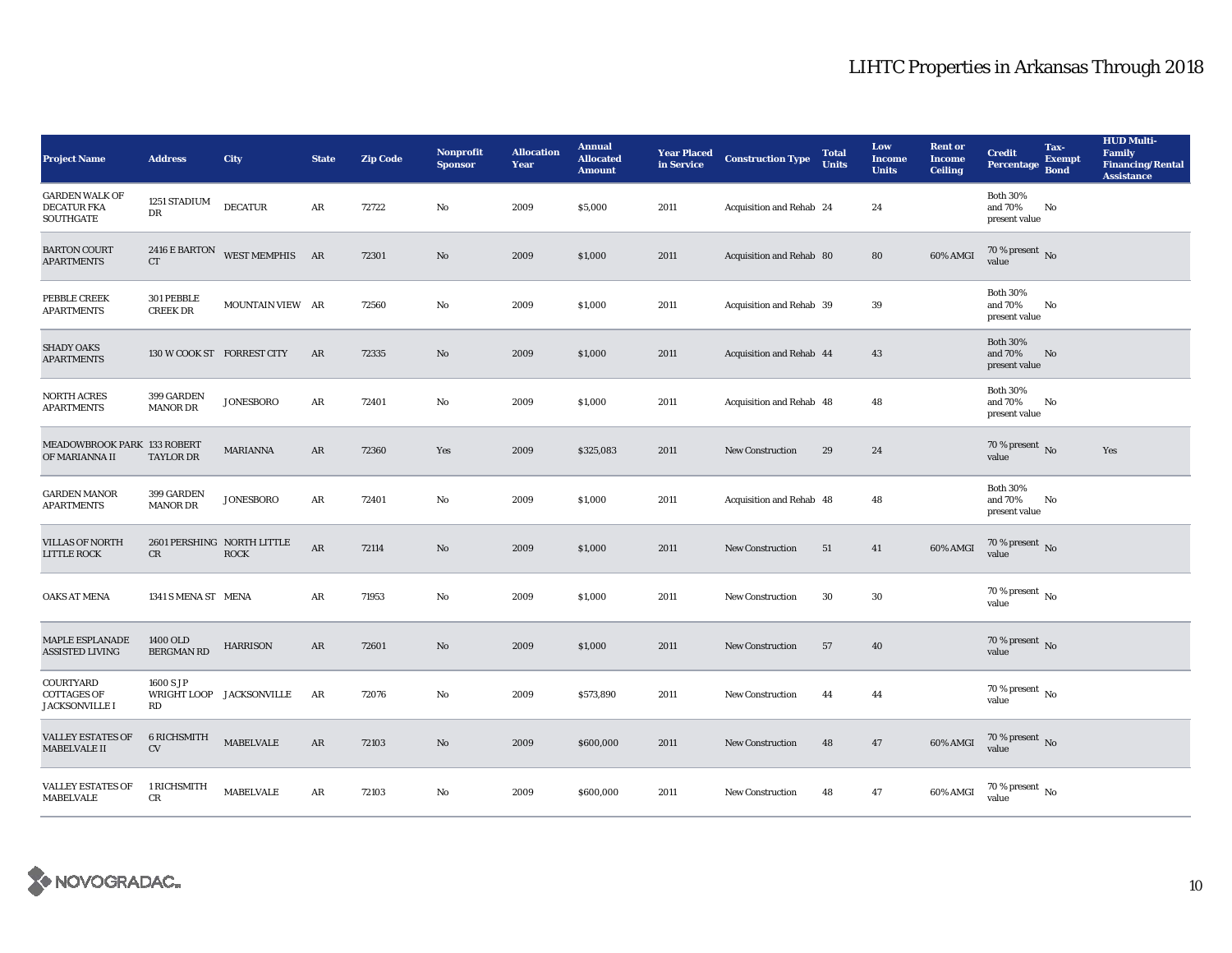# LIHTC Properties in Arkansas Through 2018

| Project Name | Address | City | State | Zip Code | Nonprofit Sponsor | Allocation Year | Annual Allocated Amount | Year Placed in Service | Construction Type | Total Units | Low Income Units | Rent or Income Ceiling | Credit Percentage | Tax-Exempt Bond | HUD Multi-Family Financing/Rental Assistance |
|---|---|---|---|---|---|---|---|---|---|---|---|---|---|---|---|
| GARDEN WALK OF DECATUR FKA SOUTHGATE | 1251 STADIUM DR | DECATUR | AR | 72722 | No | 2009 | $5,000 | 2011 | Acquisition and Rehab | 24 | 24 | | Both 30% and 70% present value | No | |
| BARTON COURT APARTMENTS | 2416 E BARTON CT | WEST MEMPHIS | AR | 72301 | No | 2009 | $1,000 | 2011 | Acquisition and Rehab | 80 | 80 | 60% AMGI | 70 % present value | No | |
| PEBBLE CREEK APARTMENTS | 301 PEBBLE CREEK DR | MOUNTAIN VIEW | AR | 72560 | No | 2009 | $1,000 | 2011 | Acquisition and Rehab | 39 | 39 | | Both 30% and 70% present value | No | |
| SHADY OAKS APARTMENTS | 130 W COOK ST | FORREST CITY | AR | 72335 | No | 2009 | $1,000 | 2011 | Acquisition and Rehab | 44 | 43 | | Both 30% and 70% present value | No | |
| NORTH ACRES APARTMENTS | 399 GARDEN MANOR DR | JONESBORO | AR | 72401 | No | 2009 | $1,000 | 2011 | Acquisition and Rehab | 48 | 48 | | Both 30% and 70% present value | No | |
| MEADOWBROOK PARK OF MARIANNA II | 133 ROBERT TAYLOR DR | MARIANNA | AR | 72360 | Yes | 2009 | $325,083 | 2011 | New Construction | 29 | 24 | | 70 % present value | No | Yes |
| GARDEN MANOR APARTMENTS | 399 GARDEN MANOR DR | JONESBORO | AR | 72401 | No | 2009 | $1,000 | 2011 | Acquisition and Rehab | 48 | 48 | | Both 30% and 70% present value | No | |
| VILLAS OF NORTH LITTLE ROCK | 2601 PERSHING CR | NORTH LITTLE ROCK | AR | 72114 | No | 2009 | $1,000 | 2011 | New Construction | 51 | 41 | 60% AMGI | 70 % present value | No | |
| OAKS AT MENA | 1341 S MENA ST | MENA | AR | 71953 | No | 2009 | $1,000 | 2011 | New Construction | 30 | 30 | | 70 % present value | No | |
| MAPLE ESPLANADE ASSISTED LIVING | 1400 OLD BERGMAN RD | HARRISON | AR | 72601 | No | 2009 | $1,000 | 2011 | New Construction | 57 | 40 | | 70 % present value | No | |
| COURTYARD COTTAGES OF JACKSONVILLE I | 1600 S J P WRIGHT LOOP RD | JACKSONVILLE | AR | 72076 | No | 2009 | $573,890 | 2011 | New Construction | 44 | 44 | | 70 % present value | No | |
| VALLEY ESTATES OF MABELVALE II | 6 RICHSMITH CV | MABELVALE | AR | 72103 | No | 2009 | $600,000 | 2011 | New Construction | 48 | 47 | 60% AMGI | 70 % present value | No | |
| VALLEY ESTATES OF MABELVALE | 1 RICHSMITH CR | MABELVALE | AR | 72103 | No | 2009 | $600,000 | 2011 | New Construction | 48 | 47 | 60% AMGI | 70 % present value | No | |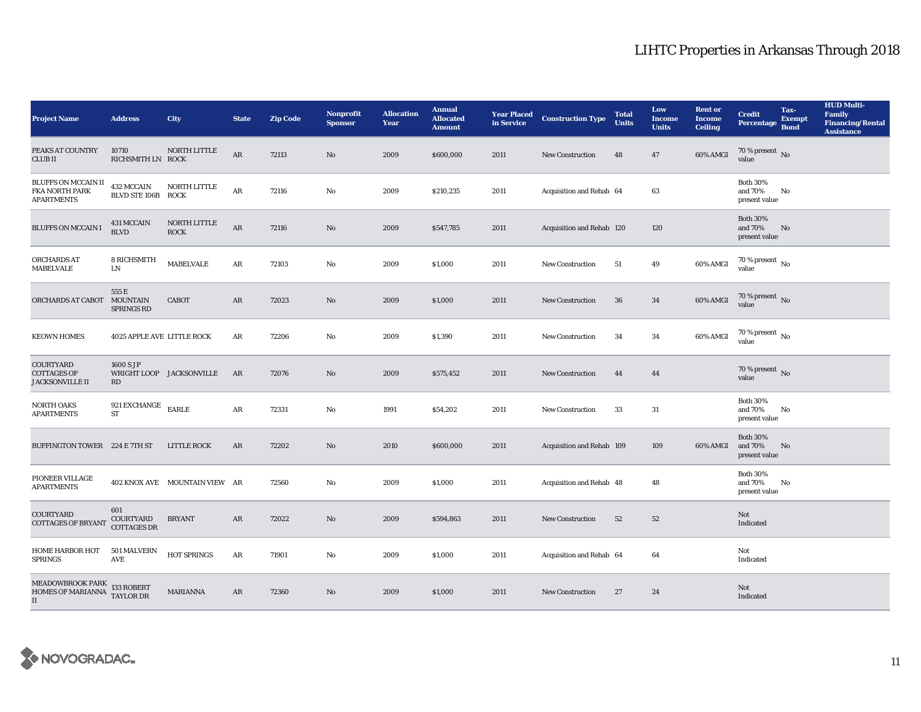# LIHTC Properties in Arkansas Through 2018

| Project Name | Address | City | State | Zip Code | Nonprofit Sponsor | Allocation Year | Annual Allocated Amount | Year Placed in Service | Construction Type | Total Units | Low Income Units | Rent or Income Ceiling | Credit Percentage | Tax-Exempt Bond | HUD Multi-Family Financing/Rental Assistance |
|---|---|---|---|---|---|---|---|---|---|---|---|---|---|---|---|
| PEAKS AT COUNTRY CLUB II | 10710 RICHSMITH LN | NORTH LITTLE ROCK | AR | 72113 | No | 2009 | $600,000 | 2011 | New Construction | 48 | 47 | 60% AMGI | 70 % present value | No | |
| BLUFFS ON MCCAIN II FKA NORTH PARK APARTMENTS | 432 MCCAIN BLVD STE 106B | NORTH LITTLE ROCK | AR | 72116 | No | 2009 | $210,235 | 2011 | Acquisition and Rehab | 64 | 63 | | Both 30% and 70% present value | No | |
| BLUFFS ON MCCAIN I | 431 MCCAIN BLVD | NORTH LITTLE ROCK | AR | 72116 | No | 2009 | $547,785 | 2011 | Acquisition and Rehab | 120 | 120 | | Both 30% and 70% present value | No | |
| ORCHARDS AT MABELVALE | 8 RICHSMITH LN | MABELVALE | AR | 72103 | No | 2009 | $1,000 | 2011 | New Construction | 51 | 49 | 60% AMGI | 70 % present value | No | |
| ORCHARDS AT CABOT | 555 E MOUNTAIN SPRINGS RD | CABOT | AR | 72023 | No | 2009 | $1,000 | 2011 | New Construction | 36 | 34 | 60% AMGI | 70 % present value | No | |
| KEOWN HOMES | 4025 APPLE AVE | LITTLE ROCK | AR | 72206 | No | 2009 | $1,390 | 2011 | New Construction | 34 | 34 | 60% AMGI | 70 % present value | No | |
| COURTYARD COTTAGES OF JACKSONVILLE II | 1600 S J P WRIGHT LOOP RD | JACKSONVILLE | AR | 72076 | No | 2009 | $575,452 | 2011 | New Construction | 44 | 44 | | 70 % present value | No | |
| NORTH OAKS APARTMENTS | 921 EXCHANGE ST | EARLE | AR | 72331 | No | 1991 | $54,202 | 2011 | New Construction | 33 | 31 | | Both 30% and 70% present value | No | |
| BUFFINGTON TOWER | 224 E 7TH ST | LITTLE ROCK | AR | 72202 | No | 2010 | $600,000 | 2011 | Acquisition and Rehab | 109 | 109 | 60% AMGI | Both 30% and 70% present value | No | |
| PIONEER VILLAGE APARTMENTS | 402 KNOX AVE | MOUNTAIN VIEW | AR | 72560 | No | 2009 | $1,000 | 2011 | Acquisition and Rehab | 48 | 48 | | Both 30% and 70% present value | No | |
| COURTYARD COTTAGES OF BRYANT | 601 COURTYARD COTTAGES DR | BRYANT | AR | 72022 | No | 2009 | $594,863 | 2011 | New Construction | 52 | 52 | | Not Indicated | | |
| HOME HARBOR HOT SPRINGS | 501 MALVERN AVE | HOT SPRINGS | AR | 71901 | No | 2009 | $1,000 | 2011 | Acquisition and Rehab | 64 | 64 | | Not Indicated | | |
| MEADOWBROOK PARK HOMES OF MARIANNA II | 133 ROBERT TAYLOR DR | MARIANNA | AR | 72360 | No | 2009 | $1,000 | 2011 | New Construction | 27 | 24 | | Not Indicated | | |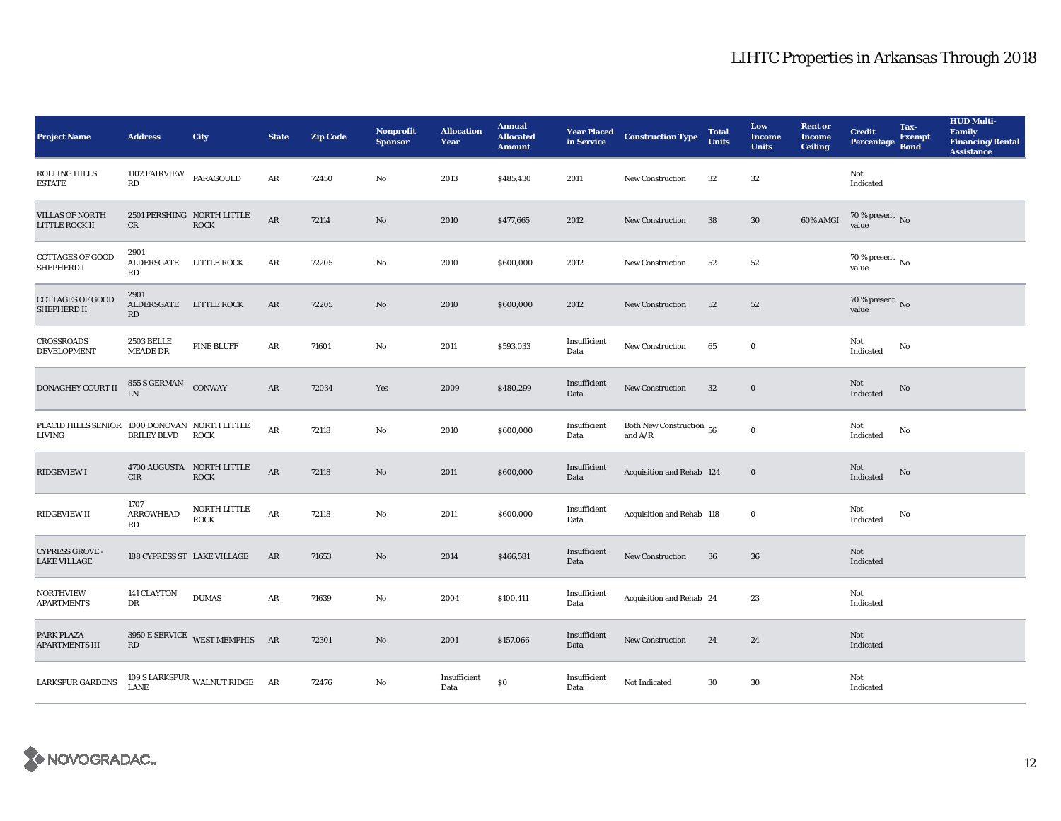# LIHTC Properties in Arkansas Through 2018

| Project Name | Address | City | State | Zip Code | Nonprofit Sponsor | Allocation Year | Annual Allocated Amount | Year Placed in Service | Construction Type | Total Units | Low Income Units | Rent or Income Ceiling | Credit Percentage | Tax-Exempt Bond | HUD Multi-Family Financing/Rental Assistance |
|---|---|---|---|---|---|---|---|---|---|---|---|---|---|---|---|
| ROLLING HILLS ESTATE | 1102 FAIRVIEW RD | PARAGOULD | AR | 72450 | No | 2013 | $485,430 | 2011 | New Construction | 32 | 32 | | Not Indicated | | |
| VILLAS OF NORTH LITTLE ROCK II | 2501 PERSHING CR | NORTH LITTLE ROCK | AR | 72114 | No | 2010 | $477,665 | 2012 | New Construction | 38 | 30 | 60% AMGI | 70 % present value | No | |
| COTTAGES OF GOOD SHEPHERD I | 2901 ALDERSGATE RD | LITTLE ROCK | AR | 72205 | No | 2010 | $600,000 | 2012 | New Construction | 52 | 52 | | 70 % present value | No | |
| COTTAGES OF GOOD SHEPHERD II | 2901 ALDERSGATE RD | LITTLE ROCK | AR | 72205 | No | 2010 | $600,000 | 2012 | New Construction | 52 | 52 | | 70 % present value | No | |
| CROSSROADS DEVELOPMENT | 2503 BELLE MEADE DR | PINE BLUFF | AR | 71601 | No | 2011 | $593,033 | Insufficient Data | New Construction | 65 | 0 | | Not Indicated | No | |
| DONAGHEY COURT II | 855 S GERMAN LN | CONWAY | AR | 72034 | Yes | 2009 | $480,299 | Insufficient Data | New Construction | 32 | 0 | | Not Indicated | No | |
| PLACID HILLS SENIOR LIVING | 1000 DONOVAN BRILEY BLVD | NORTH LITTLE ROCK | AR | 72118 | No | 2010 | $600,000 | Insufficient Data | Both New Construction and A/R | 56 | 0 | | Not Indicated | No | |
| RIDGEVIEW I | 4700 AUGUSTA CIR | NORTH LITTLE ROCK | AR | 72118 | No | 2011 | $600,000 | Insufficient Data | Acquisition and Rehab | 124 | 0 | | Not Indicated | No | |
| RIDGEVIEW II | 1707 ARROWHEAD RD | NORTH LITTLE ROCK | AR | 72118 | No | 2011 | $600,000 | Insufficient Data | Acquisition and Rehab | 118 | 0 | | Not Indicated | No | |
| CYPRESS GROVE - LAKE VILLAGE | 188 CYPRESS ST | LAKE VILLAGE | AR | 71653 | No | 2014 | $466,581 | Insufficient Data | New Construction | 36 | 36 | | Not Indicated | | |
| NORTHVIEW APARTMENTS | 141 CLAYTON DR | DUMAS | AR | 71639 | No | 2004 | $100,411 | Insufficient Data | Acquisition and Rehab | 24 | 23 | | Not Indicated | | |
| PARK PLAZA APARTMENTS III | 3950 E SERVICE RD | WEST MEMPHIS | AR | 72301 | No | 2001 | $157,066 | Insufficient Data | New Construction | 24 | 24 | | Not Indicated | | |
| LARKSPUR GARDENS | 109 S LARKSPUR LANE | WALNUT RIDGE | AR | 72476 | No | Insufficient Data | $0 | Insufficient Data | Not Indicated | 30 | 30 | | Not Indicated | | |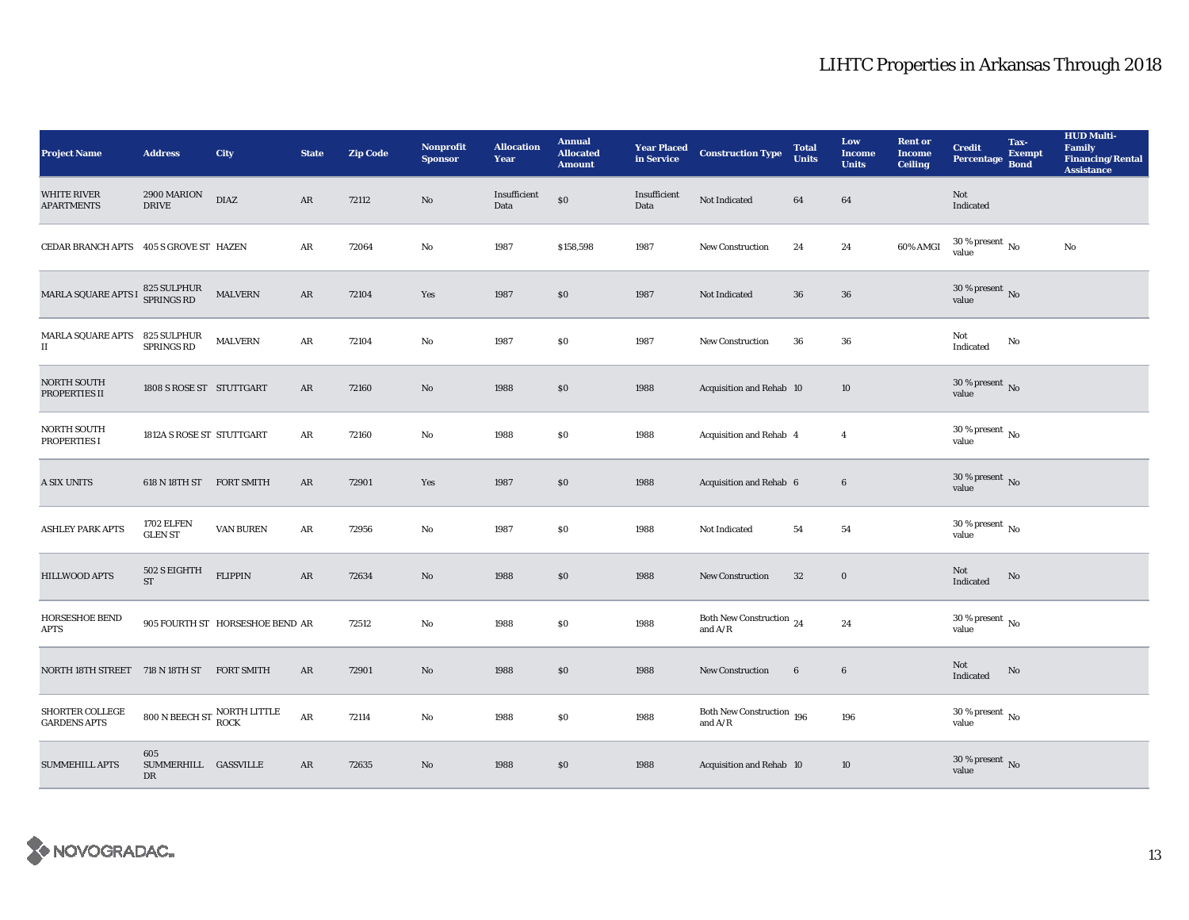# LIHTC Properties in Arkansas Through 2018

| Project Name | Address | City | State | Zip Code | Nonprofit Sponsor | Allocation Year | Annual Allocated Amount | Year Placed in Service | Construction Type | Total Units | Low Income Units | Rent or Income Ceiling | Credit Percentage | Tax-Exempt Bond | HUD Multi-Family Financing/Rental Assistance |
|---|---|---|---|---|---|---|---|---|---|---|---|---|---|---|---|
| WHITE RIVER APARTMENTS | 2900 MARION DRIVE | DIAZ | AR | 72112 | No | Insufficient Data | $0 | Insufficient Data | Not Indicated | 64 | 64 | | Not Indicated | | |
| CEDAR BRANCH APTS | 405 S GROVE ST | HAZEN | AR | 72064 | No | 1987 | $158,598 | 1987 | New Construction | 24 | 24 | 60% AMGI | 30 % present value | No | No |
| MARLA SQUARE APTS I | 825 SULPHUR SPRINGS RD | MALVERN | AR | 72104 | Yes | 1987 | $0 | 1987 | Not Indicated | 36 | 36 | | 30 % present value | No | |
| MARLA SQUARE APTS II | 825 SULPHUR SPRINGS RD | MALVERN | AR | 72104 | No | 1987 | $0 | 1987 | New Construction | 36 | 36 | | Not Indicated | No | |
| NORTH SOUTH PROPERTIES II | 1808 S ROSE ST | STUTTGART | AR | 72160 | No | 1988 | $0 | 1988 | Acquisition and Rehab | 10 | 10 | | 30 % present value | No | |
| NORTH SOUTH PROPERTIES I | 1812A S ROSE ST | STUTTGART | AR | 72160 | No | 1988 | $0 | 1988 | Acquisition and Rehab | 4 | 4 | | 30 % present value | No | |
| A SIX UNITS | 618 N 18TH ST | FORT SMITH | AR | 72901 | Yes | 1987 | $0 | 1988 | Acquisition and Rehab | 6 | 6 | | 30 % present value | No | |
| ASHLEY PARK APTS | 1702 ELFEN GLEN ST | VAN BUREN | AR | 72956 | No | 1987 | $0 | 1988 | Not Indicated | 54 | 54 | | 30 % present value | No | |
| HILLWOOD APTS | 502 S EIGHTH ST | FLIPPIN | AR | 72634 | No | 1988 | $0 | 1988 | New Construction | 32 | 0 | | Not Indicated | No | |
| HORSESHOE BEND APTS | 905 FOURTH ST | HORSESHOE BEND | AR | 72512 | No | 1988 | $0 | 1988 | Both New Construction and A/R | 24 | 24 | | 30 % present value | No | |
| NORTH 18TH STREET | 718 N 18TH ST | FORT SMITH | AR | 72901 | No | 1988 | $0 | 1988 | New Construction | 6 | 6 | | Not Indicated | No | |
| SHORTER COLLEGE GARDENS APTS | 800 N BEECH ST | NORTH LITTLE ROCK | AR | 72114 | No | 1988 | $0 | 1988 | Both New Construction and A/R | 196 | 196 | | 30 % present value | No | |
| SUMMEHILL APTS | 605 SUMMERHILL DR | GASSVILLE | AR | 72635 | No | 1988 | $0 | 1988 | Acquisition and Rehab | 10 | 10 | | 30 % present value | No | |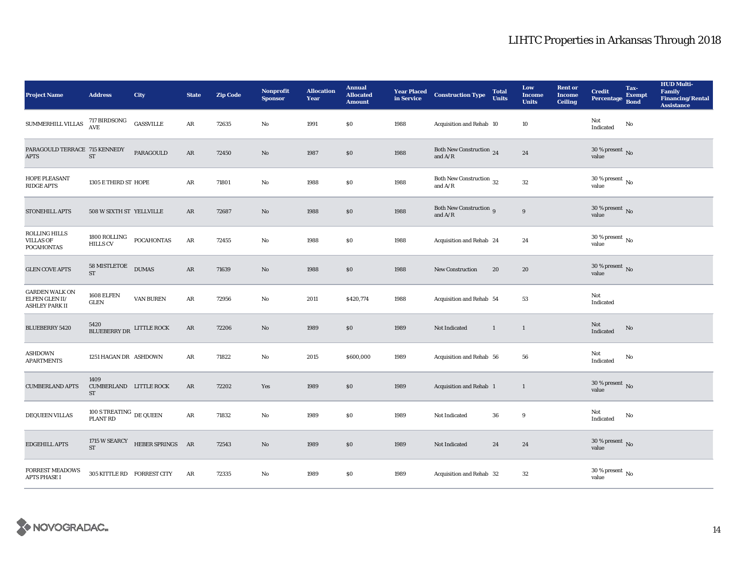# LIHTC Properties in Arkansas Through 2018

| Project Name | Address | City | State | Zip Code | Nonprofit Sponsor | Allocation Year | Annual Allocated Amount | Year Placed in Service | Construction Type | Total Units | Low Income Units | Rent or Income Ceiling | Credit Percentage | Tax-Exempt Bond | HUD Multi-Family Financing/Rental Assistance |
|---|---|---|---|---|---|---|---|---|---|---|---|---|---|---|---|
| SUMMERHILL VILLAS | 717 BIRDSONG AVE | GASSVILLE | AR | 72635 | No | 1991 | $0 | 1988 | Acquisition and Rehab | 10 | 10 | | Not Indicated | No | |
| PARAGOULD TERRACE APTS | 715 KENNEDY ST | PARAGOULD | AR | 72450 | No | 1987 | $0 | 1988 | Both New Construction and A/R | 24 | 24 | | 30 % present value | No | |
| HOPE PLEASANT RIDGE APTS | 1305 E THIRD ST | HOPE | AR | 71801 | No | 1988 | $0 | 1988 | Both New Construction and A/R | 32 | 32 | | 30 % present value | No | |
| STONEHILL APTS | 508 W SIXTH ST | YELLVILLE | AR | 72687 | No | 1988 | $0 | 1988 | Both New Construction and A/R | 9 | 9 | | 30 % present value | No | |
| ROLLING HILLS VILLAS OF POCAHONTAS | 1800 ROLLING HILLS CV | POCAHONTAS | AR | 72455 | No | 1988 | $0 | 1988 | Acquisition and Rehab | 24 | 24 | | 30 % present value | No | |
| GLEN COVE APTS | 58 MISTLETOE ST | DUMAS | AR | 71639 | No | 1988 | $0 | 1988 | New Construction | 20 | 20 | | 30 % present value | No | |
| GARDEN WALK ON ELFEN GLEN II/ ASHLEY PARK II | 1608 ELFEN GLEN | VAN BUREN | AR | 72956 | No | 2011 | $420,774 | 1988 | Acquisition and Rehab | 54 | 53 | | Not Indicated | | |
| BLUEBERRY 5420 | 5420 BLUEBERRY DR | LITTLE ROCK | AR | 72206 | No | 1989 | $0 | 1989 | Not Indicated | 1 | 1 | | Not Indicated | No | |
| ASHDOWN APARTMENTS | 1251 HAGAN DR | ASHDOWN | AR | 71822 | No | 2015 | $600,000 | 1989 | Acquisition and Rehab | 56 | 56 | | Not Indicated | No | |
| CUMBERLAND APTS | 1409 CUMBERLAND ST | LITTLE ROCK | AR | 72202 | Yes | 1989 | $0 | 1989 | Acquisition and Rehab | 1 | 1 | | 30 % present value | No | |
| DEQUEEN VILLAS | 100 S TREATING PLANT RD | DE QUEEN | AR | 71832 | No | 1989 | $0 | 1989 | Not Indicated | 36 | 9 | | Not Indicated | No | |
| EDGEHILL APTS | 1715 W SEARCY ST | HEBER SPRINGS | AR | 72543 | No | 1989 | $0 | 1989 | Not Indicated | 24 | 24 | | 30 % present value | No | |
| FORREST MEADOWS APTS PHASE I | 305 KITTLE RD | FORREST CITY | AR | 72335 | No | 1989 | $0 | 1989 | Acquisition and Rehab | 32 | 32 | | 30 % present value | No | |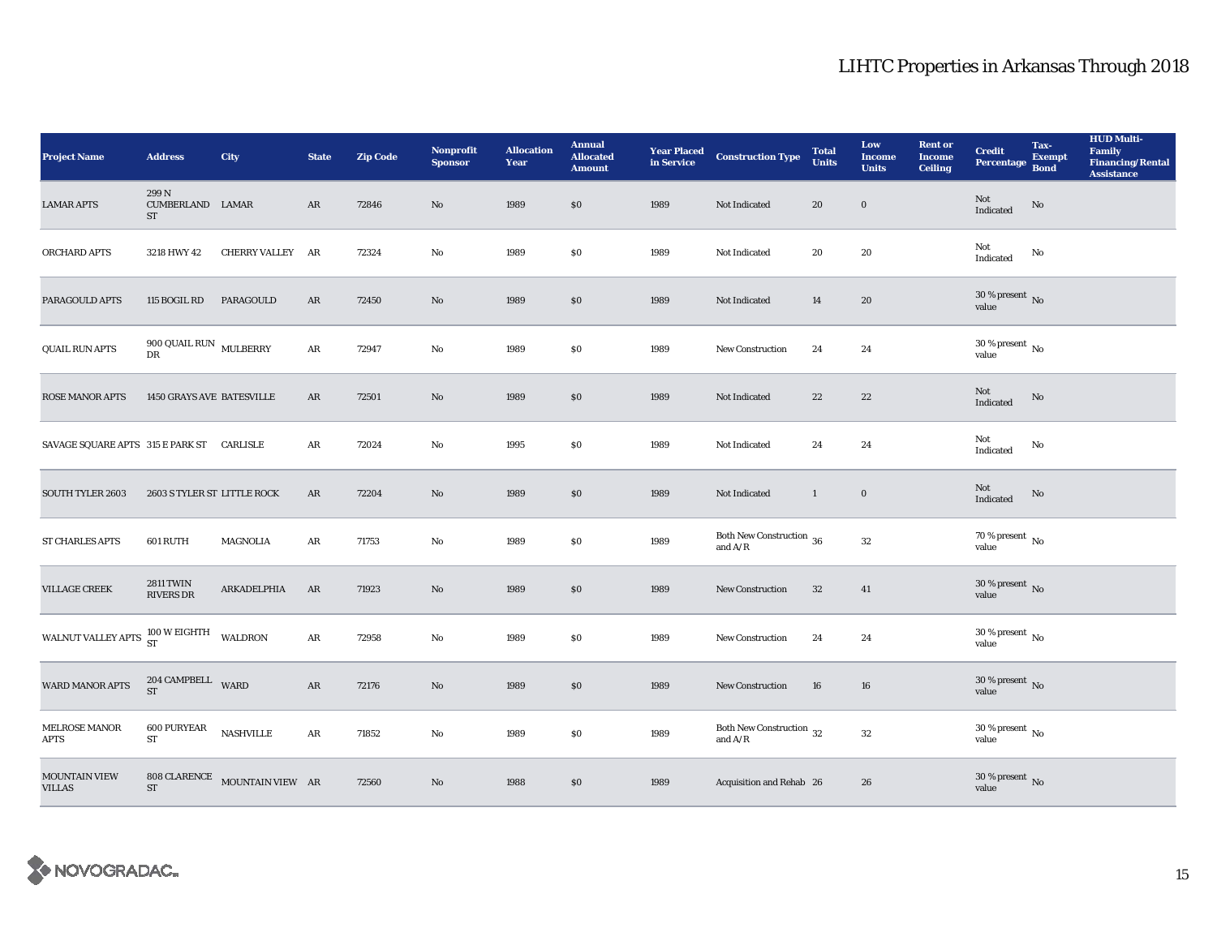| Project Name | Address | City | State | Zip Code | Nonprofit Sponsor | Allocation Year | Annual Allocated Amount | Year Placed in Service | Construction Type | Total Units | Low Income Units | Rent or Income Ceiling | Credit Percentage | Tax-Exempt Bond | HUD Multi-Family Financing/Rental Assistance |
|---|---|---|---|---|---|---|---|---|---|---|---|---|---|---|---|
| LAMAR APTS | 299 N CUMBERLAND ST | LAMAR | AR | 72846 | No | 1989 | $0 | 1989 | Not Indicated | 20 | 0 | | Not Indicated | No | |
| ORCHARD APTS | 3218 HWY 42 | CHERRY VALLEY | AR | 72324 | No | 1989 | $0 | 1989 | Not Indicated | 20 | 20 | | Not Indicated | No | |
| PARAGOULD APTS | 115 BOGIL RD | PARAGOULD | AR | 72450 | No | 1989 | $0 | 1989 | Not Indicated | 14 | 20 | | 30 % present value | No | |
| QUAIL RUN APTS | 900 QUAIL RUN DR | MULBERRY | AR | 72947 | No | 1989 | $0 | 1989 | New Construction | 24 | 24 | | 30 % present value | No | |
| ROSE MANOR APTS | 1450 GRAYS AVE | BATESVILLE | AR | 72501 | No | 1989 | $0 | 1989 | Not Indicated | 22 | 22 | | Not Indicated | No | |
| SAVAGE SQUARE APTS | 315 E PARK ST | CARLISLE | AR | 72024 | No | 1995 | $0 | 1989 | Not Indicated | 24 | 24 | | Not Indicated | No | |
| SOUTH TYLER 2603 | 2603 S TYLER ST | LITTLE ROCK | AR | 72204 | No | 1989 | $0 | 1989 | Not Indicated | 1 | 0 | | Not Indicated | No | |
| ST CHARLES APTS | 601 RUTH | MAGNOLIA | AR | 71753 | No | 1989 | $0 | 1989 | Both New Construction and A/R | 36 | 32 | | 70 % present value | No | |
| VILLAGE CREEK | 2811 TWIN RIVERS DR | ARKADELPHIA | AR | 71923 | No | 1989 | $0 | 1989 | New Construction | 32 | 41 | | 30 % present value | No | |
| WALNUT VALLEY APTS | 100 W EIGHTH ST | WALDRON | AR | 72958 | No | 1989 | $0 | 1989 | New Construction | 24 | 24 | | 30 % present value | No | |
| WARD MANOR APTS | 204 CAMPBELL ST | WARD | AR | 72176 | No | 1989 | $0 | 1989 | New Construction | 16 | 16 | | 30 % present value | No | |
| MELROSE MANOR APTS | 600 PURYEAR ST | NASHVILLE | AR | 71852 | No | 1989 | $0 | 1989 | Both New Construction and A/R | 32 | 32 | | 30 % present value | No | |
| MOUNTAIN VIEW VILLAS | 808 CLARENCE ST | MOUNTAIN VIEW | AR | 72560 | No | 1988 | $0 | 1989 | Acquisition and Rehab | 26 | 26 | | 30 % present value | No | |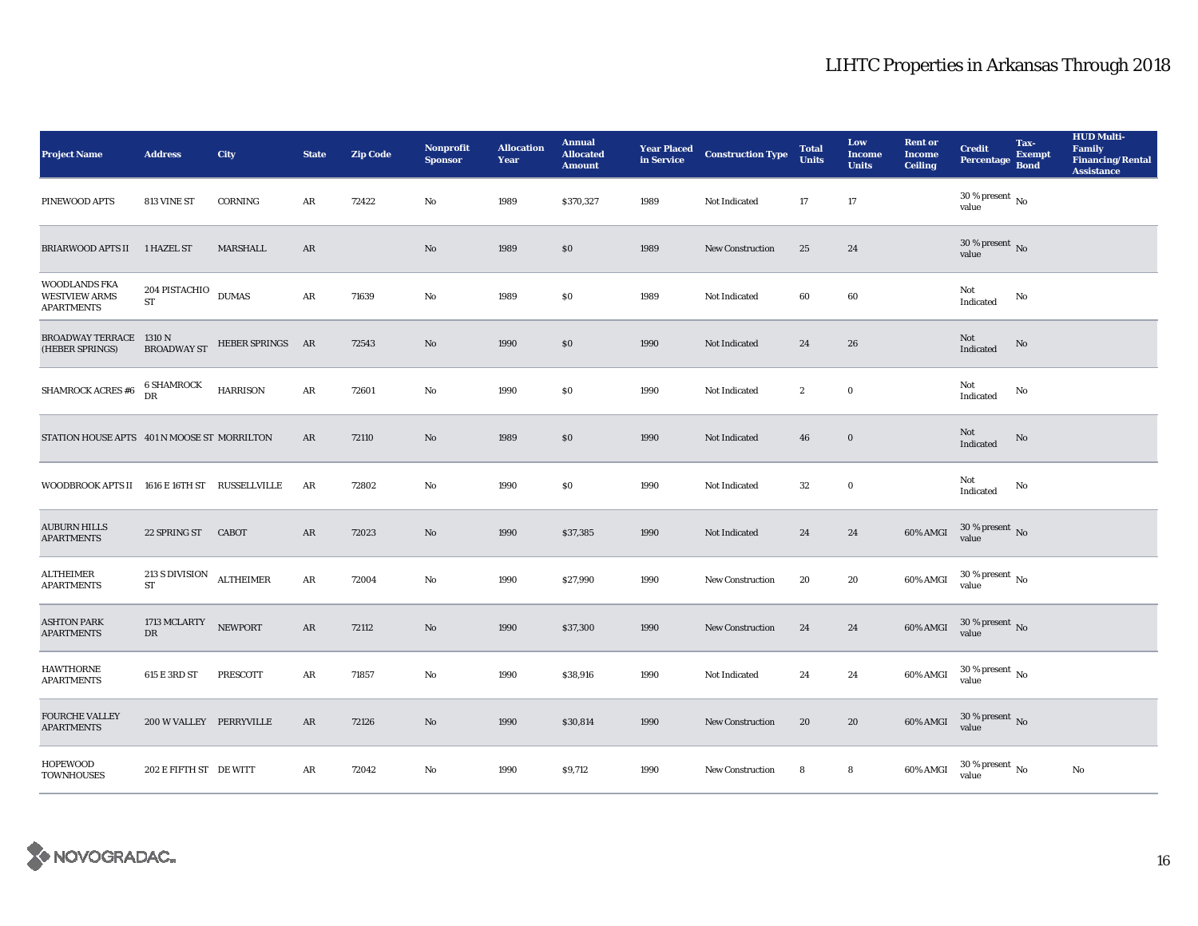# LIHTC Properties in Arkansas Through 2018

| Project Name | Address | City | State | Zip Code | Nonprofit Sponsor | Allocation Year | Annual Allocated Amount | Year Placed in Service | Construction Type | Total Units | Low Income Units | Rent or Income Ceiling | Credit Percentage | Tax-Exempt Bond | HUD Multi-Family Financing/Rental Assistance |
|---|---|---|---|---|---|---|---|---|---|---|---|---|---|---|---|
| PINEWOOD APTS | 813 VINE ST | CORNING | AR | 72422 | No | 1989 | $370,327 | 1989 | Not Indicated | 17 | 17 | | 30 % present value | No | |
| BRIARWOOD APTS II | 1 HAZEL ST | MARSHALL | AR | | No | 1989 | $0 | 1989 | New Construction | 25 | 24 | | 30 % present value | No | |
| WOODLANDS FKA WESTVIEW ARMS APARTMENTS | 204 PISTACHIO ST | DUMAS | AR | 71639 | No | 1989 | $0 | 1989 | Not Indicated | 60 | 60 | | Not Indicated | No | |
| BROADWAY TERRACE (HEBER SPRINGS) | 1310 N BROADWAY ST | HEBER SPRINGS | AR | 72543 | No | 1990 | $0 | 1990 | Not Indicated | 24 | 26 | | Not Indicated | No | |
| SHAMROCK ACRES #6 | 6 SHAMROCK DR | HARRISON | AR | 72601 | No | 1990 | $0 | 1990 | Not Indicated | 2 | 0 | | Not Indicated | No | |
| STATION HOUSE APTS | 401 N MOOSE ST | MORRILTON | AR | 72110 | No | 1989 | $0 | 1990 | Not Indicated | 46 | 0 | | Not Indicated | No | |
| WOODBROOK APTS II | 1616 E 16TH ST | RUSSELLVILLE | AR | 72802 | No | 1990 | $0 | 1990 | Not Indicated | 32 | 0 | | Not Indicated | No | |
| AUBURN HILLS APARTMENTS | 22 SPRING ST | CABOT | AR | 72023 | No | 1990 | $37,385 | 1990 | Not Indicated | 24 | 24 | 60% AMGI | 30 % present value | No | |
| ALTHEIMER APARTMENTS | 213 S DIVISION ST | ALTHEIMER | AR | 72004 | No | 1990 | $27,990 | 1990 | New Construction | 20 | 20 | 60% AMGI | 30 % present value | No | |
| ASHTON PARK APARTMENTS | 1713 MCLARTY DR | NEWPORT | AR | 72112 | No | 1990 | $37,300 | 1990 | New Construction | 24 | 24 | 60% AMGI | 30 % present value | No | |
| HAWTHORNE APARTMENTS | 615 E 3RD ST | PRESCOTT | AR | 71857 | No | 1990 | $38,916 | 1990 | Not Indicated | 24 | 24 | 60% AMGI | 30 % present value | No | |
| FOURCHE VALLEY APARTMENTS | 200 W VALLEY | PERRYVILLE | AR | 72126 | No | 1990 | $30,814 | 1990 | New Construction | 20 | 20 | 60% AMGI | 30 % present value | No | |
| HOPEWOOD TOWNHOUSES | 202 E FIFTH ST | DE WITT | AR | 72042 | No | 1990 | $9,712 | 1990 | New Construction | 8 | 8 | 60% AMGI | 30 % present value | No | No |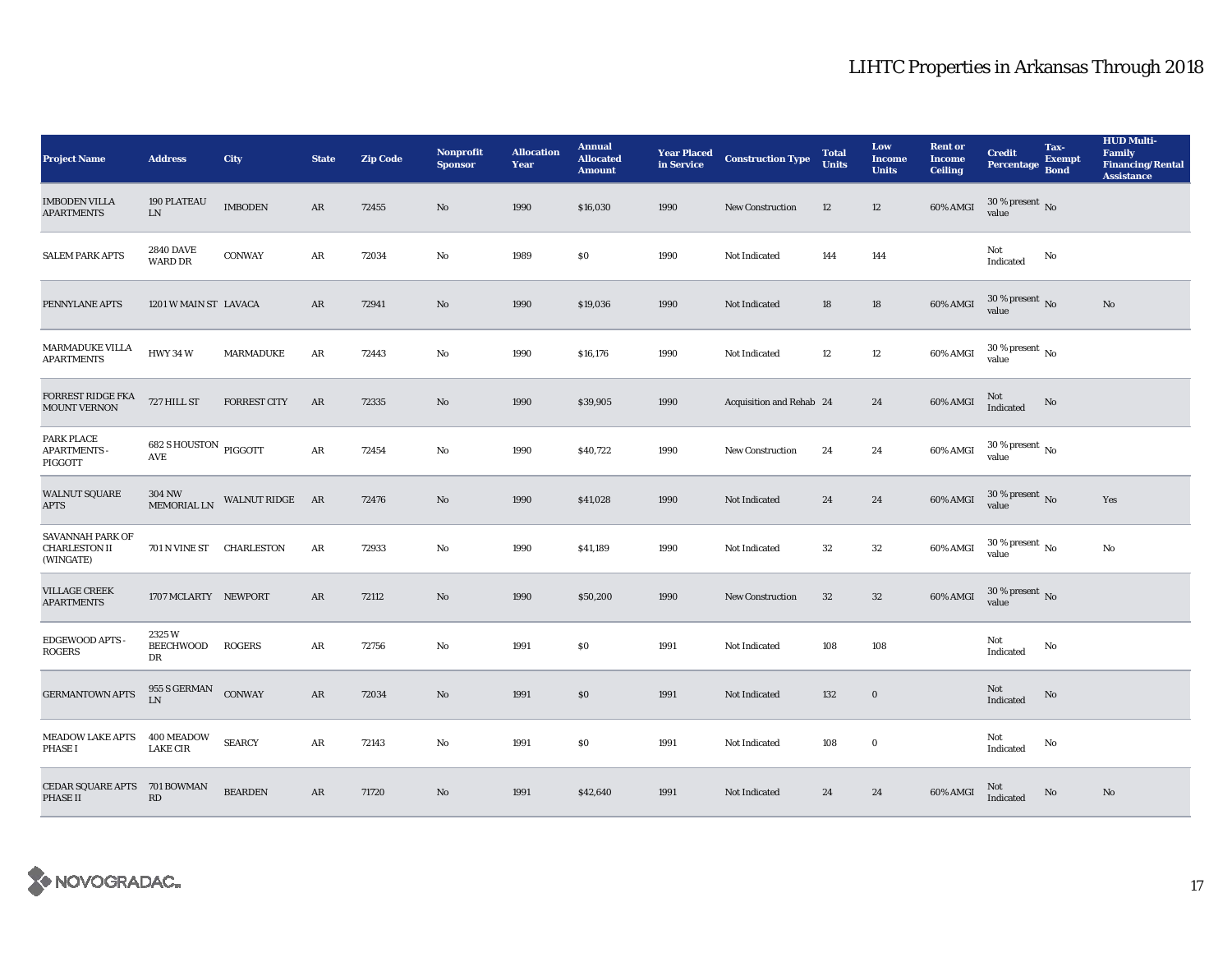# LIHTC Properties in Arkansas Through 2018

| Project Name | Address | City | State | Zip Code | Nonprofit Sponsor | Allocation Year | Annual Allocated Amount | Year Placed in Service | Construction Type | Total Units | Low Income Units | Rent or Income Ceiling | Credit Percentage | Tax-Exempt Bond | HUD Multi-Family Financing/Rental Assistance |
|---|---|---|---|---|---|---|---|---|---|---|---|---|---|---|---|
| IMBODEN VILLA APARTMENTS | 190 PLATEAU LN | IMBODEN | AR | 72455 | No | 1990 | $16,030 | 1990 | New Construction | 12 | 12 | 60% AMGI | 30 % present value | No | |
| SALEM PARK APTS | 2840 DAVE WARD DR | CONWAY | AR | 72034 | No | 1989 | $0 | 1990 | Not Indicated | 144 | 144 | | Not Indicated | No | |
| PENNYLANE APTS | 1201 W MAIN ST | LAVACA | AR | 72941 | No | 1990 | $19,036 | 1990 | Not Indicated | 18 | 18 | 60% AMGI | 30 % present value | No | No |
| MARMADUKE VILLA APARTMENTS | HWY 34 W | MARMADUKE | AR | 72443 | No | 1990 | $16,176 | 1990 | Not Indicated | 12 | 12 | 60% AMGI | 30 % present value | No | |
| FORREST RIDGE FKA MOUNT VERNON | 727 HILL ST | FORREST CITY | AR | 72335 | No | 1990 | $39,905 | 1990 | Acquisition and Rehab | 24 | 24 | 60% AMGI | Not Indicated | No | |
| PARK PLACE APARTMENTS - PIGGOTT | 682 S HOUSTON AVE | PIGGOTT | AR | 72454 | No | 1990 | $40,722 | 1990 | New Construction | 24 | 24 | 60% AMGI | 30 % present value | No | |
| WALNUT SQUARE APTS | 304 NW MEMORIAL LN | WALNUT RIDGE | AR | 72476 | No | 1990 | $41,028 | 1990 | Not Indicated | 24 | 24 | 60% AMGI | 30 % present value | No | Yes |
| SAVANNAH PARK OF CHARLESTON II (WINGATE) | 701 N VINE ST | CHARLESTON | AR | 72933 | No | 1990 | $41,189 | 1990 | Not Indicated | 32 | 32 | 60% AMGI | 30 % present value | No | No |
| VILLAGE CREEK APARTMENTS | 1707 MCLARTY | NEWPORT | AR | 72112 | No | 1990 | $50,200 | 1990 | New Construction | 32 | 32 | 60% AMGI | 30 % present value | No | |
| EDGEWOOD APTS - ROGERS | 2325 W BEECHWOOD DR | ROGERS | AR | 72756 | No | 1991 | $0 | 1991 | Not Indicated | 108 | 108 | | Not Indicated | No | |
| GERMANTOWN APTS | 955 S GERMAN LN | CONWAY | AR | 72034 | No | 1991 | $0 | 1991 | Not Indicated | 132 | 0 | | Not Indicated | No | |
| MEADOW LAKE APTS PHASE I | 400 MEADOW LAKE CIR | SEARCY | AR | 72143 | No | 1991 | $0 | 1991 | Not Indicated | 108 | 0 | | Not Indicated | No | |
| CEDAR SQUARE APTS PHASE II | 701 BOWMAN RD | BEARDEN | AR | 71720 | No | 1991 | $42,640 | 1991 | Not Indicated | 24 | 24 | 60% AMGI | Not Indicated | No | No |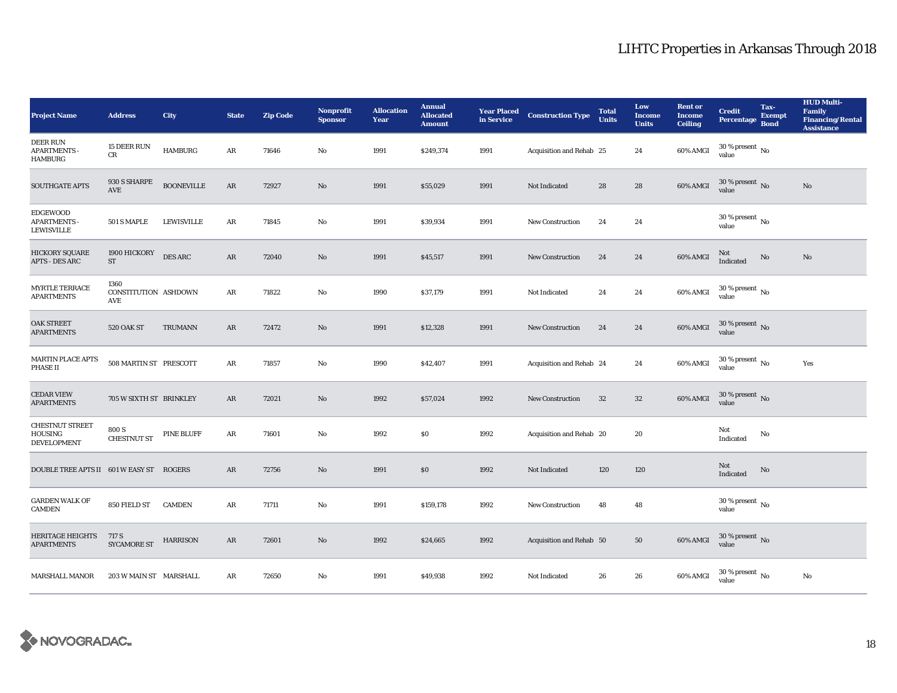# LIHTC Properties in Arkansas Through 2018

| Project Name | Address | City | State | Zip Code | Nonprofit Sponsor | Allocation Year | Annual Allocated Amount | Year Placed in Service | Construction Type | Total Units | Low Income Units | Rent or Income Ceiling | Credit Percentage | Tax-Exempt Bond | HUD Multi-Family Financing/Rental Assistance |
|---|---|---|---|---|---|---|---|---|---|---|---|---|---|---|---|
| DEER RUN APARTMENTS - HAMBURG | 15 DEER RUN CR | HAMBURG | AR | 71646 | No | 1991 | $249,374 | 1991 | Acquisition and Rehab | 25 | 24 | 60% AMGI | 30 % present value | No | |
| SOUTHGATE APTS | 930 S SHARPE AVE | BOONEVILLE | AR | 72927 | No | 1991 | $55,029 | 1991 | Not Indicated | 28 | 28 | 60% AMGI | 30 % present value | No | No |
| EDGEWOOD APARTMENTS - LEWISVILLE | 501 S MAPLE | LEWISVILLE | AR | 71845 | No | 1991 | $39,934 | 1991 | New Construction | 24 | 24 | | 30 % present value | No | |
| HICKORY SQUARE APTS - DES ARC | 1900 HICKORY ST | DES ARC | AR | 72040 | No | 1991 | $45,517 | 1991 | New Construction | 24 | 24 | 60% AMGI | Not Indicated | No | No |
| MYRTLE TERRACE APARTMENTS | 1360 CONSTITUTION AVE | ASHDOWN | AR | 71822 | No | 1990 | $37,179 | 1991 | Not Indicated | 24 | 24 | 60% AMGI | 30 % present value | No | |
| OAK STREET APARTMENTS | 520 OAK ST | TRUMANN | AR | 72472 | No | 1991 | $12,328 | 1991 | New Construction | 24 | 24 | 60% AMGI | 30 % present value | No | |
| MARTIN PLACE APTS PHASE II | 508 MARTIN ST | PRESCOTT | AR | 71857 | No | 1990 | $42,407 | 1991 | Acquisition and Rehab | 24 | 24 | 60% AMGI | 30 % present value | No | Yes |
| CEDAR VIEW APARTMENTS | 705 W SIXTH ST | BRINKLEY | AR | 72021 | No | 1992 | $57,024 | 1992 | New Construction | 32 | 32 | 60% AMGI | 30 % present value | No | |
| CHESTNUT STREET HOUSING DEVELOPMENT | 800 S CHESTNUT ST | PINE BLUFF | AR | 71601 | No | 1992 | $0 | 1992 | Acquisition and Rehab | 20 | 20 | | Not Indicated | No | |
| DOUBLE TREE APTS II | 601 W EASY ST | ROGERS | AR | 72756 | No | 1991 | $0 | 1992 | Not Indicated | 120 | 120 | | Not Indicated | No | |
| GARDEN WALK OF CAMDEN | 850 FIELD ST | CAMDEN | AR | 71711 | No | 1991 | $159,178 | 1992 | New Construction | 48 | 48 | | 30 % present value | No | |
| HERITAGE HEIGHTS APARTMENTS | 717 S SYCAMORE ST | HARRISON | AR | 72601 | No | 1992 | $24,665 | 1992 | Acquisition and Rehab | 50 | 50 | 60% AMGI | 30 % present value | No | |
| MARSHALL MANOR | 203 W MAIN ST | MARSHALL | AR | 72650 | No | 1991 | $49,938 | 1992 | Not Indicated | 26 | 26 | 60% AMGI | 30 % present value | No | No |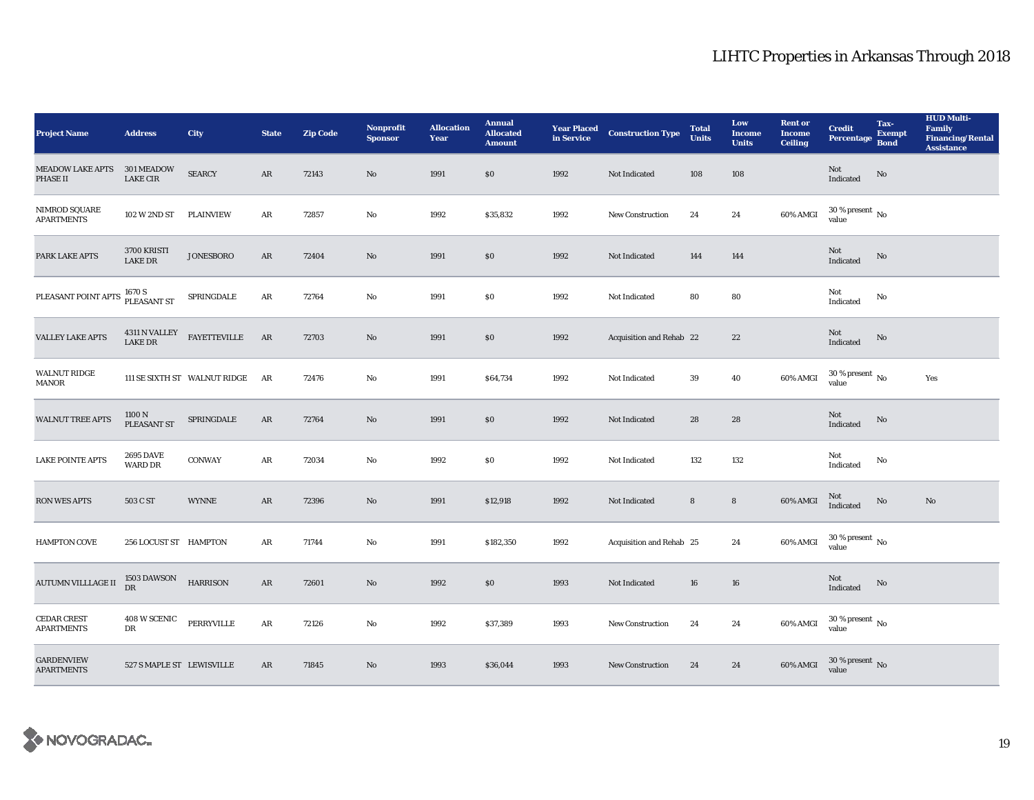# LIHTC Properties in Arkansas Through 2018

| Project Name | Address | City | State | Zip Code | Nonprofit Sponsor | Allocation Year | Annual Allocated Amount | Year Placed in Service | Construction Type | Total Units | Low Income Units | Rent or Income Ceiling | Credit Percentage | Tax-Exempt Bond | HUD Multi-Family Financing/Rental Assistance |
|---|---|---|---|---|---|---|---|---|---|---|---|---|---|---|---|
| MEADOW LAKE APTS PHASE II | 301 MEADOW LAKE CIR | SEARCY | AR | 72143 | No | 1991 | $0 | 1992 | Not Indicated | 108 | 108 | | Not Indicated | No | |
| NIMROD SQUARE APARTMENTS | 102 W 2ND ST | PLAINVIEW | AR | 72857 | No | 1992 | $35,832 | 1992 | New Construction | 24 | 24 | 60% AMGI | 30 % present value | No | |
| PARK LAKE APTS | 3700 KRISTI LAKE DR | JONESBORO | AR | 72404 | No | 1991 | $0 | 1992 | Not Indicated | 144 | 144 | | Not Indicated | No | |
| PLEASANT POINT APTS | 1670 S PLEASANT ST | SPRINGDALE | AR | 72764 | No | 1991 | $0 | 1992 | Not Indicated | 80 | 80 | | Not Indicated | No | |
| VALLEY LAKE APTS | 4311 N VALLEY LAKE DR | FAYETTEVILLE | AR | 72703 | No | 1991 | $0 | 1992 | Acquisition and Rehab | 22 | 22 | | Not Indicated | No | |
| WALNUT RIDGE MANOR | 111 SE SIXTH ST | WALNUT RIDGE | AR | 72476 | No | 1991 | $64,734 | 1992 | Not Indicated | 39 | 40 | 60% AMGI | 30 % present value | No | Yes |
| WALNUT TREE APTS | 1100 N PLEASANT ST | SPRINGDALE | AR | 72764 | No | 1991 | $0 | 1992 | Not Indicated | 28 | 28 | | Not Indicated | No | |
| LAKE POINTE APTS | 2695 DAVE WARD DR | CONWAY | AR | 72034 | No | 1992 | $0 | 1992 | Not Indicated | 132 | 132 | | Not Indicated | No | |
| RON WES APTS | 503 C ST | WYNNE | AR | 72396 | No | 1991 | $12,918 | 1992 | Not Indicated | 8 | 8 | 60% AMGI | Not Indicated | No | No |
| HAMPTON COVE | 256 LOCUST ST | HAMPTON | AR | 71744 | No | 1991 | $182,350 | 1992 | Acquisition and Rehab | 25 | 24 | 60% AMGI | 30 % present value | No | |
| AUTUMN VILLLAGE II | 1503 DAWSON DR | HARRISON | AR | 72601 | No | 1992 | $0 | 1993 | Not Indicated | 16 | 16 | | Not Indicated | No | |
| CEDAR CREST APARTMENTS | 408 W SCENIC DR | PERRYVILLE | AR | 72126 | No | 1992 | $37,389 | 1993 | New Construction | 24 | 24 | 60% AMGI | 30 % present value | No | |
| GARDENVIEW APARTMENTS | 527 S MAPLE ST | LEWISVILLE | AR | 71845 | No | 1993 | $36,044 | 1993 | New Construction | 24 | 24 | 60% AMGI | 30 % present value | No | |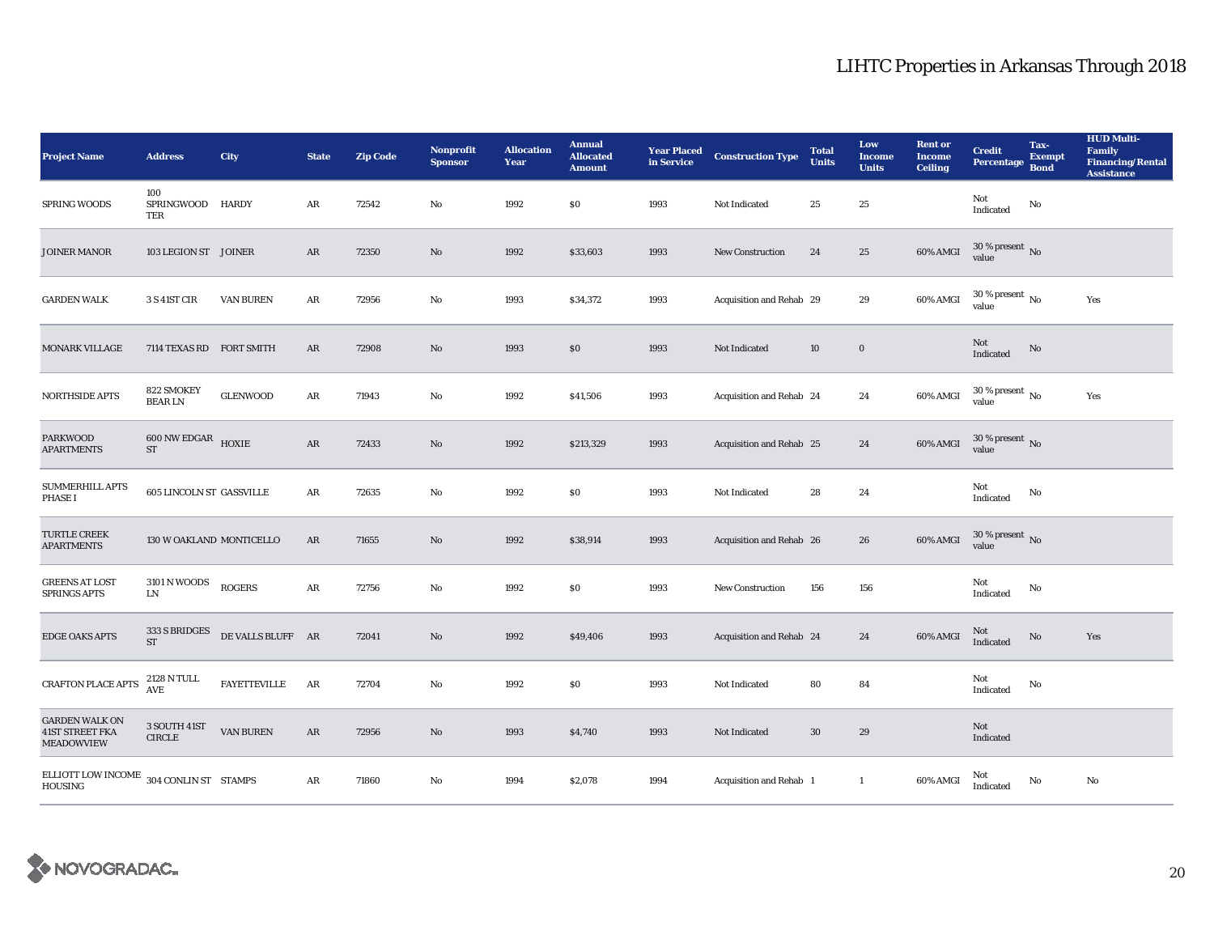# LIHTC Properties in Arkansas Through 2018

| Project Name | Address | City | State | Zip Code | Nonprofit Sponsor | Allocation Year | Annual Allocated Amount | Year Placed in Service | Construction Type | Total Units | Low Income Units | Rent or Income Ceiling | Credit Percentage | Tax-Exempt Bond | HUD Multi-Family Financing/Rental Assistance |
|---|---|---|---|---|---|---|---|---|---|---|---|---|---|---|---|
| SPRING WOODS | 100 SPRINGWOOD TER | HARDY | AR | 72542 | No | 1992 | $0 | 1993 | Not Indicated | 25 | 25 | | Not Indicated | No | |
| JOINER MANOR | 103 LEGION ST | JOINER | AR | 72350 | No | 1992 | $33,603 | 1993 | New Construction | 24 | 25 | 60% AMGI | 30 % present value | No | |
| GARDEN WALK | 3 S 41ST CIR | VAN BUREN | AR | 72956 | No | 1993 | $34,372 | 1993 | Acquisition and Rehab | 29 | 29 | 60% AMGI | 30 % present value | No | Yes |
| MONARK VILLAGE | 7114 TEXAS RD | FORT SMITH | AR | 72908 | No | 1993 | $0 | 1993 | Not Indicated | 10 | 0 | | Not Indicated | No | |
| NORTHSIDE APTS | 822 SMOKEY BEAR LN | GLENWOOD | AR | 71943 | No | 1992 | $41,506 | 1993 | Acquisition and Rehab | 24 | 24 | 60% AMGI | 30 % present value | No | Yes |
| PARKWOOD APARTMENTS | 600 NW EDGAR ST | HOXIE | AR | 72433 | No | 1992 | $213,329 | 1993 | Acquisition and Rehab | 25 | 24 | 60% AMGI | 30 % present value | No | |
| SUMMERHILL APTS PHASE I | 605 LINCOLN ST | GASSVILLE | AR | 72635 | No | 1992 | $0 | 1993 | Not Indicated | 28 | 24 | | Not Indicated | No | |
| TURTLE CREEK APARTMENTS | 130 W OAKLAND | MONTICELLO | AR | 71655 | No | 1992 | $38,914 | 1993 | Acquisition and Rehab | 26 | 26 | 60% AMGI | 30 % present value | No | |
| GREENS AT LOST SPRINGS APTS | 3101 N WOODS LN | ROGERS | AR | 72756 | No | 1992 | $0 | 1993 | New Construction | 156 | 156 | | Not Indicated | No | |
| EDGE OAKS APTS | 333 S BRIDGES ST | DE VALLS BLUFF | AR | 72041 | No | 1992 | $49,406 | 1993 | Acquisition and Rehab | 24 | 24 | 60% AMGI | Not Indicated | No | Yes |
| CRAFTON PLACE APTS | 2128 N TULL AVE | FAYETTEVILLE | AR | 72704 | No | 1992 | $0 | 1993 | Not Indicated | 80 | 84 | | Not Indicated | No | |
| GARDEN WALK ON 41ST STREET FKA MEADOWVIEW | 3 SOUTH 41ST CIRCLE | VAN BUREN | AR | 72956 | No | 1993 | $4,740 | 1993 | Not Indicated | 30 | 29 | | Not Indicated | | |
| ELLIOTT LOW INCOME HOUSING | 304 CONLIN ST | STAMPS | AR | 71860 | No | 1994 | $2,078 | 1994 | Acquisition and Rehab | 1 | 1 | 60% AMGI | Not Indicated | No | No |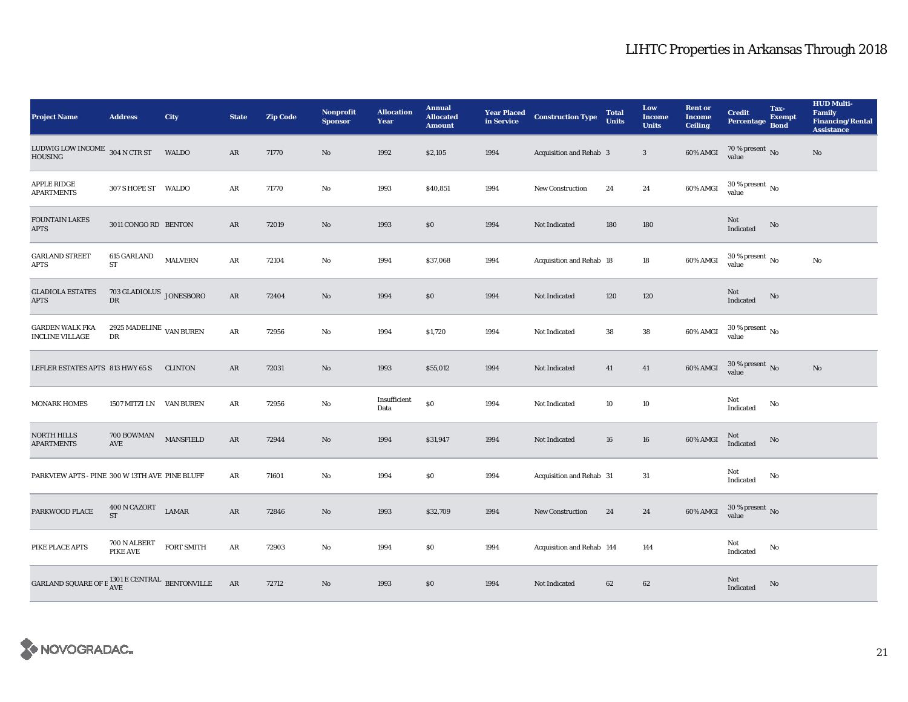# LIHTC Properties in Arkansas Through 2018

| Project Name | Address | City | State | Zip Code | Nonprofit Sponsor | Allocation Year | Annual Allocated Amount | Year Placed in Service | Construction Type | Total Units | Low Income Units | Rent or Income Ceiling | Credit Percentage | Tax-Exempt Bond | HUD Multi-Family Financing/Rental Assistance |
|---|---|---|---|---|---|---|---|---|---|---|---|---|---|---|---|
| LUDWIG LOW INCOME HOUSING | 304 N CTR ST | WALDO | AR | 71770 | No | 1992 | $2,105 | 1994 | Acquisition and Rehab | 3 | 3 | 60% AMGI | 70 % present value | No | No |
| APPLE RIDGE APARTMENTS | 307 S HOPE ST | WALDO | AR | 71770 | No | 1993 | $40,851 | 1994 | New Construction | 24 | 24 | 60% AMGI | 30 % present value | No | |
| FOUNTAIN LAKES APTS | 3011 CONGO RD | BENTON | AR | 72019 | No | 1993 | $0 | 1994 | Not Indicated | 180 | 180 | | Not Indicated | No | |
| GARLAND STREET APTS | 615 GARLAND ST | MALVERN | AR | 72104 | No | 1994 | $37,068 | 1994 | Acquisition and Rehab | 18 | 18 | 60% AMGI | 30 % present value | No | No |
| GLADIOLA ESTATES APTS | 703 GLADIOLUS DR | JONESBORO | AR | 72404 | No | 1994 | $0 | 1994 | Not Indicated | 120 | 120 | | Not Indicated | No | |
| GARDEN WALK FKA INCLINE VILLAGE | 2925 MADELINE DR | VAN BUREN | AR | 72956 | No | 1994 | $1,720 | 1994 | Not Indicated | 38 | 38 | 60% AMGI | 30 % present value | No | |
| LEFLER ESTATES APTS | 813 HWY 65 S | CLINTON | AR | 72031 | No | 1993 | $55,012 | 1994 | Not Indicated | 41 | 41 | 60% AMGI | 30 % present value | No | No |
| MONARK HOMES | 1507 MITZI LN | VAN BUREN | AR | 72956 | No | Insufficient Data | $0 | 1994 | Not Indicated | 10 | 10 | | Not Indicated | No | |
| NORTH HILLS APARTMENTS | 700 BOWMAN AVE | MANSFIELD | AR | 72944 | No | 1994 | $31,947 | 1994 | Not Indicated | 16 | 16 | 60% AMGI | Not Indicated | No | |
| PARKVIEW APTS - PINE | 300 W 13TH AVE | PINE BLUFF | AR | 71601 | No | 1994 | $0 | 1994 | Acquisition and Rehab | 31 | 31 | | Not Indicated | No | |
| PARKWOOD PLACE | 400 N CAZORT ST | LAMAR | AR | 72846 | No | 1993 | $32,709 | 1994 | New Construction | 24 | 24 | 60% AMGI | 30 % present value | No | |
| PIKE PLACE APTS | 700 N ALBERT PIKE AVE | FORT SMITH | AR | 72903 | No | 1994 | $0 | 1994 | Acquisition and Rehab | 144 | 144 | | Not Indicated | No | |
| GARLAND SQUARE OF E | 1301 E CENTRAL AVE | BENTONVILLE | AR | 72712 | No | 1993 | $0 | 1994 | Not Indicated | 62 | 62 | | Not Indicated | No | |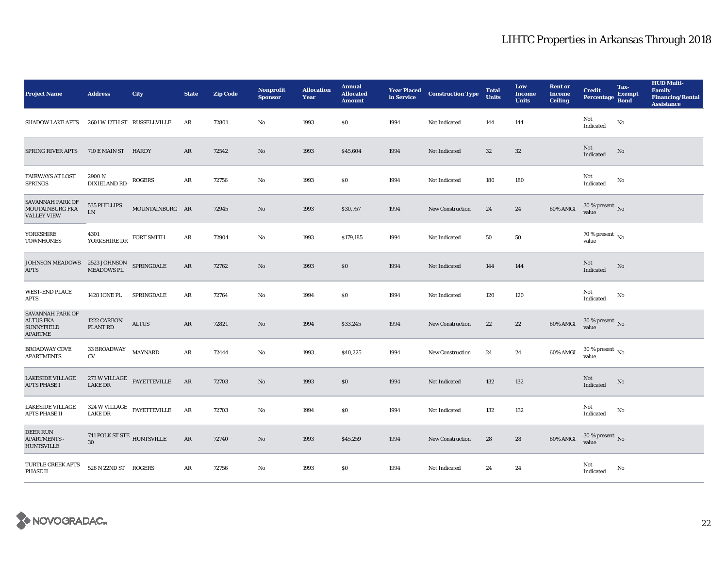# LIHTC Properties in Arkansas Through 2018

| Project Name | Address | City | State | Zip Code | Nonprofit Sponsor | Allocation Year | Annual Allocated Amount | Year Placed in Service | Construction Type | Total Units | Low Income Units | Rent or Income Ceiling | Credit Percentage | Tax-Exempt Bond | HUD Multi-Family Financing/Rental Assistance |
|---|---|---|---|---|---|---|---|---|---|---|---|---|---|---|---|
| SHADOW LAKE APTS | 2601 W 12TH ST | RUSSELLVILLE | AR | 72801 | No | 1993 | $0 | 1994 | Not Indicated | 144 | 144 | | Not Indicated | No | |
| SPRING RIVER APTS | 710 E MAIN ST | HARDY | AR | 72542 | No | 1993 | $45,604 | 1994 | Not Indicated | 32 | 32 | | Not Indicated | No | |
| FAIRWAYS AT LOST SPRINGS | 2900 N DIXIELAND RD | ROGERS | AR | 72756 | No | 1993 | $0 | 1994 | Not Indicated | 180 | 180 | | Not Indicated | No | |
| SAVANNAH PARK OF MOUTAINBURG FKA VALLEY VIEW | 535 PHILLIPS LN | MOUNTAINBURG | AR | 72945 | No | 1993 | $30,757 | 1994 | New Construction | 24 | 24 | 60% AMGI | 30 % present value | No | |
| YORKSHIRE TOWNHOMES | 4301 YORKSHIRE DR | FORT SMITH | AR | 72904 | No | 1993 | $179,185 | 1994 | Not Indicated | 50 | 50 | | 70 % present value | No | |
| JOHNSON MEADOWS APTS | 2523 JOHNSON MEADOWS PL | SPRINGDALE | AR | 72762 | No | 1993 | $0 | 1994 | Not Indicated | 144 | 144 | | Not Indicated | No | |
| WEST-END PLACE APTS | 1428 IONE PL | SPRINGDALE | AR | 72764 | No | 1994 | $0 | 1994 | Not Indicated | 120 | 120 | | Not Indicated | No | |
| SAVANNAH PARK OF ALTUS FKA SUNNYFIELD APARTME | 1222 CARBON PLANT RD | ALTUS | AR | 72821 | No | 1994 | $33,245 | 1994 | New Construction | 22 | 22 | 60% AMGI | 30 % present value | No | |
| BROADWAY COVE APARTMENTS | 33 BROADWAY CV | MAYNARD | AR | 72444 | No | 1993 | $40,225 | 1994 | New Construction | 24 | 24 | 60% AMGI | 30 % present value | No | |
| LAKESIDE VILLAGE APTS PHASE I | 273 W VILLAGE LAKE DR | FAYETTEVILLE | AR | 72703 | No | 1993 | $0 | 1994 | Not Indicated | 132 | 132 | | Not Indicated | No | |
| LAKESIDE VILLAGE APTS PHASE II | 324 W VILLAGE LAKE DR | FAYETTEVILLE | AR | 72703 | No | 1994 | $0 | 1994 | Not Indicated | 132 | 132 | | Not Indicated | No | |
| DEER RUN APARTMENTS - HUNTSVILLE | 741 POLK ST STE 30 | HUNTSVILLE | AR | 72740 | No | 1993 | $45,259 | 1994 | New Construction | 28 | 28 | 60% AMGI | 30 % present value | No | |
| TURTLE CREEK APTS PHASE II | 526 N 22ND ST | ROGERS | AR | 72756 | No | 1993 | $0 | 1994 | Not Indicated | 24 | 24 | | Not Indicated | No | |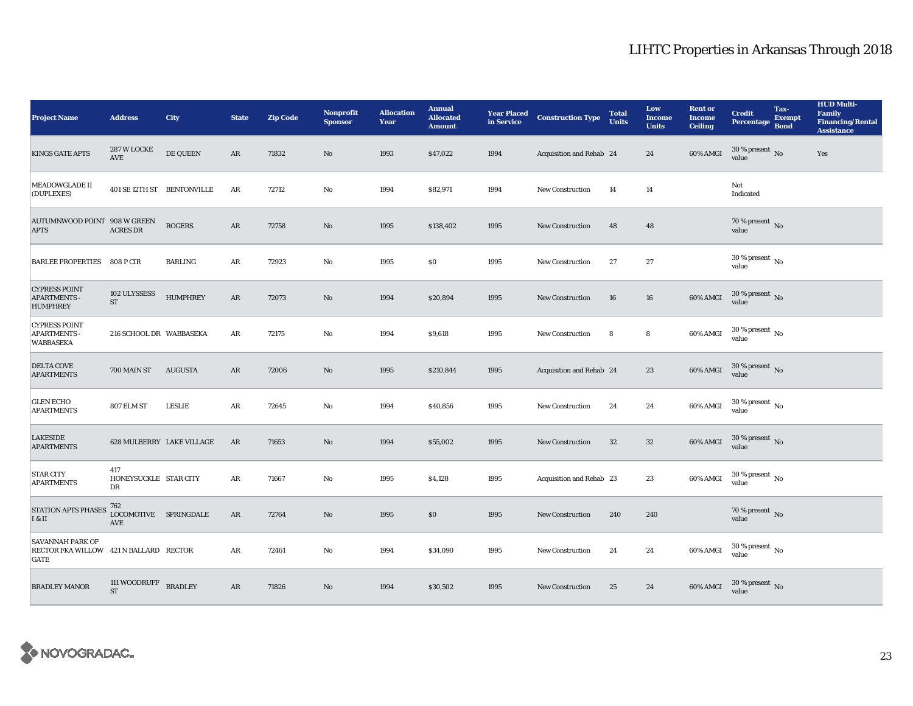# LIHTC Properties in Arkansas Through 2018

| Project Name | Address | City | State | Zip Code | Nonprofit Sponsor | Allocation Year | Annual Allocated Amount | Year Placed in Service | Construction Type | Total Units | Low Income Units | Rent or Income Ceiling | Credit Percentage | Tax-Exempt Bond | HUD Multi-Family Financing/Rental Assistance |
|---|---|---|---|---|---|---|---|---|---|---|---|---|---|---|---|
| KINGS GATE APTS | 287 W LOCKE AVE | DE QUEEN | AR | 71832 | No | 1993 | $47,022 | 1994 | Acquisition and Rehab | 24 | 24 | 60% AMGI | 30 % present value | No | Yes |
| MEADOWGLADE II (DUPLEXES) | 401 SE 12TH ST | BENTONVILLE | AR | 72712 | No | 1994 | $82,971 | 1994 | New Construction | 14 | 14 | | Not Indicated | | |
| AUTUMNWOOD POINT APTS | 908 W GREEN ACRES DR | ROGERS | AR | 72758 | No | 1995 | $138,402 | 1995 | New Construction | 48 | 48 | | 70 % present value | No | |
| BARLEE PROPERTIES | 808 P CIR | BARLING | AR | 72923 | No | 1995 | $0 | 1995 | New Construction | 27 | 27 | | 30 % present value | No | |
| CYPRESS POINT APARTMENTS - HUMPHREY | 102 ULYSSESS ST | HUMPHREY | AR | 72073 | No | 1994 | $20,894 | 1995 | New Construction | 16 | 16 | 60% AMGI | 30 % present value | No | |
| CYPRESS POINT APARTMENTS - WABBASEKA | 216 SCHOOL DR | WABBASEKA | AR | 72175 | No | 1994 | $9,618 | 1995 | New Construction | 8 | 8 | 60% AMGI | 30 % present value | No | |
| DELTA COVE APARTMENTS | 700 MAIN ST | AUGUSTA | AR | 72006 | No | 1995 | $210,844 | 1995 | Acquisition and Rehab | 24 | 23 | 60% AMGI | 30 % present value | No | |
| GLEN ECHO APARTMENTS | 807 ELM ST | LESLIE | AR | 72645 | No | 1994 | $40,856 | 1995 | New Construction | 24 | 24 | 60% AMGI | 30 % present value | No | |
| LAKESIDE APARTMENTS | 628 MULBERRY | LAKE VILLAGE | AR | 71653 | No | 1994 | $55,002 | 1995 | New Construction | 32 | 32 | 60% AMGI | 30 % present value | No | |
| STAR CITY APARTMENTS | 417 HONEYSUCKLE DR | STAR CITY | AR | 71667 | No | 1995 | $4,128 | 1995 | Acquisition and Rehab | 23 | 23 | 60% AMGI | 30 % present value | No | |
| STATION APTS PHASES I & II | 762 LOCOMOTIVE AVE | SPRINGDALE | AR | 72764 | No | 1995 | $0 | 1995 | New Construction | 240 | 240 | | 70 % present value | No | |
| SAVANNAH PARK OF RECTOR FKA WILLOW GATE | 421 N BALLARD | RECTOR | AR | 72461 | No | 1994 | $34,090 | 1995 | New Construction | 24 | 24 | 60% AMGI | 30 % present value | No | |
| BRADLEY MANOR | 111 WOODRUFF ST | BRADLEY | AR | 71826 | No | 1994 | $30,502 | 1995 | New Construction | 25 | 24 | 60% AMGI | 30 % present value | No | |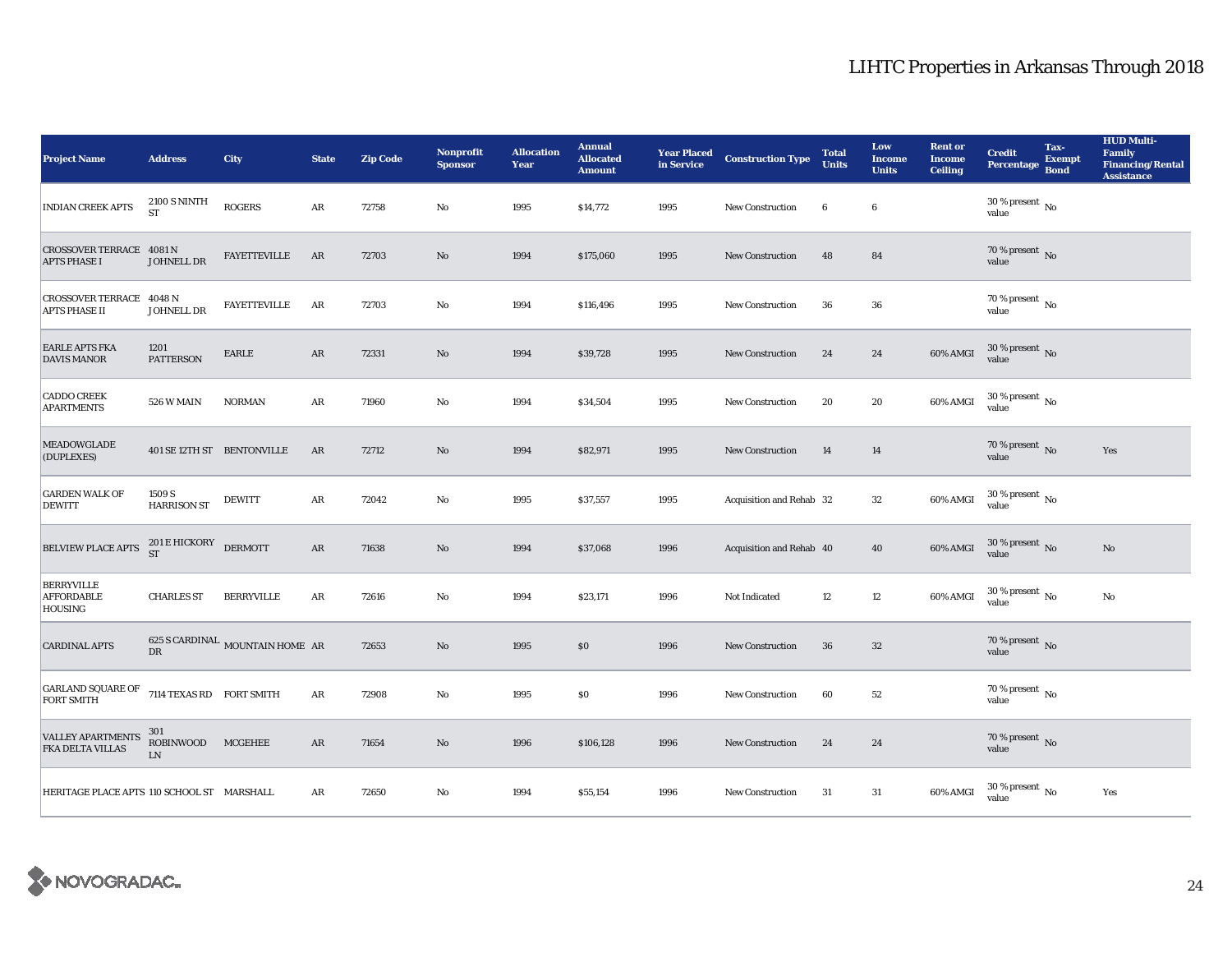| Project Name | Address | City | State | Zip Code | Nonprofit Sponsor | Allocation Year | Annual Allocated Amount | Year Placed in Service | Construction Type | Total Units | Low Income Units | Rent or Income Ceiling | Credit Percentage | Tax-Exempt Bond | HUD Multi-Family Financing/Rental Assistance |
|---|---|---|---|---|---|---|---|---|---|---|---|---|---|---|---|
| INDIAN CREEK APTS | 2100 S NINTH ST | ROGERS | AR | 72758 | No | 1995 | $14,772 | 1995 | New Construction | 6 | 6 | | 30 % present value | No | |
| CROSSOVER TERRACE APTS PHASE I | 4081 N JOHNELL DR | FAYETTEVILLE | AR | 72703 | No | 1994 | $175,060 | 1995 | New Construction | 48 | 84 | | 70 % present value | No | |
| CROSSOVER TERRACE APTS PHASE II | 4048 N JOHNELL DR | FAYETTEVILLE | AR | 72703 | No | 1994 | $116,496 | 1995 | New Construction | 36 | 36 | | 70 % present value | No | |
| EARLE APTS FKA DAVIS MANOR | 1201 PATTERSON | EARLE | AR | 72331 | No | 1994 | $39,728 | 1995 | New Construction | 24 | 24 | 60% AMGI | 30 % present value | No | |
| CADDO CREEK APARTMENTS | 526 W MAIN | NORMAN | AR | 71960 | No | 1994 | $34,504 | 1995 | New Construction | 20 | 20 | 60% AMGI | 30 % present value | No | |
| MEADOWGLADE (DUPLEXES) | 401 SE 12TH ST | BENTONVILLE | AR | 72712 | No | 1994 | $82,971 | 1995 | New Construction | 14 | 14 | | 70 % present value | No | Yes |
| GARDEN WALK OF DEWITT | 1509 S HARRISON ST | DEWITT | AR | 72042 | No | 1995 | $37,557 | 1995 | Acquisition and Rehab | 32 | 32 | 60% AMGI | 30 % present value | No | |
| BELVIEW PLACE APTS | 201 E HICKORY ST | DERMOTT | AR | 71638 | No | 1994 | $37,068 | 1996 | Acquisition and Rehab | 40 | 40 | 60% AMGI | 30 % present value | No | No |
| BERRYVILLE AFFORDABLE HOUSING | CHARLES ST | BERRYVILLE | AR | 72616 | No | 1994 | $23,171 | 1996 | Not Indicated | 12 | 12 | 60% AMGI | 30 % present value | No | No |
| CARDINAL APTS | 625 S CARDINAL DR | MOUNTAIN HOME | AR | 72653 | No | 1995 | $0 | 1996 | New Construction | 36 | 32 | | 70 % present value | No | |
| GARLAND SQUARE OF FORT SMITH | 7114 TEXAS RD | FORT SMITH | AR | 72908 | No | 1995 | $0 | 1996 | New Construction | 60 | 52 | | 70 % present value | No | |
| VALLEY APARTMENTS FKA DELTA VILLAS | 301 ROBINWOOD LN | MCGEHEE | AR | 71654 | No | 1996 | $106,128 | 1996 | New Construction | 24 | 24 | | 70 % present value | No | |
| HERITAGE PLACE APTS | 110 SCHOOL ST | MARSHALL | AR | 72650 | No | 1994 | $55,154 | 1996 | New Construction | 31 | 31 | 60% AMGI | 30 % present value | No | Yes |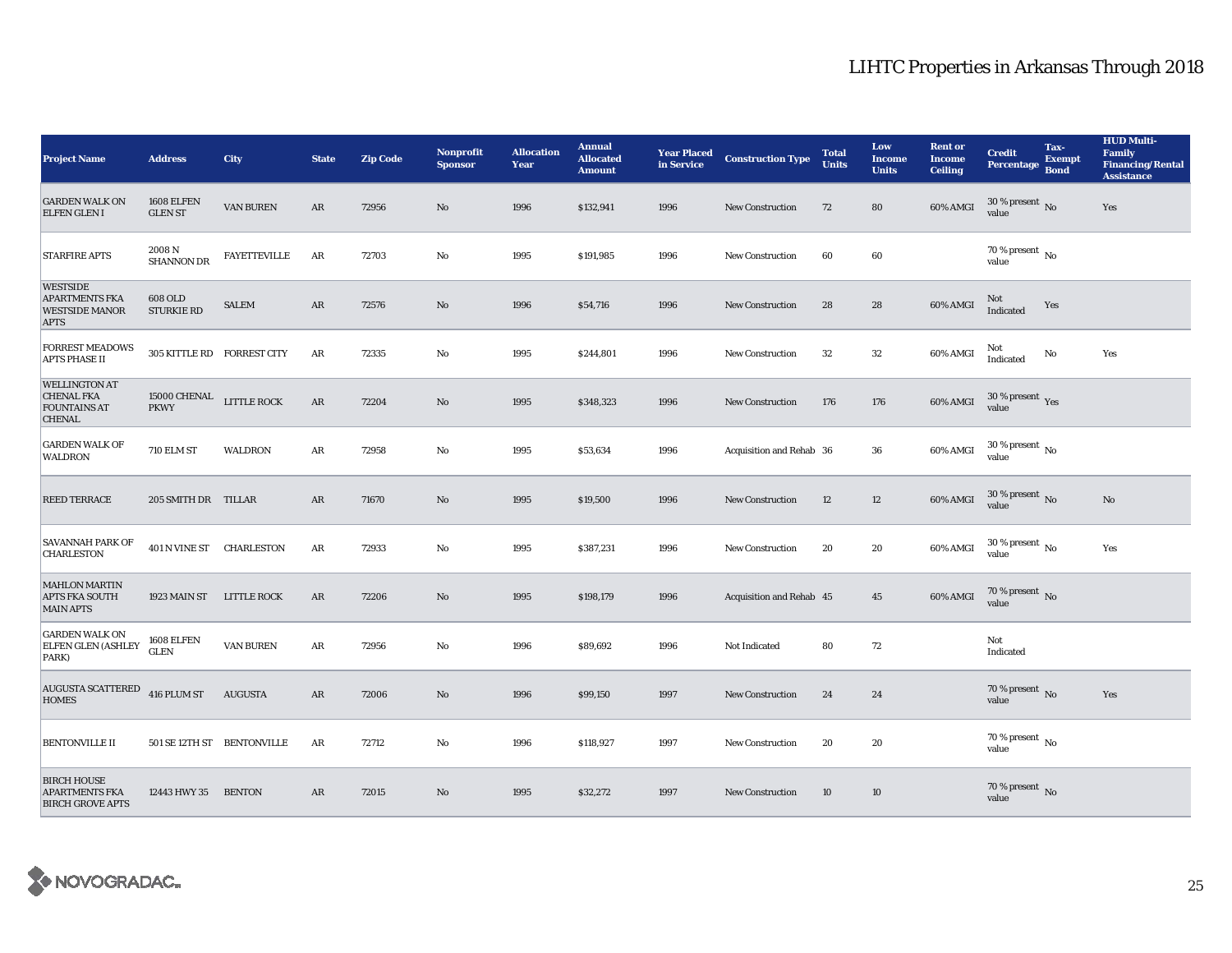# LIHTC Properties in Arkansas Through 2018

| Project Name | Address | City | State | Zip Code | Nonprofit Sponsor | Allocation Year | Annual Allocated Amount | Year Placed in Service | Construction Type | Total Units | Low Income Units | Rent or Income Ceiling | Credit Percentage | Tax-Exempt Bond | HUD Multi-Family Financing/Rental Assistance |
|---|---|---|---|---|---|---|---|---|---|---|---|---|---|---|---|
| GARDEN WALK ON ELFEN GLEN I | 1608 ELFEN GLEN ST | VAN BUREN | AR | 72956 | No | 1996 | $132,941 | 1996 | New Construction | 72 | 80 | 60% AMGI | 30 % present value | No | Yes |
| STARFIRE APTS | 2008 N SHANNON DR | FAYETTEVILLE | AR | 72703 | No | 1995 | $191,985 | 1996 | New Construction | 60 | 60 | | 70 % present value | No | |
| WESTSIDE APARTMENTS FKA WESTSIDE MANOR APTS | 608 OLD STURKIE RD | SALEM | AR | 72576 | No | 1996 | $54,716 | 1996 | New Construction | 28 | 28 | 60% AMGI | Not Indicated | Yes | |
| FORREST MEADOWS APTS PHASE II | 305 KITTLE RD | FORREST CITY | AR | 72335 | No | 1995 | $244,801 | 1996 | New Construction | 32 | 32 | 60% AMGI | Not Indicated | No | Yes |
| WELLINGTON AT CHENAL FKA FOUNTAINS AT CHENAL | 15000 CHENAL PKWY | LITTLE ROCK | AR | 72204 | No | 1995 | $348,323 | 1996 | New Construction | 176 | 176 | 60% AMGI | 30 % present value | Yes | |
| GARDEN WALK OF WALDRON | 710 ELM ST | WALDRON | AR | 72958 | No | 1995 | $53,634 | 1996 | Acquisition and Rehab | 36 | 36 | 60% AMGI | 30 % present value | No | |
| REED TERRACE | 205 SMITH DR | TILLAR | AR | 71670 | No | 1995 | $19,500 | 1996 | New Construction | 12 | 12 | 60% AMGI | 30 % present value | No | No |
| SAVANNAH PARK OF CHARLESTON | 401 N VINE ST | CHARLESTON | AR | 72933 | No | 1995 | $387,231 | 1996 | New Construction | 20 | 20 | 60% AMGI | 30 % present value | No | Yes |
| MAHLON MARTIN APTS FKA SOUTH MAIN APTS | 1923 MAIN ST | LITTLE ROCK | AR | 72206 | No | 1995 | $198,179 | 1996 | Acquisition and Rehab | 45 | 45 | 60% AMGI | 70 % present value | No | |
| GARDEN WALK ON ELFEN GLEN (ASHLEY PARK) | 1608 ELFEN GLEN | VAN BUREN | AR | 72956 | No | 1996 | $89,692 | 1996 | Not Indicated | 80 | 72 | | Not Indicated | | |
| AUGUSTA SCATTERED HOMES | 416 PLUM ST | AUGUSTA | AR | 72006 | No | 1996 | $99,150 | 1997 | New Construction | 24 | 24 | | 70 % present value | No | Yes |
| BENTONVILLE II | 501 SE 12TH ST | BENTONVILLE | AR | 72712 | No | 1996 | $118,927 | 1997 | New Construction | 20 | 20 | | 70 % present value | No | |
| BIRCH HOUSE APARTMENTS FKA BIRCH GROVE APTS | 12443 HWY 35 | BENTON | AR | 72015 | No | 1995 | $32,272 | 1997 | New Construction | 10 | 10 | | 70 % present value | No | |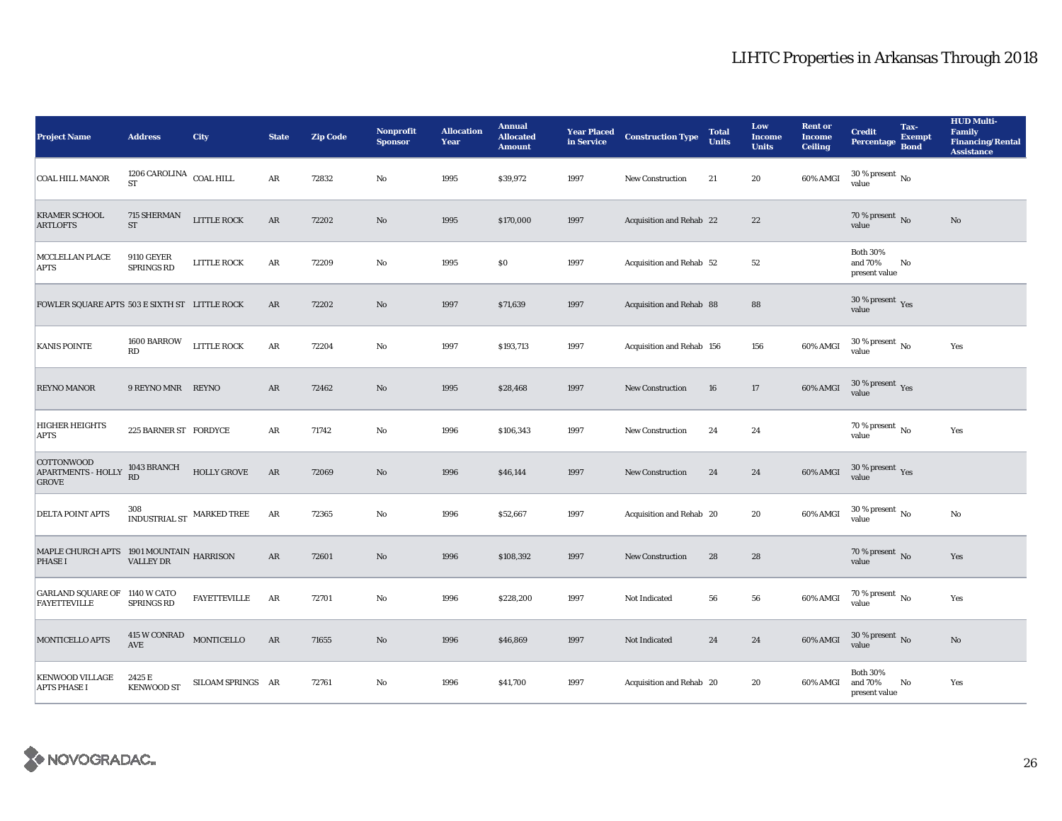# LIHTC Properties in Arkansas Through 2018

| Project Name | Address | City | State | Zip Code | Nonprofit Sponsor | Allocation Year | Annual Allocated Amount | Year Placed in Service | Construction Type | Total Units | Low Income Units | Rent or Income Ceiling | Credit Percentage | Tax-Exempt Bond | HUD Multi-Family Financing/Rental Assistance |
|---|---|---|---|---|---|---|---|---|---|---|---|---|---|---|---|
| COAL HILL MANOR | 1206 CAROLINA ST | COAL HILL | AR | 72832 | No | 1995 | $39,972 | 1997 | New Construction | 21 | 20 | 60% AMGI | 30 % present value | No | |
| KRAMER SCHOOL ARTLOFTS | 715 SHERMAN ST | LITTLE ROCK | AR | 72202 | No | 1995 | $170,000 | 1997 | Acquisition and Rehab | 22 | 22 | | 70 % present value | No | No |
| MCCLELLAN PLACE APTS | 9110 GEYER SPRINGS RD | LITTLE ROCK | AR | 72209 | No | 1995 | $0 | 1997 | Acquisition and Rehab | 52 | 52 | | Both 30% and 70% present value | No | |
| FOWLER SQUARE APTS | 503 E SIXTH ST | LITTLE ROCK | AR | 72202 | No | 1997 | $71,639 | 1997 | Acquisition and Rehab | 88 | 88 | | 30 % present value | Yes | |
| KANIS POINTE | 1600 BARROW RD | LITTLE ROCK | AR | 72204 | No | 1997 | $193,713 | 1997 | Acquisition and Rehab | 156 | 156 | 60% AMGI | 30 % present value | No | Yes |
| REYNO MANOR | 9 REYNO MNR | REYNO | AR | 72462 | No | 1995 | $28,468 | 1997 | New Construction | 16 | 17 | 60% AMGI | 30 % present value | Yes | |
| HIGHER HEIGHTS APTS | 225 BARNER ST | FORDYCE | AR | 71742 | No | 1996 | $106,343 | 1997 | New Construction | 24 | 24 | | 70 % present value | No | Yes |
| COTTONWOOD APARTMENTS - HOLLY GROVE | 1043 BRANCH RD | HOLLY GROVE | AR | 72069 | No | 1996 | $46,144 | 1997 | New Construction | 24 | 24 | 60% AMGI | 30 % present value | Yes | |
| DELTA POINT APTS | 308 INDUSTRIAL ST | MARKED TREE | AR | 72365 | No | 1996 | $52,667 | 1997 | Acquisition and Rehab | 20 | 20 | 60% AMGI | 30 % present value | No | No |
| MAPLE CHURCH APTS PHASE I | 1901 MOUNTAIN VALLEY DR | HARRISON | AR | 72601 | No | 1996 | $108,392 | 1997 | New Construction | 28 | 28 | | 70 % present value | No | Yes |
| GARLAND SQUARE OF FAYETTEVILLE | 1140 W CATO SPRINGS RD | FAYETTEVILLE | AR | 72701 | No | 1996 | $228,200 | 1997 | Not Indicated | 56 | 56 | 60% AMGI | 70 % present value | No | Yes |
| MONTICELLO APTS | 415 W CONRAD AVE | MONTICELLO | AR | 71655 | No | 1996 | $46,869 | 1997 | Not Indicated | 24 | 24 | 60% AMGI | 30 % present value | No | No |
| KENWOOD VILLAGE APTS PHASE I | 2425 E KENWOOD ST | SILOAM SPRINGS | AR | 72761 | No | 1996 | $41,700 | 1997 | Acquisition and Rehab | 20 | 20 | 60% AMGI | Both 30% and 70% present value | No | Yes |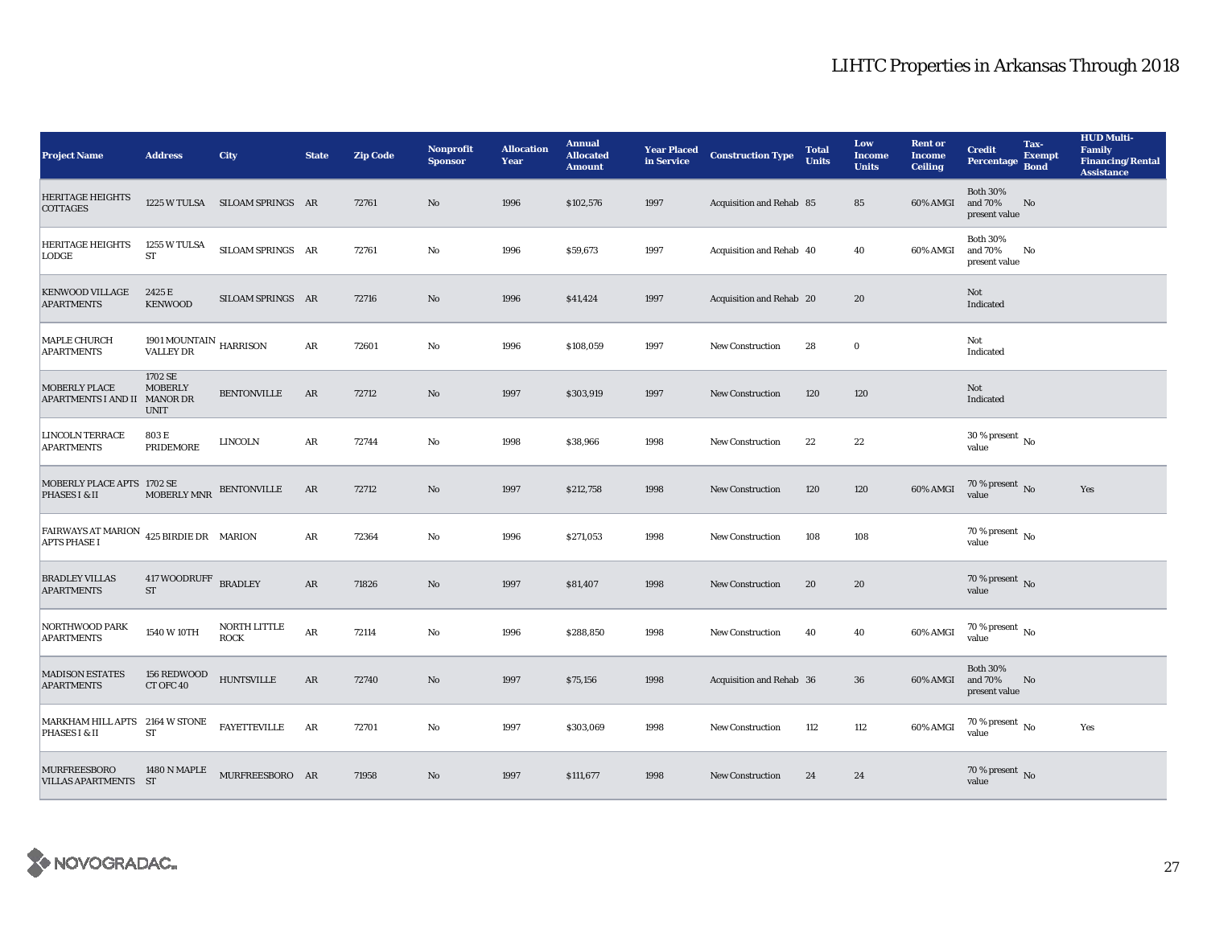# LIHTC Properties in Arkansas Through 2018

| Project Name | Address | City | State | Zip Code | Nonprofit Sponsor | Allocation Year | Annual Allocated Amount | Year Placed in Service | Construction Type | Total Units | Low Income Units | Rent or Income Ceiling | Credit Percentage | Tax-Exempt Bond | HUD Multi-Family Financing/Rental Assistance |
|---|---|---|---|---|---|---|---|---|---|---|---|---|---|---|---|
| HERITAGE HEIGHTS COTTAGES | 1225 W TULSA | SILOAM SPRINGS | AR | 72761 | No | 1996 | $102,576 | 1997 | Acquisition and Rehab | 85 | 85 | 60% AMGI | Both 30% and 70% present value | No | |
| HERITAGE HEIGHTS LODGE | 1255 W TULSA ST | SILOAM SPRINGS | AR | 72761 | No | 1996 | $59,673 | 1997 | Acquisition and Rehab | 40 | 40 | 60% AMGI | Both 30% and 70% present value | No | |
| KENWOOD VILLAGE APARTMENTS | 2425 E KENWOOD | SILOAM SPRINGS | AR | 72716 | No | 1996 | $41,424 | 1997 | Acquisition and Rehab | 20 | 20 | | Not Indicated | | |
| MAPLE CHURCH APARTMENTS | 1901 MOUNTAIN VALLEY DR | HARRISON | AR | 72601 | No | 1996 | $108,059 | 1997 | New Construction | 28 | 0 | | Not Indicated | | |
| MOBERLY PLACE APARTMENTS I AND II | 1702 SE MOBERLY MANOR DR UNIT | BENTONVILLE | AR | 72712 | No | 1997 | $303,919 | 1997 | New Construction | 120 | 120 | | Not Indicated | | |
| LINCOLN TERRACE APARTMENTS | 803 E PRIDEMORE | LINCOLN | AR | 72744 | No | 1998 | $38,966 | 1998 | New Construction | 22 | 22 | | 30 % present value | No | |
| MOBERLY PLACE APTS PHASES I & II | 1702 SE MOBERLY MNR | BENTONVILLE | AR | 72712 | No | 1997 | $212,758 | 1998 | New Construction | 120 | 120 | 60% AMGI | 70 % present value | No | Yes |
| FAIRWAYS AT MARION APTS PHASE I | 425 BIRDIE DR | MARION | AR | 72364 | No | 1996 | $271,053 | 1998 | New Construction | 108 | 108 | | 70 % present value | No | |
| BRADLEY VILLAS APARTMENTS | 417 WOODRUFF ST | BRADLEY | AR | 71826 | No | 1997 | $81,407 | 1998 | New Construction | 20 | 20 | | 70 % present value | No | |
| NORTHWOOD PARK APARTMENTS | 1540 W 10TH | NORTH LITTLE ROCK | AR | 72114 | No | 1996 | $288,850 | 1998 | New Construction | 40 | 40 | 60% AMGI | 70 % present value | No | |
| MADISON ESTATES APARTMENTS | 156 REDWOOD CT OFC 40 | HUNTSVILLE | AR | 72740 | No | 1997 | $75,156 | 1998 | Acquisition and Rehab | 36 | 36 | 60% AMGI | Both 30% and 70% present value | No | |
| MARKHAM HILL APTS PHASES I & II | 2164 W STONE ST | FAYETTEVILLE | AR | 72701 | No | 1997 | $303,069 | 1998 | New Construction | 112 | 112 | 60% AMGI | 70 % present value | No | Yes |
| MURFREESBORO VILLAS APARTMENTS | 1480 N MAPLE ST | MURFREESBORO | AR | 71958 | No | 1997 | $111,677 | 1998 | New Construction | 24 | 24 | | 70 % present value | No | |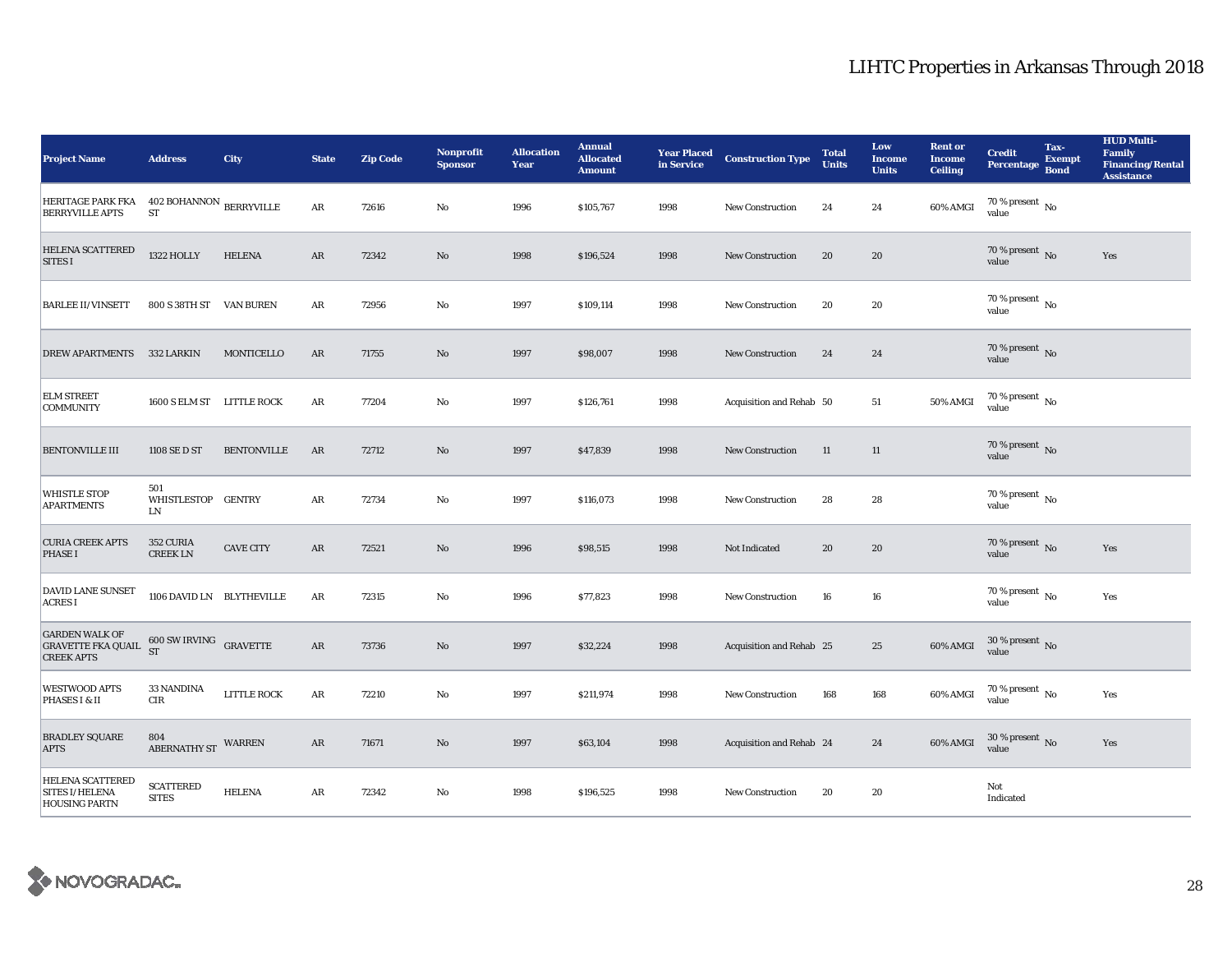# LIHTC Properties in Arkansas Through 2018

| Project Name | Address | City | State | Zip Code | Nonprofit Sponsor | Allocation Year | Annual Allocated Amount | Year Placed in Service | Construction Type | Total Units | Low Income Units | Rent or Income Ceiling | Credit Percentage | Tax-Exempt Bond | HUD Multi-Family Financing/Rental Assistance |
|---|---|---|---|---|---|---|---|---|---|---|---|---|---|---|---|
| HERITAGE PARK FKA BERRYVILLE APTS | 402 BOHANNON ST | BERRYVILLE | AR | 72616 | No | 1996 | $105,767 | 1998 | New Construction | 24 | 24 | 60% AMGI | 70 % present value | No | |
| HELENA SCATTERED SITES I | 1322 HOLLY | HELENA | AR | 72342 | No | 1998 | $196,524 | 1998 | New Construction | 20 | 20 | | 70 % present value | No | Yes |
| BARLEE II/VINSETT | 800 S 38TH ST | VAN BUREN | AR | 72956 | No | 1997 | $109,114 | 1998 | New Construction | 20 | 20 | | 70 % present value | No | |
| DREW APARTMENTS | 332 LARKIN | MONTICELLO | AR | 71755 | No | 1997 | $98,007 | 1998 | New Construction | 24 | 24 | | 70 % present value | No | |
| ELM STREET COMMUNITY | 1600 S ELM ST | LITTLE ROCK | AR | 77204 | No | 1997 | $126,761 | 1998 | Acquisition and Rehab | 50 | 51 | 50% AMGI | 70 % present value | No | |
| BENTONVILLE III | 1108 SE D ST | BENTONVILLE | AR | 72712 | No | 1997 | $47,839 | 1998 | New Construction | 11 | 11 | | 70 % present value | No | |
| WHISTLE STOP APARTMENTS | 501 WHISTLESTOP LN | GENTRY | AR | 72734 | No | 1997 | $116,073 | 1998 | New Construction | 28 | 28 | | 70 % present value | No | |
| CURIA CREEK APTS PHASE I | 352 CURIA CREEK LN | CAVE CITY | AR | 72521 | No | 1996 | $98,515 | 1998 | Not Indicated | 20 | 20 | | 70 % present value | No | Yes |
| DAVID LANE SUNSET ACRES I | 1106 DAVID LN | BLYTHEVILLE | AR | 72315 | No | 1996 | $77,823 | 1998 | New Construction | 16 | 16 | | 70 % present value | No | Yes |
| GARDEN WALK OF GRAVETTE FKA QUAIL CREEK APTS | 600 SW IRVING ST | GRAVETTE | AR | 73736 | No | 1997 | $32,224 | 1998 | Acquisition and Rehab | 25 | 25 | 60% AMGI | 30 % present value | No | |
| WESTWOOD APTS PHASES I & II | 33 NANDINA CIR | LITTLE ROCK | AR | 72210 | No | 1997 | $211,974 | 1998 | New Construction | 168 | 168 | 60% AMGI | 70 % present value | No | Yes |
| BRADLEY SQUARE APTS | 804 ABERNATHY ST | WARREN | AR | 71671 | No | 1997 | $63,104 | 1998 | Acquisition and Rehab | 24 | 24 | 60% AMGI | 30 % present value | No | Yes |
| HELENA SCATTERED SITES I/HELENA HOUSING PARTN | SCATTERED SITES | HELENA | AR | 72342 | No | 1998 | $196,525 | 1998 | New Construction | 20 | 20 | | Not Indicated | | |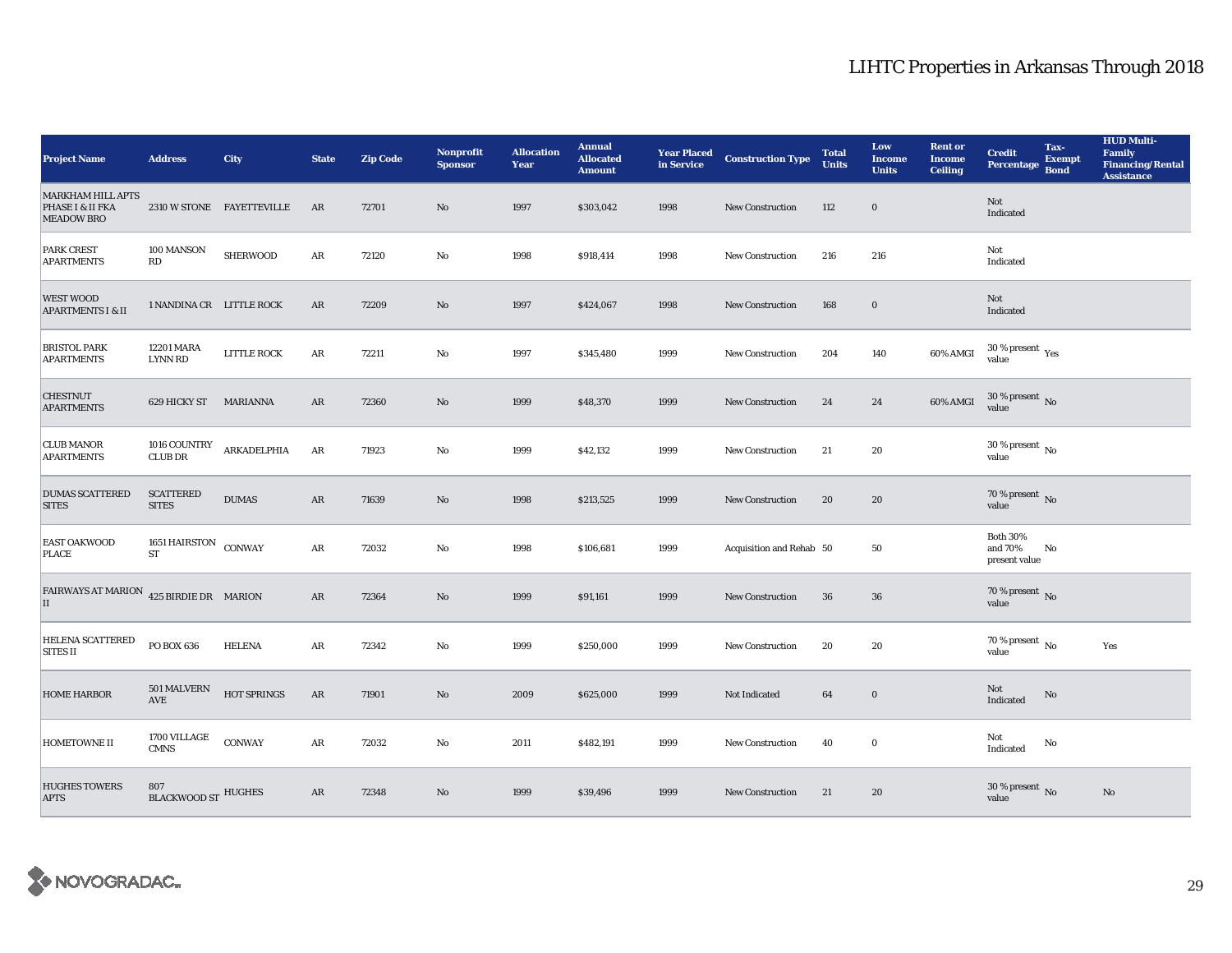# LIHTC Properties in Arkansas Through 2018

| Project Name | Address | City | State | Zip Code | Nonprofit Sponsor | Allocation Year | Annual Allocated Amount | Year Placed in Service | Construction Type | Total Units | Low Income Units | Rent or Income Ceiling | Credit Percentage | Tax-Exempt Bond | HUD Multi-Family Financing/Rental Assistance |
|---|---|---|---|---|---|---|---|---|---|---|---|---|---|---|---|
| MARKHAM HILL APTS PHASE I & II FKA MEADOW BRO | 2310 W STONE | FAYETTEVILLE | AR | 72701 | No | 1997 | $303,042 | 1998 | New Construction | 112 | 0 | | Not Indicated | | |
| PARK CREST APARTMENTS | 100 MANSON RD | SHERWOOD | AR | 72120 | No | 1998 | $918,414 | 1998 | New Construction | 216 | 216 | | Not Indicated | | |
| WEST WOOD APARTMENTS I & II | 1 NANDINA CR | LITTLE ROCK | AR | 72209 | No | 1997 | $424,067 | 1998 | New Construction | 168 | 0 | | Not Indicated | | |
| BRISTOL PARK APARTMENTS | 12201 MARA LYNN RD | LITTLE ROCK | AR | 72211 | No | 1997 | $345,480 | 1999 | New Construction | 204 | 140 | 60% AMGI | 30 % present value | Yes | |
| CHESTNUT APARTMENTS | 629 HICKY ST | MARIANNA | AR | 72360 | No | 1999 | $48,370 | 1999 | New Construction | 24 | 24 | 60% AMGI | 30 % present value | No | |
| CLUB MANOR APARTMENTS | 1016 COUNTRY CLUB DR | ARKADELPHIA | AR | 71923 | No | 1999 | $42,132 | 1999 | New Construction | 21 | 20 | | 30 % present value | No | |
| DUMAS SCATTERED SITES | SCATTERED SITES | DUMAS | AR | 71639 | No | 1998 | $213,525 | 1999 | New Construction | 20 | 20 | | 70 % present value | No | |
| EAST OAKWOOD PLACE | 1651 HAIRSTON ST | CONWAY | AR | 72032 | No | 1998 | $106,681 | 1999 | Acquisition and Rehab | 50 | 50 | | Both 30% and 70% present value | No | |
| FAIRWAYS AT MARION II | 425 BIRDIE DR | MARION | AR | 72364 | No | 1999 | $91,161 | 1999 | New Construction | 36 | 36 | | 70 % present value | No | |
| HELENA SCATTERED SITES II | PO BOX 636 | HELENA | AR | 72342 | No | 1999 | $250,000 | 1999 | New Construction | 20 | 20 | | 70 % present value | No | Yes |
| HOME HARBOR | 501 MALVERN AVE | HOT SPRINGS | AR | 71901 | No | 2009 | $625,000 | 1999 | Not Indicated | 64 | 0 | | Not Indicated | No | |
| HOMETOWNE II | 1700 VILLAGE CMNS | CONWAY | AR | 72032 | No | 2011 | $482,191 | 1999 | New Construction | 40 | 0 | | Not Indicated | No | |
| HUGHES TOWERS APTS | 807 BLACKWOOD ST | HUGHES | AR | 72348 | No | 1999 | $39,496 | 1999 | New Construction | 21 | 20 | | 30 % present value | No | No |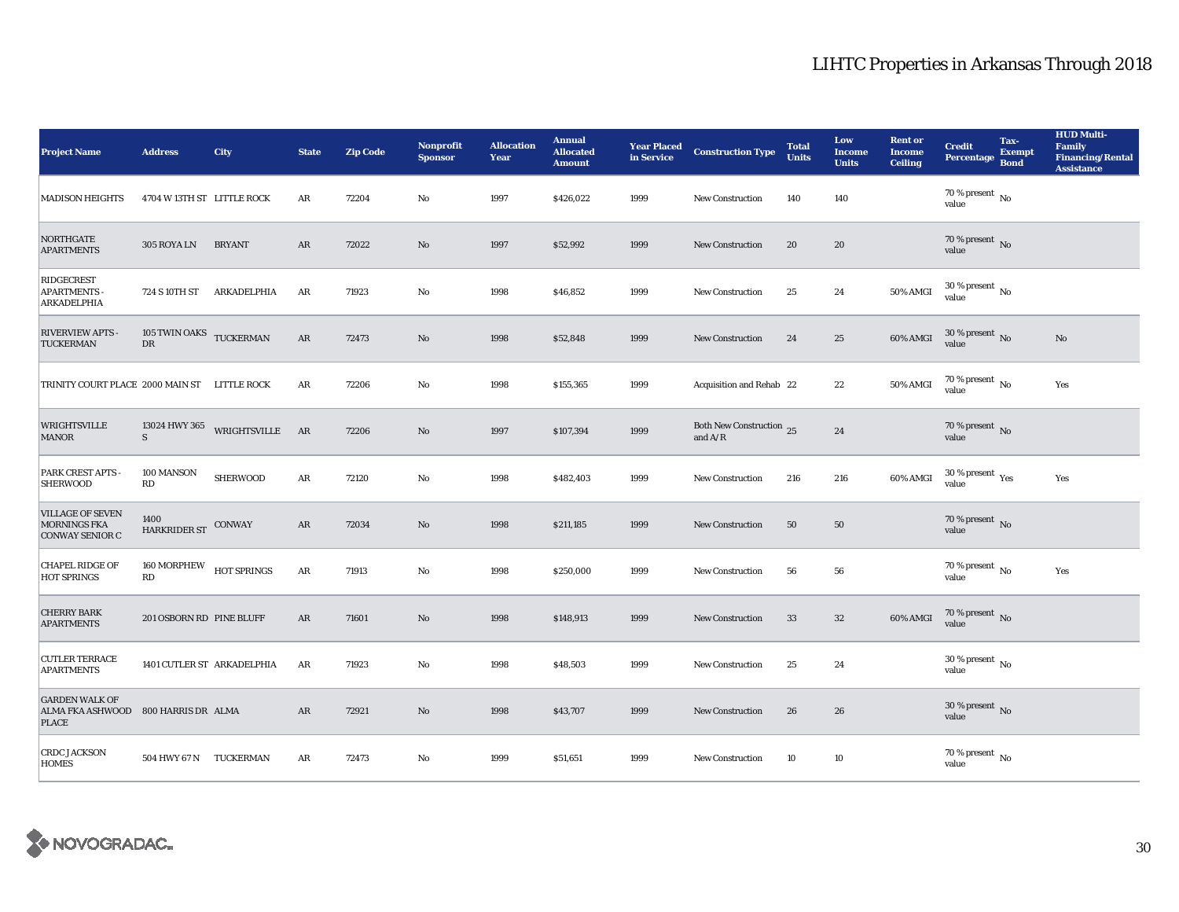# LIHTC Properties in Arkansas Through 2018

| Project Name | Address | City | State | Zip Code | Nonprofit Sponsor | Allocation Year | Annual Allocated Amount | Year Placed in Service | Construction Type | Total Units | Low Income Units | Rent or Income Ceiling | Credit Percentage | Tax-Exempt Bond | HUD Multi-Family Financing/Rental Assistance |
|---|---|---|---|---|---|---|---|---|---|---|---|---|---|---|---|
| MADISON HEIGHTS | 4704 W 13TH ST | LITTLE ROCK | AR | 72204 | No | 1997 | $426,022 | 1999 | New Construction | 140 | 140 | | 70 % present value | No | |
| NORTHGATE APARTMENTS | 305 ROYA LN | BRYANT | AR | 72022 | No | 1997 | $52,992 | 1999 | New Construction | 20 | 20 | | 70 % present value | No | |
| RIDGECREST APARTMENTS - ARKADELPHIA | 724 S 10TH ST | ARKADELPHIA | AR | 71923 | No | 1998 | $46,852 | 1999 | New Construction | 25 | 24 | 50% AMGI | 30 % present value | No | |
| RIVERVIEW APTS - TUCKERMAN | 105 TWIN OAKS DR | TUCKERMAN | AR | 72473 | No | 1998 | $52,848 | 1999 | New Construction | 24 | 25 | 60% AMGI | 30 % present value | No | No |
| TRINITY COURT PLACE | 2000 MAIN ST | LITTLE ROCK | AR | 72206 | No | 1998 | $155,365 | 1999 | Acquisition and Rehab | 22 | 22 | 50% AMGI | 70 % present value | No | Yes |
| WRIGHTSVILLE MANOR | 13024 HWY 365 S | WRIGHTSVILLE | AR | 72206 | No | 1997 | $107,394 | 1999 | Both New Construction and A/R | 25 | 24 | | 70 % present value | No | |
| PARK CREST APTS - SHERWOOD | 100 MANSON RD | SHERWOOD | AR | 72120 | No | 1998 | $482,403 | 1999 | New Construction | 216 | 216 | 60% AMGI | 30 % present value | Yes | Yes |
| VILLAGE OF SEVEN MORNINGS FKA CONWAY SENIOR C | 1400 HARKRIDER ST | CONWAY | AR | 72034 | No | 1998 | $211,185 | 1999 | New Construction | 50 | 50 | | 70 % present value | No | |
| CHAPEL RIDGE OF HOT SPRINGS | 160 MORPHEW RD | HOT SPRINGS | AR | 71913 | No | 1998 | $250,000 | 1999 | New Construction | 56 | 56 | | 70 % present value | No | Yes |
| CHERRY BARK APARTMENTS | 201 OSBORN RD | PINE BLUFF | AR | 71601 | No | 1998 | $148,913 | 1999 | New Construction | 33 | 32 | 60% AMGI | 70 % present value | No | |
| CUTLER TERRACE APARTMENTS | 1401 CUTLER ST | ARKADELPHIA | AR | 71923 | No | 1998 | $48,503 | 1999 | New Construction | 25 | 24 | | 30 % present value | No | |
| GARDEN WALK OF ALMA FKA ASHWOOD PLACE | 800 HARRIS DR | ALMA | AR | 72921 | No | 1998 | $43,707 | 1999 | New Construction | 26 | 26 | | 30 % present value | No | |
| CRDC JACKSON HOMES | 504 HWY 67 N | TUCKERMAN | AR | 72473 | No | 1999 | $51,651 | 1999 | New Construction | 10 | 10 | | 70 % present value | No | |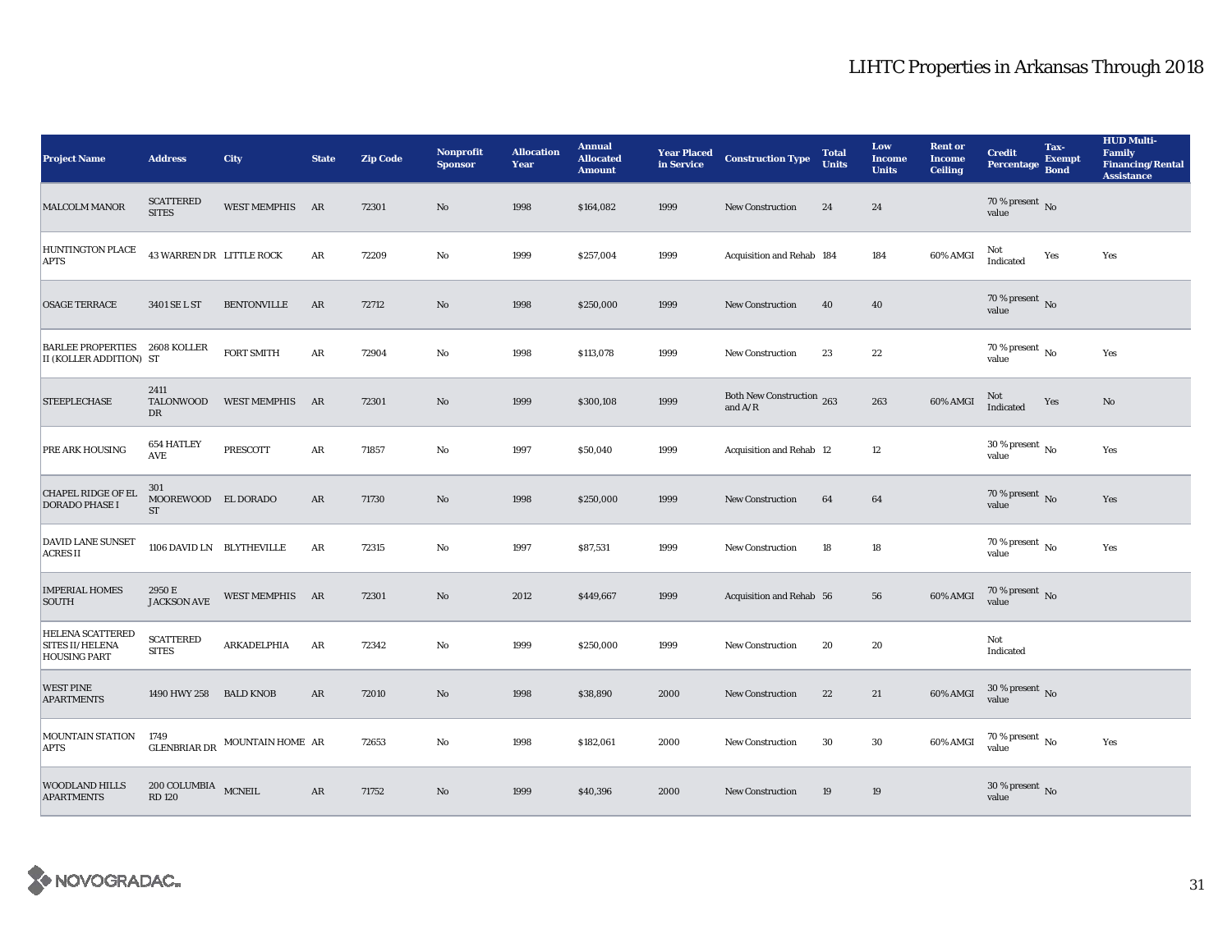# LIHTC Properties in Arkansas Through 2018

| Project Name | Address | City | State | Zip Code | Nonprofit Sponsor | Allocation Year | Annual Allocated Amount | Year Placed in Service | Construction Type | Total Units | Low Income Units | Rent or Income Ceiling | Credit Percentage | Tax-Exempt Bond | HUD Multi-Family Financing/Rental Assistance |
|---|---|---|---|---|---|---|---|---|---|---|---|---|---|---|---|
| MALCOLM MANOR | SCATTERED SITES | WEST MEMPHIS | AR | 72301 | No | 1998 | $164,082 | 1999 | New Construction | 24 | 24 | | 70 % present value | No | |
| HUNTINGTON PLACE APTS | 43 WARREN DR | LITTLE ROCK | AR | 72209 | No | 1999 | $257,004 | 1999 | Acquisition and Rehab | 184 | 184 | 60% AMGI | Not Indicated | Yes | Yes |
| OSAGE TERRACE | 3401 SE L ST | BENTONVILLE | AR | 72712 | No | 1998 | $250,000 | 1999 | New Construction | 40 | 40 | | 70 % present value | No | |
| BARLEE PROPERTIES II (KOLLER ADDITION) | 2608 KOLLER ST | FORT SMITH | AR | 72904 | No | 1998 | $113,078 | 1999 | New Construction | 23 | 22 | | 70 % present value | No | Yes |
| STEEPLECHASE | 2411 TALONWOOD DR | WEST MEMPHIS | AR | 72301 | No | 1999 | $300,108 | 1999 | Both New Construction and A/R | 263 | 263 | 60% AMGI | Not Indicated | Yes | No |
| PRE ARK HOUSING | 654 HATLEY AVE | PRESCOTT | AR | 71857 | No | 1997 | $50,040 | 1999 | Acquisition and Rehab | 12 | 12 | | 30 % present value | No | Yes |
| CHAPEL RIDGE OF EL DORADO PHASE I | 301 MOOREWOOD ST | EL DORADO | AR | 71730 | No | 1998 | $250,000 | 1999 | New Construction | 64 | 64 | | 70 % present value | No | Yes |
| DAVID LANE SUNSET ACRES II | 1106 DAVID LN | BLYTHEVILLE | AR | 72315 | No | 1997 | $87,531 | 1999 | New Construction | 18 | 18 | | 70 % present value | No | Yes |
| IMPERIAL HOMES SOUTH | 2950 E JACKSON AVE | WEST MEMPHIS | AR | 72301 | No | 2012 | $449,667 | 1999 | Acquisition and Rehab | 56 | 56 | 60% AMGI | 70 % present value | No | |
| HELENA SCATTERED SITES II/HELENA HOUSING PART | SCATTERED SITES | ARKADELPHIA | AR | 72342 | No | 1999 | $250,000 | 1999 | New Construction | 20 | 20 | | Not Indicated | | |
| WEST PINE APARTMENTS | 1490 HWY 258 | BALD KNOB | AR | 72010 | No | 1998 | $38,890 | 2000 | New Construction | 22 | 21 | 60% AMGI | 30 % present value | No | |
| MOUNTAIN STATION APTS | 1749 GLENBRIAR DR | MOUNTAIN HOME | AR | 72653 | No | 1998 | $182,061 | 2000 | New Construction | 30 | 30 | 60% AMGI | 70 % present value | No | Yes |
| WOODLAND HILLS APARTMENTS | 200 COLUMBIA RD 120 | MCNEIL | AR | 71752 | No | 1999 | $40,396 | 2000 | New Construction | 19 | 19 | | 30 % present value | No | |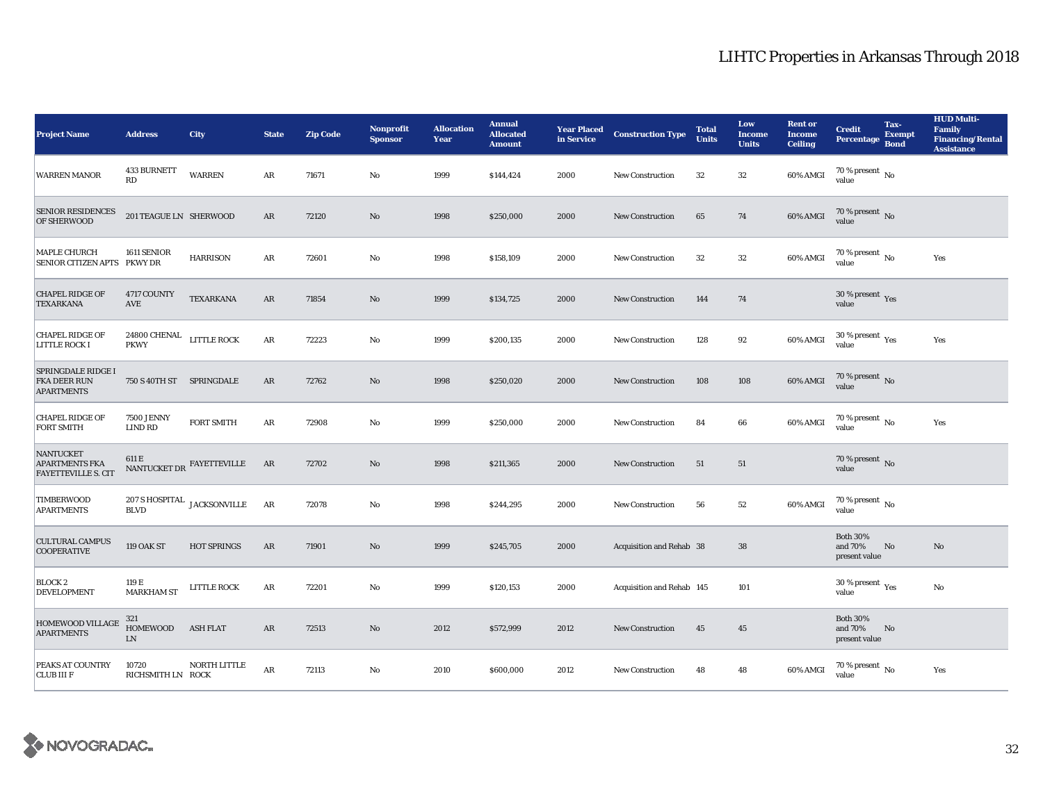# LIHTC Properties in Arkansas Through 2018

| Project Name | Address | City | State | Zip Code | Nonprofit Sponsor | Allocation Year | Annual Allocated Amount | Year Placed in Service | Construction Type | Total Units | Low Income Units | Rent or Income Ceiling | Credit Percentage | Tax-Exempt Bond | HUD Multi-Family Financing/Rental Assistance |
|---|---|---|---|---|---|---|---|---|---|---|---|---|---|---|---|
| WARREN MANOR | 433 BURNETT RD | WARREN | AR | 71671 | No | 1999 | $144,424 | 2000 | New Construction | 32 | 32 | 60% AMGI | 70 % present value | No | |
| SENIOR RESIDENCES OF SHERWOOD | 201 TEAGUE LN | SHERWOOD | AR | 72120 | No | 1998 | $250,000 | 2000 | New Construction | 65 | 74 | 60% AMGI | 70 % present value | No | |
| MAPLE CHURCH SENIOR CITIZEN APTS | 1611 SENIOR PKWY DR | HARRISON | AR | 72601 | No | 1998 | $158,109 | 2000 | New Construction | 32 | 32 | 60% AMGI | 70 % present value | No | Yes |
| CHAPEL RIDGE OF TEXARKANA | 4717 COUNTY AVE | TEXARKANA | AR | 71854 | No | 1999 | $134,725 | 2000 | New Construction | 144 | 74 | | 30 % present value | Yes | |
| CHAPEL RIDGE OF LITTLE ROCK I | 24800 CHENAL PKWY | LITTLE ROCK | AR | 72223 | No | 1999 | $200,135 | 2000 | New Construction | 128 | 92 | 60% AMGI | 30 % present value | Yes | Yes |
| SPRINGDALE RIDGE I FKA DEER RUN APARTMENTS | 750 S 40TH ST | SPRINGDALE | AR | 72762 | No | 1998 | $250,020 | 2000 | New Construction | 108 | 108 | 60% AMGI | 70 % present value | No | |
| CHAPEL RIDGE OF FORT SMITH | 7500 JENNY LIND RD | FORT SMITH | AR | 72908 | No | 1999 | $250,000 | 2000 | New Construction | 84 | 66 | 60% AMGI | 70 % present value | No | Yes |
| NANTUCKET APARTMENTS FKA FAYETTEVILLE S. CIT | 611 E NANTUCKET DR | FAYETTEVILLE | AR | 72702 | No | 1998 | $211,365 | 2000 | New Construction | 51 | 51 | | 70 % present value | No | |
| TIMBERWOOD APARTMENTS | 207 S HOSPITAL BLVD | JACKSONVILLE | AR | 72078 | No | 1998 | $244,295 | 2000 | New Construction | 56 | 52 | 60% AMGI | 70 % present value | No | |
| CULTURAL CAMPUS COOPERATIVE | 119 OAK ST | HOT SPRINGS | AR | 71901 | No | 1999 | $245,705 | 2000 | Acquisition and Rehab | 38 | 38 | | Both 30% and 70% present value | No | No |
| BLOCK 2 DEVELOPMENT | 119 E MARKHAM ST | LITTLE ROCK | AR | 72201 | No | 1999 | $120,153 | 2000 | Acquisition and Rehab | 145 | 101 | | 30 % present value | Yes | No |
| HOMEWOOD VILLAGE APARTMENTS | 321 HOMEWOOD LN | ASH FLAT | AR | 72513 | No | 2012 | $572,999 | 2012 | New Construction | 45 | 45 | | Both 30% and 70% present value | No | |
| PEAKS AT COUNTRY CLUB III F | 10720 RICHSMITH LN | NORTH LITTLE ROCK | AR | 72113 | No | 2010 | $600,000 | 2012 | New Construction | 48 | 48 | 60% AMGI | 70 % present value | No | Yes |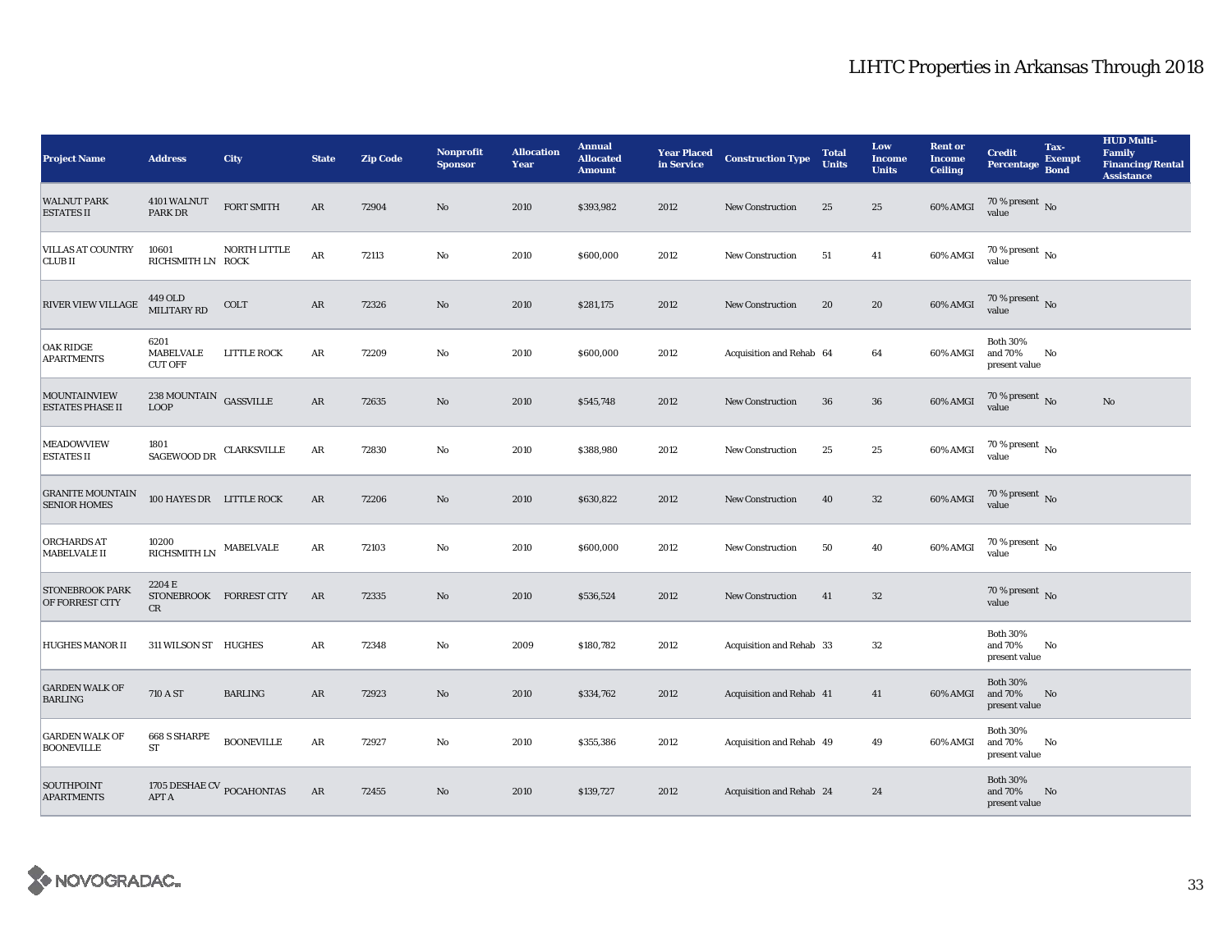# LIHTC Properties in Arkansas Through 2018

| Project Name | Address | City | State | Zip Code | Nonprofit Sponsor | Allocation Year | Annual Allocated Amount | Year Placed in Service | Construction Type | Total Units | Low Income Units | Rent or Income Ceiling | Credit Percentage | Tax-Exempt Bond | HUD Multi-Family Financing/Rental Assistance |
|---|---|---|---|---|---|---|---|---|---|---|---|---|---|---|---|
| WALNUT PARK ESTATES II | 4101 WALNUT PARK DR | FORT SMITH | AR | 72904 | No | 2010 | $393,982 | 2012 | New Construction | 25 | 25 | 60% AMGI | 70 % present value | No | |
| VILLAS AT COUNTRY CLUB II | 10601 RICHSMITH LN | NORTH LITTLE ROCK | AR | 72113 | No | 2010 | $600,000 | 2012 | New Construction | 51 | 41 | 60% AMGI | 70 % present value | No | |
| RIVER VIEW VILLAGE | 449 OLD MILITARY RD | COLT | AR | 72326 | No | 2010 | $281,175 | 2012 | New Construction | 20 | 20 | 60% AMGI | 70 % present value | No | |
| OAK RIDGE APARTMENTS | 6201 MABELVALE CUT OFF | LITTLE ROCK | AR | 72209 | No | 2010 | $600,000 | 2012 | Acquisition and Rehab | 64 | 64 | 60% AMGI | Both 30% and 70% present value | No | |
| MOUNTAINVIEW ESTATES PHASE II | 238 MOUNTAIN LOOP | GASSVILLE | AR | 72635 | No | 2010 | $545,748 | 2012 | New Construction | 36 | 36 | 60% AMGI | 70 % present value | No | No |
| MEADOWVIEW ESTATES II | 1801 SAGEWOOD DR | CLARKSVILLE | AR | 72830 | No | 2010 | $388,980 | 2012 | New Construction | 25 | 25 | 60% AMGI | 70 % present value | No | |
| GRANITE MOUNTAIN SENIOR HOMES | 100 HAYES DR | LITTLE ROCK | AR | 72206 | No | 2010 | $630,822 | 2012 | New Construction | 40 | 32 | 60% AMGI | 70 % present value | No | |
| ORCHARDS AT MABELVALE II | 10200 RICHSMITH LN | MABELVALE | AR | 72103 | No | 2010 | $600,000 | 2012 | New Construction | 50 | 40 | 60% AMGI | 70 % present value | No | |
| STONEBROOK PARK OF FORREST CITY | 2204 E STONEBROOK CR | FORREST CITY | AR | 72335 | No | 2010 | $536,524 | 2012 | New Construction | 41 | 32 | | 70 % present value | No | |
| HUGHES MANOR II | 311 WILSON ST | HUGHES | AR | 72348 | No | 2009 | $180,782 | 2012 | Acquisition and Rehab | 33 | 32 | | Both 30% and 70% present value | No | |
| GARDEN WALK OF BARLING | 710 A ST | BARLING | AR | 72923 | No | 2010 | $334,762 | 2012 | Acquisition and Rehab | 41 | 41 | 60% AMGI | Both 30% and 70% present value | No | |
| GARDEN WALK OF BOONEVILLE | 668 S SHARPE ST | BOONEVILLE | AR | 72927 | No | 2010 | $355,386 | 2012 | Acquisition and Rehab | 49 | 49 | 60% AMGI | Both 30% and 70% present value | No | |
| SOUTHPOINT APARTMENTS | 1705 DESHAE CV APT A | POCAHONTAS | AR | 72455 | No | 2010 | $139,727 | 2012 | Acquisition and Rehab | 24 | 24 | | Both 30% and 70% present value | No | |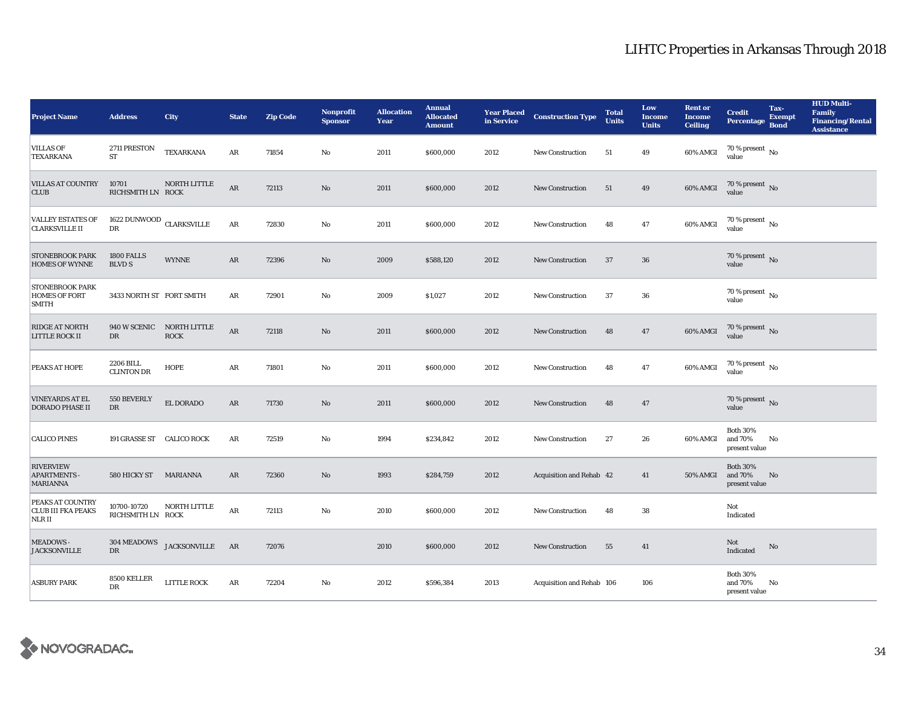# LIHTC Properties in Arkansas Through 2018

| Project Name | Address | City | State | Zip Code | Nonprofit Sponsor | Allocation Year | Annual Allocated Amount | Year Placed in Service | Construction Type | Total Units | Low Income Units | Rent or Income Ceiling | Credit Percentage | Tax-Exempt Bond | HUD Multi-Family Financing/Rental Assistance |
|---|---|---|---|---|---|---|---|---|---|---|---|---|---|---|---|
| VILLAS OF TEXARKANA | 2711 PRESTON ST | TEXARKANA | AR | 71854 | No | 2011 | $600,000 | 2012 | New Construction | 51 | 49 | 60% AMGI | 70 % present value | No | |
| VILLAS AT COUNTRY CLUB | 10701 RICHSMITH LN | NORTH LITTLE ROCK | AR | 72113 | No | 2011 | $600,000 | 2012 | New Construction | 51 | 49 | 60% AMGI | 70 % present value | No | |
| VALLEY ESTATES OF CLARKSVILLE II | 1622 DUNWOOD DR | CLARKSVILLE | AR | 72830 | No | 2011 | $600,000 | 2012 | New Construction | 48 | 47 | 60% AMGI | 70 % present value | No | |
| STONEBROOK PARK HOMES OF WYNNE | 1800 FALLS BLVD S | WYNNE | AR | 72396 | No | 2009 | $588,120 | 2012 | New Construction | 37 | 36 | | 70 % present value | No | |
| STONEBROOK PARK HOMES OF FORT SMITH | 3433 NORTH ST | FORT SMITH | AR | 72901 | No | 2009 | $1,027 | 2012 | New Construction | 37 | 36 | | 70 % present value | No | |
| RIDGE AT NORTH LITTLE ROCK II | 940 W SCENIC DR | NORTH LITTLE ROCK | AR | 72118 | No | 2011 | $600,000 | 2012 | New Construction | 48 | 47 | 60% AMGI | 70 % present value | No | |
| PEAKS AT HOPE | 2206 BILL CLINTON DR | HOPE | AR | 71801 | No | 2011 | $600,000 | 2012 | New Construction | 48 | 47 | 60% AMGI | 70 % present value | No | |
| VINEYARDS AT EL DORADO PHASE II | 550 BEVERLY DR | EL DORADO | AR | 71730 | No | 2011 | $600,000 | 2012 | New Construction | 48 | 47 | | 70 % present value | No | |
| CALICO PINES | 191 GRASSE ST | CALICO ROCK | AR | 72519 | No | 1994 | $234,842 | 2012 | New Construction | 27 | 26 | 60% AMGI | Both 30% and 70% present value | No | |
| RIVERVIEW APARTMENTS - MARIANNA | 580 HICKY ST | MARIANNA | AR | 72360 | No | 1993 | $284,759 | 2012 | Acquisition and Rehab | 42 | 41 | 50% AMGI | Both 30% and 70% present value | No | |
| PEAKS AT COUNTRY CLUB III FKA PEAKS NLR II | 10700-10720 RICHSMITH LN | NORTH LITTLE ROCK | AR | 72113 | No | 2010 | $600,000 | 2012 | New Construction | 48 | 38 | | Not Indicated | | |
| MEADOWS - JACKSONVILLE | 304 MEADOWS DR | JACKSONVILLE | AR | 72076 | | 2010 | $600,000 | 2012 | New Construction | 55 | 41 | | Not Indicated | No | |
| ASBURY PARK | 8500 KELLER DR | LITTLE ROCK | AR | 72204 | No | 2012 | $596,384 | 2013 | Acquisition and Rehab | 106 | 106 | | Both 30% and 70% present value | No | |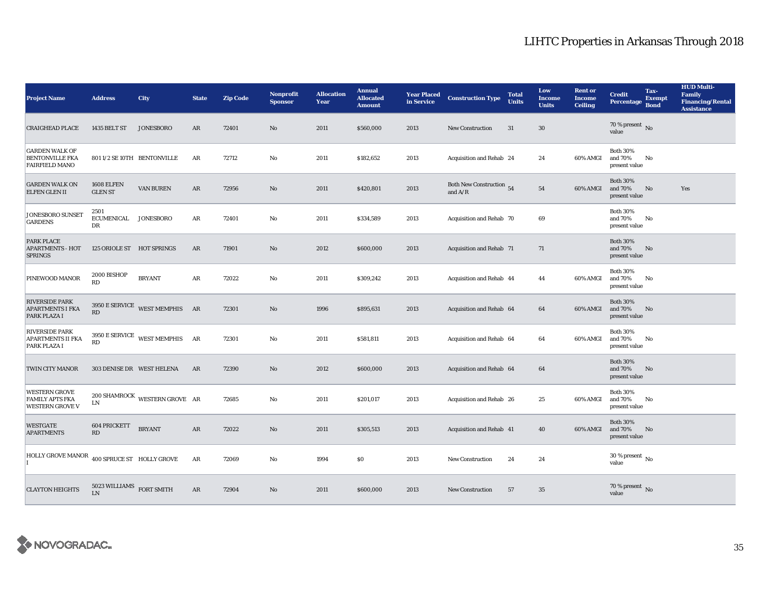# LIHTC Properties in Arkansas Through 2018

| Project Name | Address | City | State | Zip Code | Nonprofit Sponsor | Allocation Year | Annual Allocated Amount | Year Placed in Service | Construction Type | Total Units | Low Income Units | Rent or Income Ceiling | Credit Percentage | Tax-Exempt Bond | HUD Multi-Family Financing/Rental Assistance |
|---|---|---|---|---|---|---|---|---|---|---|---|---|---|---|---|
| CRAIGHEAD PLACE | 1435 BELT ST | JONESBORO | AR | 72401 | No | 2011 | $560,000 | 2013 | New Construction | 31 | 30 | | 70 % present value | No | |
| GARDEN WALK OF BENTONVILLE FKA FAIRFIELD MANO | 801 1/2 SE 10TH | BENTONVILLE | AR | 72712 | No | 2011 | $182,652 | 2013 | Acquisition and Rehab | 24 | 24 | 60% AMGI | Both 30% and 70% present value | No | |
| GARDEN WALK ON ELFEN GLEN II | 1608 ELFEN GLEN ST | VAN BUREN | AR | 72956 | No | 2011 | $420,801 | 2013 | Both New Construction and A/R | 54 | 54 | 60% AMGI | Both 30% and 70% present value | No | Yes |
| JONESBORO SUNSET GARDENS | 2501 ECUMENICAL DR | JONESBORO | AR | 72401 | No | 2011 | $334,589 | 2013 | Acquisition and Rehab | 70 | 69 | | Both 30% and 70% present value | No | |
| PARK PLACE APARTMENTS - HOT SPRINGS | 125 ORIOLE ST | HOT SPRINGS | AR | 71901 | No | 2012 | $600,000 | 2013 | Acquisition and Rehab | 71 | 71 | | Both 30% and 70% present value | No | |
| PINEWOOD MANOR | 2000 BISHOP RD | BRYANT | AR | 72022 | No | 2011 | $309,242 | 2013 | Acquisition and Rehab | 44 | 44 | 60% AMGI | Both 30% and 70% present value | No | |
| RIVERSIDE PARK APARTMENTS I FKA PARK PLAZA I | 3950 E SERVICE RD | WEST MEMPHIS | AR | 72301 | No | 1996 | $895,631 | 2013 | Acquisition and Rehab | 64 | 64 | 60% AMGI | Both 30% and 70% present value | No | |
| RIVERSIDE PARK APARTMENTS II FKA PARK PLAZA I | 3950 E SERVICE RD | WEST MEMPHIS | AR | 72301 | No | 2011 | $581,811 | 2013 | Acquisition and Rehab | 64 | 64 | 60% AMGI | Both 30% and 70% present value | No | |
| TWIN CITY MANOR | 303 DENISE DR | WEST HELENA | AR | 72390 | No | 2012 | $600,000 | 2013 | Acquisition and Rehab | 64 | 64 | | Both 30% and 70% present value | No | |
| WESTERN GROVE FAMILY APTS FKA WESTERN GROVE V | 200 SHAMROCK LN | WESTERN GROVE | AR | 72685 | No | 2011 | $201,017 | 2013 | Acquisition and Rehab | 26 | 25 | 60% AMGI | Both 30% and 70% present value | No | |
| WESTGATE APARTMENTS | 604 PRICKETT RD | BRYANT | AR | 72022 | No | 2011 | $305,513 | 2013 | Acquisition and Rehab | 41 | 40 | 60% AMGI | Both 30% and 70% present value | No | |
| HOLLY GROVE MANOR I | 400 SPRUCE ST | HOLLY GROVE | AR | 72069 | No | 1994 | $0 | 2013 | New Construction | 24 | 24 | | 30 % present value | No | |
| CLAYTON HEIGHTS | 5023 WILLIAMS LN | FORT SMITH | AR | 72904 | No | 2011 | $600,000 | 2013 | New Construction | 57 | 35 | | 70 % present value | No | |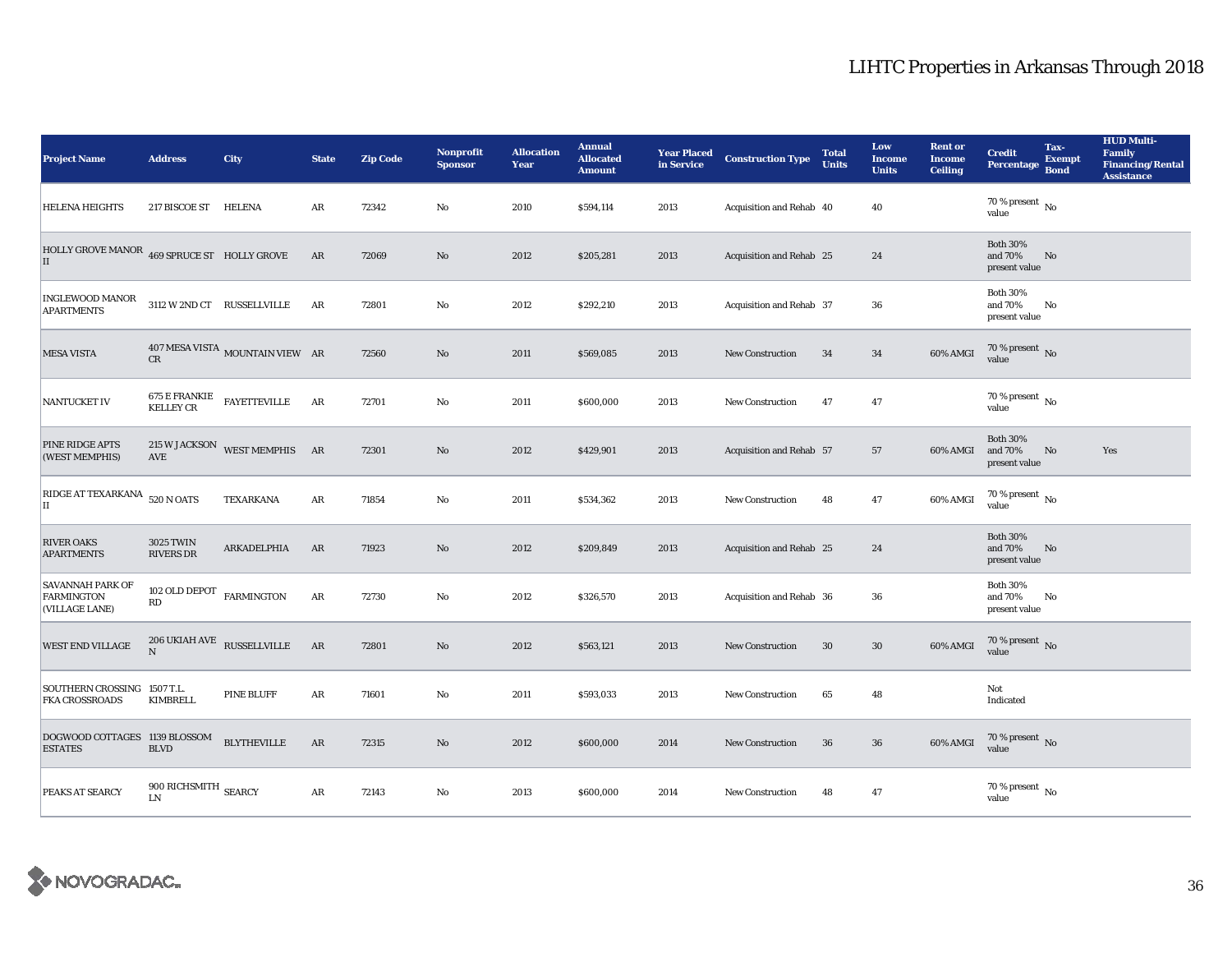# LIHTC Properties in Arkansas Through 2018

| Project Name | Address | City | State | Zip Code | Nonprofit Sponsor | Allocation Year | Annual Allocated Amount | Year Placed in Service | Construction Type | Total Units | Low Income Units | Rent or Income Ceiling | Credit Percentage | Tax-Exempt Bond | HUD Multi-Family Financing/Rental Assistance |
|---|---|---|---|---|---|---|---|---|---|---|---|---|---|---|---|
| HELENA HEIGHTS | 217 BISCOE ST | HELENA | AR | 72342 | No | 2010 | $594,114 | 2013 | Acquisition and Rehab | 40 | 40 | | 70 % present value | No | |
| HOLLY GROVE MANOR II | 469 SPRUCE ST | HOLLY GROVE | AR | 72069 | No | 2012 | $205,281 | 2013 | Acquisition and Rehab | 25 | 24 | | Both 30% and 70% present value | No | |
| INGLEWOOD MANOR APARTMENTS | 3112 W 2ND CT | RUSSELLVILLE | AR | 72801 | No | 2012 | $292,210 | 2013 | Acquisition and Rehab | 37 | 36 | | Both 30% and 70% present value | No | |
| MESA VISTA | 407 MESA VISTA CR | MOUNTAIN VIEW | AR | 72560 | No | 2011 | $569,085 | 2013 | New Construction | 34 | 34 | 60% AMGI | 70 % present value | No | |
| NANTUCKET IV | 675 E FRANKIE KELLEY CR | FAYETTEVILLE | AR | 72701 | No | 2011 | $600,000 | 2013 | New Construction | 47 | 47 | | 70 % present value | No | |
| PINE RIDGE APTS (WEST MEMPHIS) | 215 W JACKSON AVE | WEST MEMPHIS | AR | 72301 | No | 2012 | $429,901 | 2013 | Acquisition and Rehab | 57 | 57 | 60% AMGI | Both 30% and 70% present value | No | Yes |
| RIDGE AT TEXARKANA II | 520 N OATS | TEXARKANA | AR | 71854 | No | 2011 | $534,362 | 2013 | New Construction | 48 | 47 | 60% AMGI | 70 % present value | No | |
| RIVER OAKS APARTMENTS | 3025 TWIN RIVERS DR | ARKADELPHIA | AR | 71923 | No | 2012 | $209,849 | 2013 | Acquisition and Rehab | 25 | 24 | | Both 30% and 70% present value | No | |
| SAVANNAH PARK OF FARMINGTON (VILLAGE LANE) | 102 OLD DEPOT RD | FARMINGTON | AR | 72730 | No | 2012 | $326,570 | 2013 | Acquisition and Rehab | 36 | 36 | | Both 30% and 70% present value | No | |
| WEST END VILLAGE | 206 UKIAH AVE N | RUSSELLVILLE | AR | 72801 | No | 2012 | $563,121 | 2013 | New Construction | 30 | 30 | 60% AMGI | 70 % present value | No | |
| SOUTHERN CROSSING FKA CROSSROADS | 1507 T.L. KIMBRELL | PINE BLUFF | AR | 71601 | No | 2011 | $593,033 | 2013 | New Construction | 65 | 48 | | Not Indicated | | |
| DOGWOOD COTTAGES ESTATES | 1139 BLOSSOM BLVD | BLYTHEVILLE | AR | 72315 | No | 2012 | $600,000 | 2014 | New Construction | 36 | 36 | 60% AMGI | 70 % present value | No | |
| PEAKS AT SEARCY | 900 RICHSMITH LN | SEARCY | AR | 72143 | No | 2013 | $600,000 | 2014 | New Construction | 48 | 47 | | 70 % present value | No | |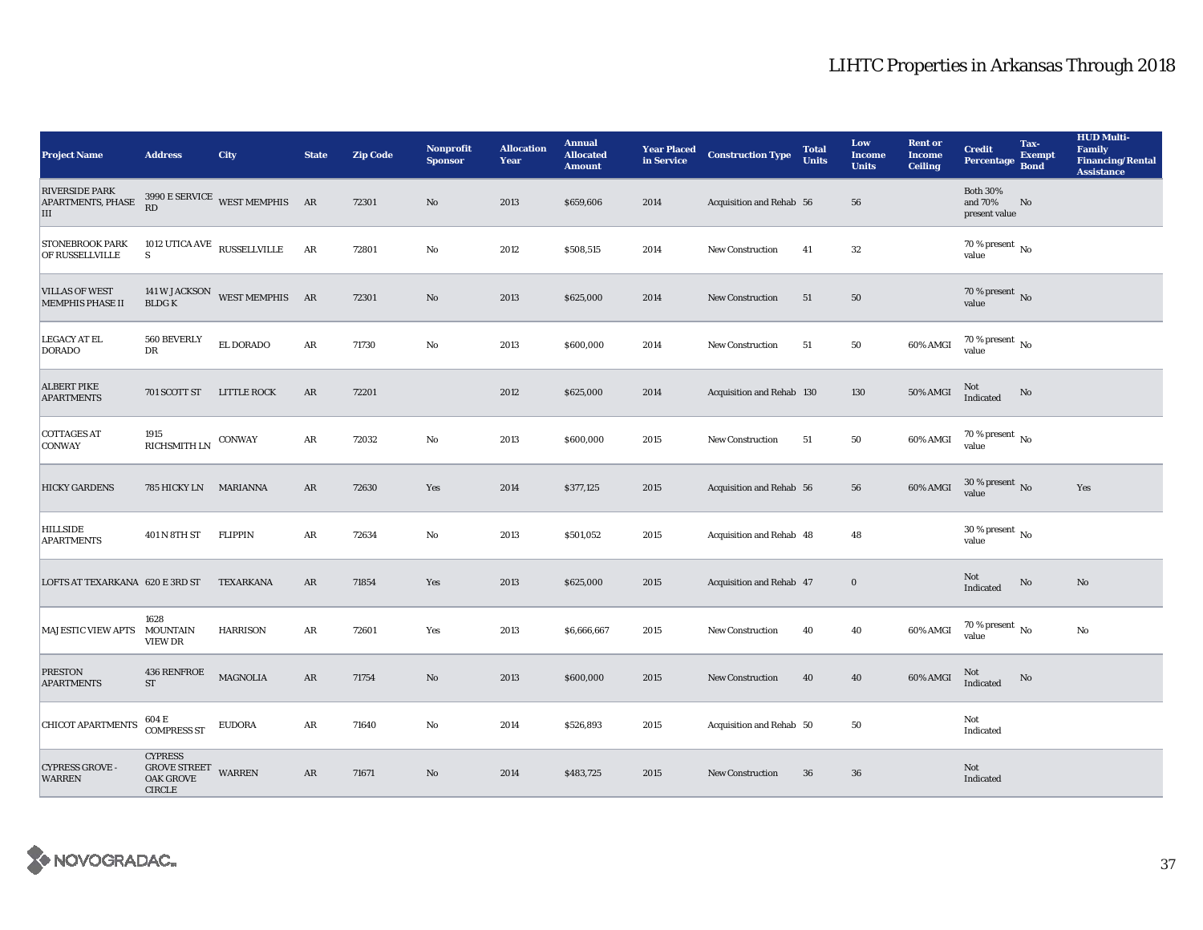# LIHTC Properties in Arkansas Through 2018

| Project Name | Address | City | State | Zip Code | Nonprofit Sponsor | Allocation Year | Annual Allocated Amount | Year Placed in Service | Construction Type | Total Units | Low Income Units | Rent or Income Ceiling | Credit Percentage | Tax-Exempt Bond | HUD Multi-Family Financing/Rental Assistance |
|---|---|---|---|---|---|---|---|---|---|---|---|---|---|---|---|
| RIVERSIDE PARK APARTMENTS, PHASE III | 3990 E SERVICE RD | WEST MEMPHIS | AR | 72301 | No | 2013 | $659,606 | 2014 | Acquisition and Rehab | 56 | 56 | | Both 30% and 70% present value | No | |
| STONEBROOK PARK OF RUSSELLVILLE | 1012 UTICA AVE S | RUSSELLVILLE | AR | 72801 | No | 2012 | $508,515 | 2014 | New Construction | 41 | 32 | | 70 % present value | No | |
| VILLAS OF WEST MEMPHIS PHASE II | 141 W JACKSON BLDG K | WEST MEMPHIS | AR | 72301 | No | 2013 | $625,000 | 2014 | New Construction | 51 | 50 | | 70 % present value | No | |
| LEGACY AT EL DORADO | 560 BEVERLY DR | EL DORADO | AR | 71730 | No | 2013 | $600,000 | 2014 | New Construction | 51 | 50 | 60% AMGI | 70 % present value | No | |
| ALBERT PIKE APARTMENTS | 701 SCOTT ST | LITTLE ROCK | AR | 72201 | | 2012 | $625,000 | 2014 | Acquisition and Rehab | 130 | 130 | 50% AMGI | Not Indicated | No | |
| COTTAGES AT CONWAY | 1915 RICHSMITH LN | CONWAY | AR | 72032 | No | 2013 | $600,000 | 2015 | New Construction | 51 | 50 | 60% AMGI | 70 % present value | No | |
| HICKY GARDENS | 785 HICKY LN | MARIANNA | AR | 72630 | Yes | 2014 | $377,125 | 2015 | Acquisition and Rehab | 56 | 56 | 60% AMGI | 30 % present value | No | Yes |
| HILLSIDE APARTMENTS | 401 N 8TH ST | FLIPPIN | AR | 72634 | No | 2013 | $501,052 | 2015 | Acquisition and Rehab | 48 | 48 | | 30 % present value | No | |
| LOFTS AT TEXARKANA | 620 E 3RD ST | TEXARKANA | AR | 71854 | Yes | 2013 | $625,000 | 2015 | Acquisition and Rehab | 47 | 0 | | Not Indicated | No | No |
| MAJESTIC VIEW APTS | 1628 MOUNTAIN VIEW DR | HARRISON | AR | 72601 | Yes | 2013 | $6,666,667 | 2015 | New Construction | 40 | 40 | 60% AMGI | 70 % present value | No | No |
| PRESTON APARTMENTS | 436 RENFROE ST | MAGNOLIA | AR | 71754 | No | 2013 | $600,000 | 2015 | New Construction | 40 | 40 | 60% AMGI | Not Indicated | No | |
| CHICOT APARTMENTS | 604 E COMPRESS ST | EUDORA | AR | 71640 | No | 2014 | $526,893 | 2015 | Acquisition and Rehab | 50 | 50 | | Not Indicated | | |
| CYPRESS GROVE - WARREN | CYPRESS GROVE STREET OAK GROVE CIRCLE | WARREN | AR | 71671 | No | 2014 | $483,725 | 2015 | New Construction | 36 | 36 | | Not Indicated | | |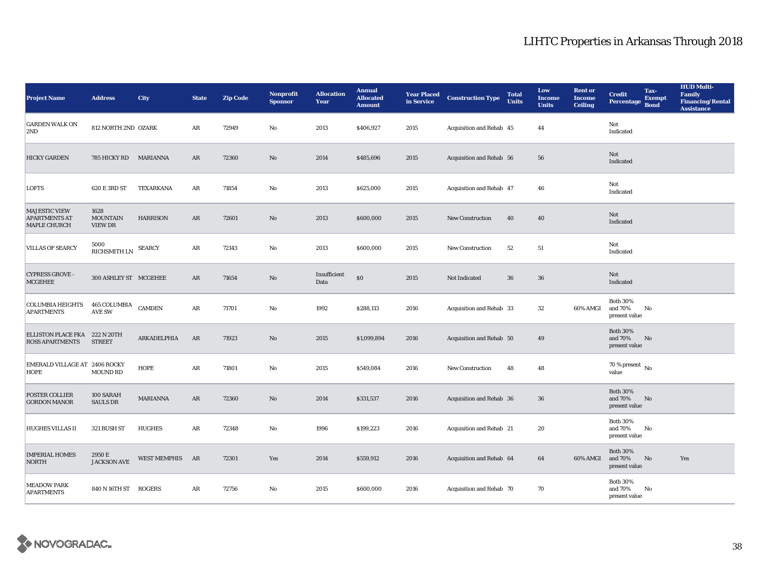# LIHTC Properties in Arkansas Through 2018

| Project Name | Address | City | State | Zip Code | Nonprofit Sponsor | Allocation Year | Annual Allocated Amount | Year Placed in Service | Construction Type | Total Units | Low Income Units | Rent or Income Ceiling | Credit Percentage | Tax-Exempt Bond | HUD Multi-Family Financing/Rental Assistance |
|---|---|---|---|---|---|---|---|---|---|---|---|---|---|---|---|
| GARDEN WALK ON 2ND | 812 NORTH 2ND | OZARK | AR | 72949 | No | 2013 | $406,927 | 2015 | Acquisition and Rehab | 45 | 44 | | Not Indicated | | |
| HICKY GARDEN | 785 HICKY RD | MARIANNA | AR | 72360 | No | 2014 | $485,696 | 2015 | Acquisition and Rehab | 56 | 56 | | Not Indicated | | |
| LOFTS | 620 E 3RD ST | TEXARKANA | AR | 71854 | No | 2013 | $625,000 | 2015 | Acquisition and Rehab | 47 | 46 | | Not Indicated | | |
| MAJESTIC VIEW APARTMENTS AT MAPLE CHURCH | 1628 MOUNTAIN VIEW DR | HARRISON | AR | 72601 | No | 2013 | $600,000 | 2015 | New Construction | 40 | 40 | | Not Indicated | | |
| VILLAS OF SEARCY | 5000 RICHSMITH LN | SEARCY | AR | 72143 | No | 2013 | $600,000 | 2015 | New Construction | 52 | 51 | | Not Indicated | | |
| CYPRESS GROVE - MCGEHEE | 300 ASHLEY ST | MCGEHEE | AR | 71654 | No | Insufficient Data | $0 | 2015 | Not Indicated | 36 | 36 | | Not Indicated | | |
| COLUMBIA HEIGHTS APARTMENTS | 465 COLUMBIA AVE SW | CAMDEN | AR | 71701 | No | 1992 | $288,113 | 2016 | Acquisition and Rehab | 33 | 32 | 60% AMGI | Both 30% and 70% present value | No | |
| ELLISTON PLACE FKA ROSS APARTMENTS | 222 N 20TH STREET | ARKADELPHIA | AR | 71923 | No | 2015 | $1,099,894 | 2016 | Acquisition and Rehab | 50 | 49 | | Both 30% and 70% present value | No | |
| EMERALD VILLAGE AT HOPE | 2406 ROCKY MOUND RD | HOPE | AR | 71801 | No | 2015 | $549,084 | 2016 | New Construction | 48 | 48 | | 70 % present value | No | |
| FOSTER COLLIER GORDON MANOR | 100 SARAH SAULS DR | MARIANNA | AR | 72360 | No | 2014 | $331,537 | 2016 | Acquisition and Rehab | 36 | 36 | | Both 30% and 70% present value | No | |
| HUGHES VILLAS II | 321 BUSH ST | HUGHES | AR | 72348 | No | 1996 | $199,223 | 2016 | Acquisition and Rehab | 21 | 20 | | Both 30% and 70% present value | No | |
| IMPERIAL HOMES NORTH | 2950 E JACKSON AVE | WEST MEMPHIS | AR | 72301 | Yes | 2014 | $559,912 | 2016 | Acquisition and Rehab | 64 | 64 | 60% AMGI | Both 30% and 70% present value | No | Yes |
| MEADOW PARK APARTMENTS | 840 N 16TH ST | ROGERS | AR | 72756 | No | 2015 | $600,000 | 2016 | Acquisition and Rehab | 70 | 70 | | Both 30% and 70% present value | No | |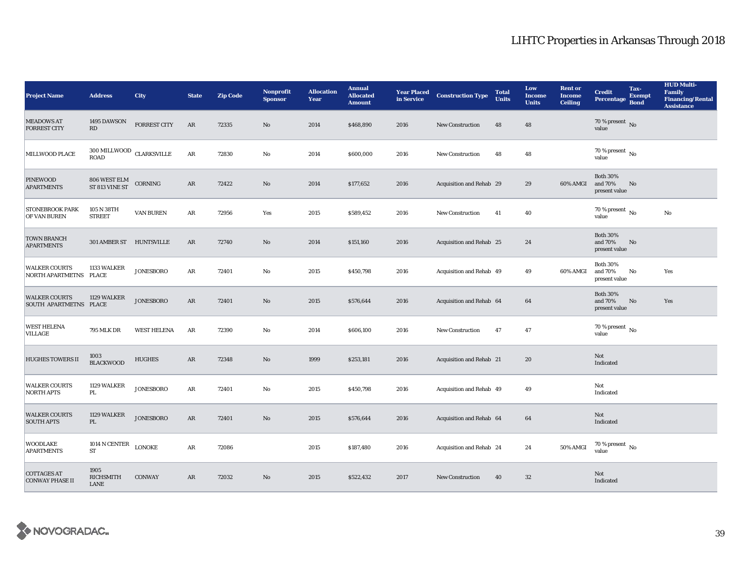# LIHTC Properties in Arkansas Through 2018

| Project Name | Address | City | State | Zip Code | Nonprofit Sponsor | Allocation Year | Annual Allocated Amount | Year Placed in Service | Construction Type | Total Units | Low Income Units | Rent or Income Ceiling | Credit Percentage | Tax-Exempt Bond | HUD Multi-Family Financing/Rental Assistance |
|---|---|---|---|---|---|---|---|---|---|---|---|---|---|---|---|
| MEADOWS AT FORREST CITY | 1495 DAWSON RD | FORREST CITY | AR | 72335 | No | 2014 | $468,890 | 2016 | New Construction | 48 | 48 | | 70 % present value | No | |
| MILLWOOD PLACE | 300 MILLWOOD ROAD | CLARKSVILLE | AR | 72830 | No | 2014 | $600,000 | 2016 | New Construction | 48 | 48 | | 70 % present value | No | |
| PINEWOOD APARTMENTS | 806 WEST ELM ST 813 VINE ST | CORNING | AR | 72422 | No | 2014 | $177,652 | 2016 | Acquisition and Rehab | 29 | 29 | 60% AMGI | Both 30% and 70% present value | No | |
| STONEBROOK PARK OF VAN BUREN | 105 N 38TH STREET | VAN BUREN | AR | 72956 | Yes | 2015 | $589,452 | 2016 | New Construction | 41 | 40 | | 70 % present value | No | No |
| TOWN BRANCH APARTMENTS | 301 AMBER ST | HUNTSVILLE | AR | 72740 | No | 2014 | $151,160 | 2016 | Acquisition and Rehab | 25 | 24 | | Both 30% and 70% present value | No | |
| WALKER COURTS NORTH APARTMETNS | 1133 WALKER PLACE | JONESBORO | AR | 72401 | No | 2015 | $450,798 | 2016 | Acquisition and Rehab | 49 | 49 | 60% AMGI | Both 30% and 70% present value | No | Yes |
| WALKER COURTS SOUTH APARTMETNS | 1129 WALKER PLACE | JONESBORO | AR | 72401 | No | 2015 | $576,644 | 2016 | Acquisition and Rehab | 64 | 64 | | Both 30% and 70% present value | No | Yes |
| WEST HELENA VILLAGE | 795 MLK DR | WEST HELENA | AR | 72390 | No | 2014 | $606,100 | 2016 | New Construction | 47 | 47 | | 70 % present value | No | |
| HUGHES TOWERS II | 1003 BLACKWOOD | HUGHES | AR | 72348 | No | 1999 | $253,181 | 2016 | Acquisition and Rehab | 21 | 20 | | Not Indicated | | |
| WALKER COURTS NORTH APTS | 1129 WALKER PL | JONESBORO | AR | 72401 | No | 2015 | $450,798 | 2016 | Acquisition and Rehab | 49 | 49 | | Not Indicated | | |
| WALKER COURTS SOUTH APTS | 1129 WALKER PL | JONESBORO | AR | 72401 | No | 2015 | $576,644 | 2016 | Acquisition and Rehab | 64 | 64 | | Not Indicated | | |
| WOODLAKE APARTMENTS | 1014 N CENTER ST | LONOKE | AR | 72086 | | 2015 | $187,480 | 2016 | Acquisition and Rehab | 24 | 24 | 50% AMGI | 70 % present value | No | |
| COTTAGES AT CONWAY PHASE II | 1905 RICHSMITH LANE | CONWAY | AR | 72032 | No | 2015 | $522,432 | 2017 | New Construction | 40 | 32 | | Not Indicated | | |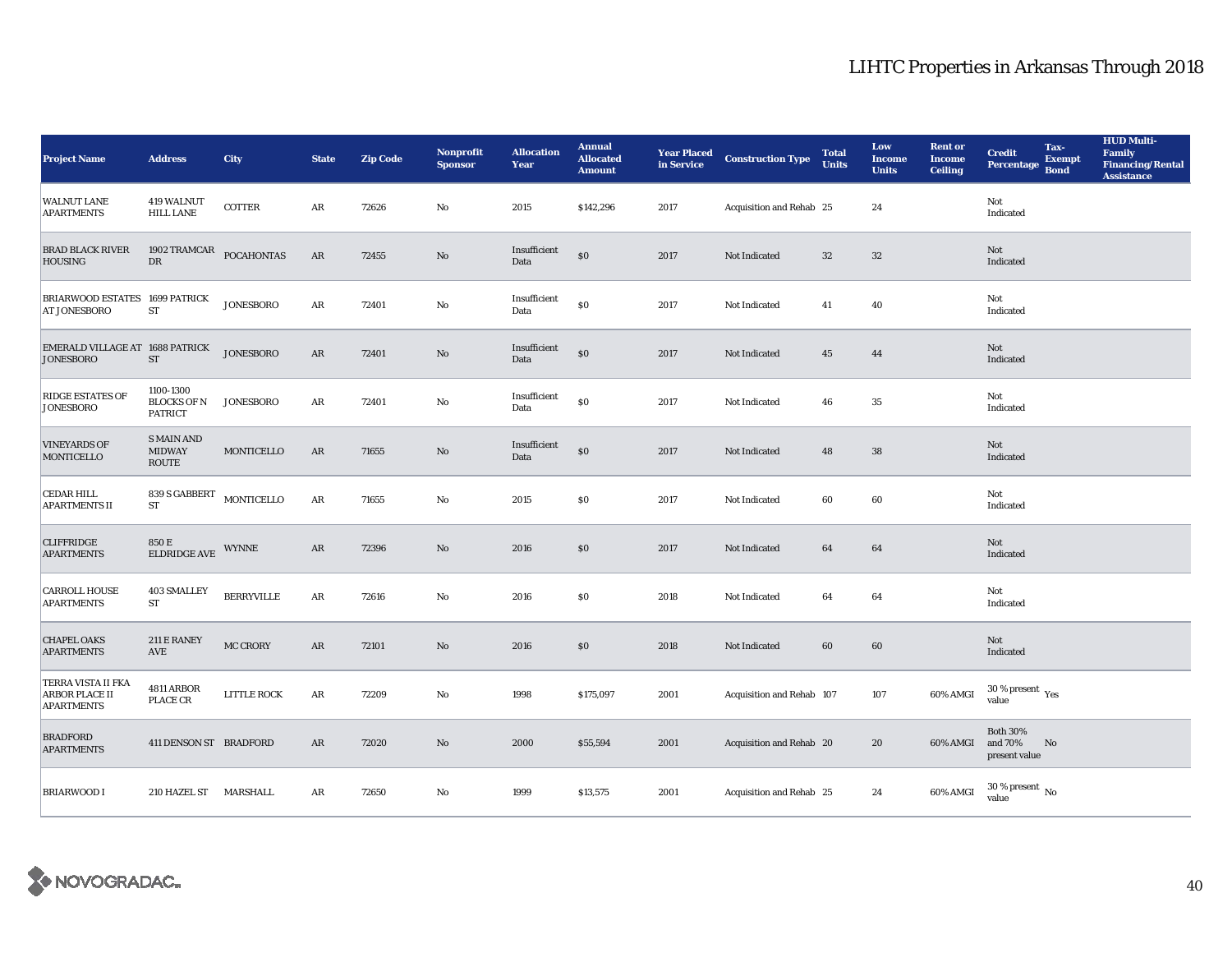# LIHTC Properties in Arkansas Through 2018

| Project Name | Address | City | State | Zip Code | Nonprofit Sponsor | Allocation Year | Annual Allocated Amount | Year Placed in Service | Construction Type | Total Units | Low Income Units | Rent or Income Ceiling | Credit Percentage | Tax-Exempt Bond | HUD Multi-Family Financing/Rental Assistance |
|---|---|---|---|---|---|---|---|---|---|---|---|---|---|---|---|
| WALNUT LANE APARTMENTS | 419 WALNUT HILL LANE | COTTER | AR | 72626 | No | 2015 | $142,296 | 2017 | Acquisition and Rehab | 25 | 24 | | Not Indicated | | |
| BRAD BLACK RIVER HOUSING | 1902 TRAMCAR DR | POCAHONTAS | AR | 72455 | No | Insufficient Data | $0 | 2017 | Not Indicated | 32 | 32 | | Not Indicated | | |
| BRIARWOOD ESTATES AT JONESBORO | 1699 PATRICK ST | JONESBORO | AR | 72401 | No | Insufficient Data | $0 | 2017 | Not Indicated | 41 | 40 | | Not Indicated | | |
| EMERALD VILLAGE AT JONESBORO | 1688 PATRICK ST | JONESBORO | AR | 72401 | No | Insufficient Data | $0 | 2017 | Not Indicated | 45 | 44 | | Not Indicated | | |
| RIDGE ESTATES OF JONESBORO | 1100-1300 BLOCKS OF N PATRICT | JONESBORO | AR | 72401 | No | Insufficient Data | $0 | 2017 | Not Indicated | 46 | 35 | | Not Indicated | | |
| VINEYARDS OF MONTICELLO | S MAIN AND MIDWAY ROUTE | MONTICELLO | AR | 71655 | No | Insufficient Data | $0 | 2017 | Not Indicated | 48 | 38 | | Not Indicated | | |
| CEDAR HILL APARTMENTS II | 839 S GABBERT ST | MONTICELLO | AR | 71655 | No | 2015 | $0 | 2017 | Not Indicated | 60 | 60 | | Not Indicated | | |
| CLIFFRIDGE APARTMENTS | 850 E ELDRIDGE AVE | WYNNE | AR | 72396 | No | 2016 | $0 | 2017 | Not Indicated | 64 | 64 | | Not Indicated | | |
| CARROLL HOUSE APARTMENTS | 403 SMALLEY ST | BERRYVILLE | AR | 72616 | No | 2016 | $0 | 2018 | Not Indicated | 64 | 64 | | Not Indicated | | |
| CHAPEL OAKS APARTMENTS | 211 E RANEY AVE | MC CRORY | AR | 72101 | No | 2016 | $0 | 2018 | Not Indicated | 60 | 60 | | Not Indicated | | |
| TERRA VISTA II FKA ARBOR PLACE II APARTMENTS | 4811 ARBOR PLACE CR | LITTLE ROCK | AR | 72209 | No | 1998 | $175,097 | 2001 | Acquisition and Rehab | 107 | 107 | 60% AMGI | 30 % present value | Yes | |
| BRADFORD APARTMENTS | 411 DENSON ST | BRADFORD | AR | 72020 | No | 2000 | $55,594 | 2001 | Acquisition and Rehab | 20 | 20 | 60% AMGI | Both 30% and 70% present value | No | |
| BRIARWOOD I | 210 HAZEL ST | MARSHALL | AR | 72650 | No | 1999 | $13,575 | 2001 | Acquisition and Rehab | 25 | 24 | 60% AMGI | 30 % present value | No | |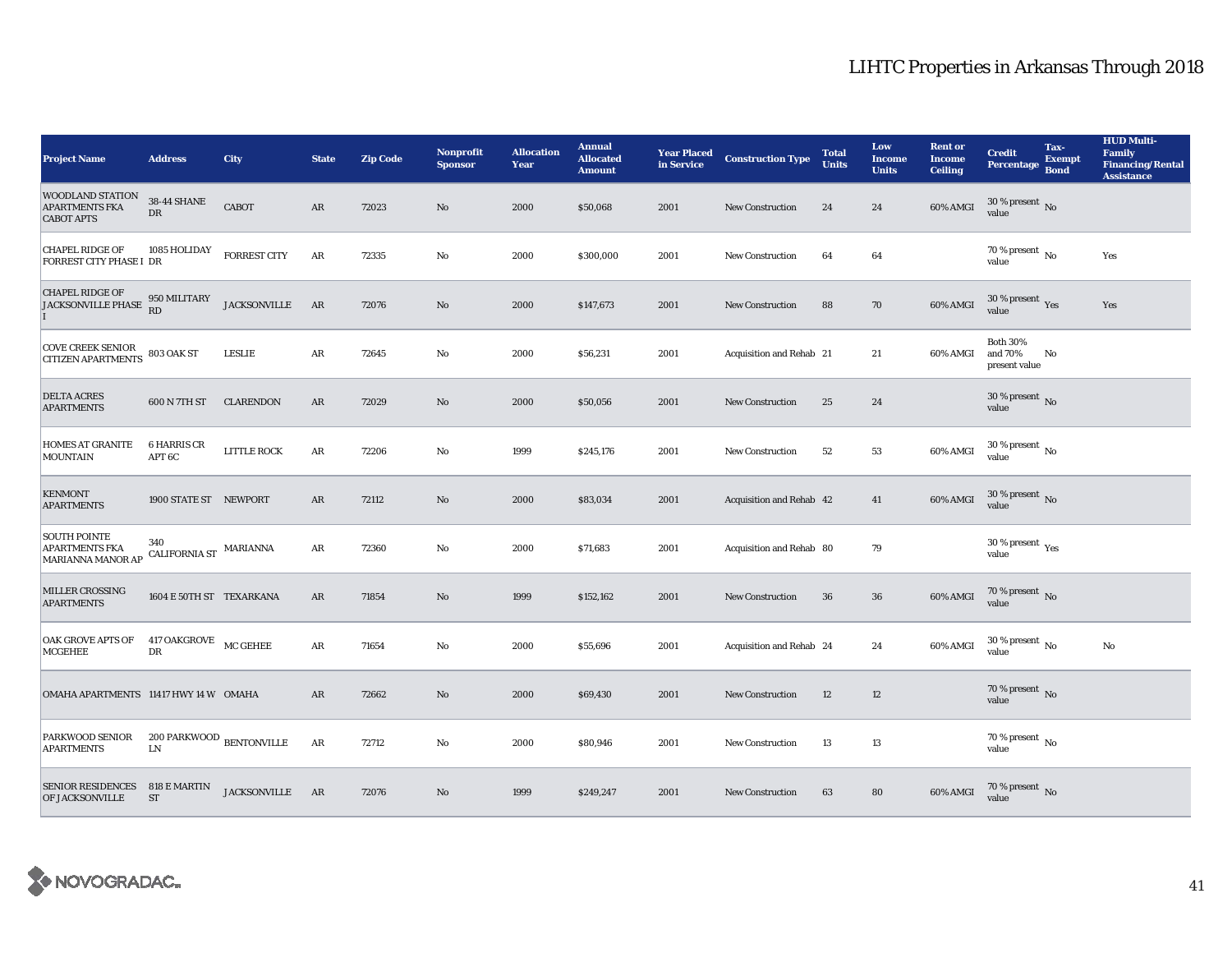# LIHTC Properties in Arkansas Through 2018

| Project Name | Address | City | State | Zip Code | Nonprofit Sponsor | Allocation Year | Annual Allocated Amount | Year Placed in Service | Construction Type | Total Units | Low Income Units | Rent or Income Ceiling | Credit Percentage | Tax-Exempt Bond | HUD Multi-Family Financing/Rental Assistance |
|---|---|---|---|---|---|---|---|---|---|---|---|---|---|---|---|
| WOODLAND STATION APARTMENTS FKA CABOT APTS | 38-44 SHANE DR | CABOT | AR | 72023 | No | 2000 | $50,068 | 2001 | New Construction | 24 | 24 | 60% AMGI | 30 % present value | No | |
| CHAPEL RIDGE OF FORREST CITY PHASE I | 1085 HOLIDAY DR | FORREST CITY | AR | 72335 | No | 2000 | $300,000 | 2001 | New Construction | 64 | 64 | | 70 % present value | No | Yes |
| CHAPEL RIDGE OF JACKSONVILLE PHASE I | 950 MILITARY RD | JACKSONVILLE | AR | 72076 | No | 2000 | $147,673 | 2001 | New Construction | 88 | 70 | 60% AMGI | 30 % present value | Yes | Yes |
| COVE CREEK SENIOR CITIZEN APARTMENTS | 803 OAK ST | LESLIE | AR | 72645 | No | 2000 | $56,231 | 2001 | Acquisition and Rehab | 21 | 21 | 60% AMGI | Both 30% and 70% present value | No | |
| DELTA ACRES APARTMENTS | 600 N 7TH ST | CLARENDON | AR | 72029 | No | 2000 | $50,056 | 2001 | New Construction | 25 | 24 | | 30 % present value | No | |
| HOMES AT GRANITE MOUNTAIN | 6 HARRIS CR APT 6C | LITTLE ROCK | AR | 72206 | No | 1999 | $245,176 | 2001 | New Construction | 52 | 53 | 60% AMGI | 30 % present value | No | |
| KENMONT APARTMENTS | 1900 STATE ST | NEWPORT | AR | 72112 | No | 2000 | $83,034 | 2001 | Acquisition and Rehab | 42 | 41 | 60% AMGI | 30 % present value | No | |
| SOUTH POINTE APARTMENTS FKA MARIANNA MANOR AP | 340 CALIFORNIA ST | MARIANNA | AR | 72360 | No | 2000 | $71,683 | 2001 | Acquisition and Rehab | 80 | 79 | | 30 % present value | Yes | |
| MILLER CROSSING APARTMENTS | 1604 E 50TH ST | TEXARKANA | AR | 71854 | No | 1999 | $152,162 | 2001 | New Construction | 36 | 36 | 60% AMGI | 70 % present value | No | |
| OAK GROVE APTS OF MCGEHEE | 417 OAKGROVE DR | MC GEHEE | AR | 71654 | No | 2000 | $55,696 | 2001 | Acquisition and Rehab | 24 | 24 | 60% AMGI | 30 % present value | No | No |
| OMAHA APARTMENTS | 11417 HWY 14 W | OMAHA | AR | 72662 | No | 2000 | $69,430 | 2001 | New Construction | 12 | 12 | | 70 % present value | No | |
| PARKWOOD SENIOR APARTMENTS | 200 PARKWOOD LN | BENTONVILLE | AR | 72712 | No | 2000 | $80,946 | 2001 | New Construction | 13 | 13 | | 70 % present value | No | |
| SENIOR RESIDENCES OF JACKSONVILLE | 818 E MARTIN ST | JACKSONVILLE | AR | 72076 | No | 1999 | $249,247 | 2001 | New Construction | 63 | 80 | 60% AMGI | 70 % present value | No | |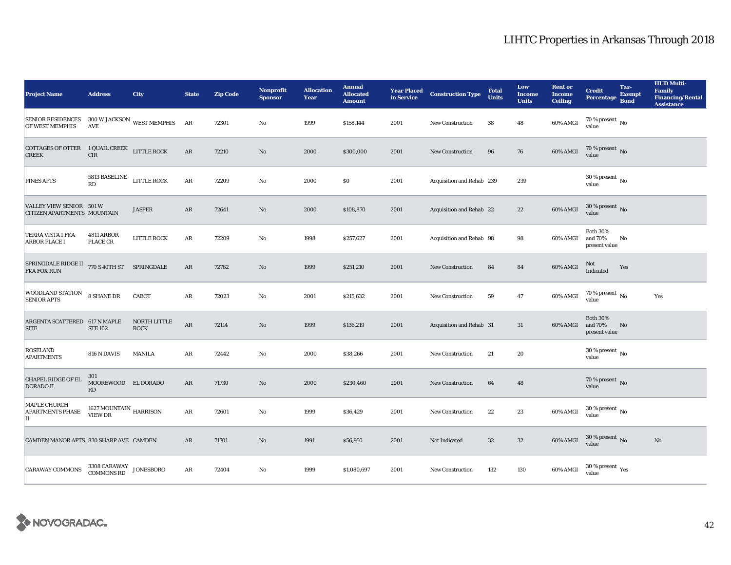# LIHTC Properties in Arkansas Through 2018

| Project Name | Address | City | State | Zip Code | Nonprofit Sponsor | Allocation Year | Annual Allocated Amount | Year Placed in Service | Construction Type | Total Units | Low Income Units | Rent or Income Ceiling | Credit Percentage | Tax-Exempt Bond | HUD Multi-Family Financing/Rental Assistance |
|---|---|---|---|---|---|---|---|---|---|---|---|---|---|---|---|
| SENIOR RESIDENCES OF WEST MEMPHIS | 300 W JACKSON AVE | WEST MEMPHIS | AR | 72301 | No | 1999 | $158,144 | 2001 | New Construction | 38 | 48 | 60% AMGI | 70 % present value | No | |
| COTTAGES OF OTTER CREEK | 1 QUAIL CREEK CIR | LITTLE ROCK | AR | 72210 | No | 2000 | $300,000 | 2001 | New Construction | 96 | 76 | 60% AMGI | 70 % present value | No | |
| PINES APTS | 5813 BASELINE RD | LITTLE ROCK | AR | 72209 | No | 2000 | $0 | 2001 | Acquisition and Rehab | 239 | 239 | | 30 % present value | No | |
| VALLEY VIEW SENIOR CITIZEN APARTMENTS | 501 W MOUNTAIN | JASPER | AR | 72641 | No | 2000 | $108,870 | 2001 | Acquisition and Rehab | 22 | 22 | 60% AMGI | 30 % present value | No | |
| TERRA VISTA I FKA ARBOR PLACE I | 4811 ARBOR PLACE CR | LITTLE ROCK | AR | 72209 | No | 1998 | $257,627 | 2001 | Acquisition and Rehab | 98 | 98 | 60% AMGI | Both 30% and 70% present value | No | |
| SPRINGDALE RIDGE II FKA FOX RUN | 770 S 40TH ST | SPRINGDALE | AR | 72762 | No | 1999 | $251,210 | 2001 | New Construction | 84 | 84 | 60% AMGI | Not Indicated | Yes | |
| WOODLAND STATION SENIOR APTS | 8 SHANE DR | CABOT | AR | 72023 | No | 2001 | $215,632 | 2001 | New Construction | 59 | 47 | 60% AMGI | 70 % present value | No | Yes |
| ARGENTA SCATTERED SITE | 617 N MAPLE STE 102 | NORTH LITTLE ROCK | AR | 72114 | No | 1999 | $136,219 | 2001 | Acquisition and Rehab | 31 | 31 | 60% AMGI | Both 30% and 70% present value | No | |
| ROSELAND APARTMENTS | 816 N DAVIS | MANILA | AR | 72442 | No | 2000 | $38,266 | 2001 | New Construction | 21 | 20 | | 30 % present value | No | |
| CHAPEL RIDGE OF EL DORADO II | 301 MOOREWOOD RD | EL DORADO | AR | 71730 | No | 2000 | $230,460 | 2001 | New Construction | 64 | 48 | | 70 % present value | No | |
| MAPLE CHURCH APARTMENTS PHASE II | 1627 MOUNTAIN VIEW DR | HARRISON | AR | 72601 | No | 1999 | $36,429 | 2001 | New Construction | 22 | 23 | 60% AMGI | 30 % present value | No | |
| CAMDEN MANOR APTS | 830 SHARP AVE | CAMDEN | AR | 71701 | No | 1991 | $56,950 | 2001 | Not Indicated | 32 | 32 | 60% AMGI | 30 % present value | No | No |
| CARAWAY COMMONS | 3308 CARAWAY COMMONS RD | JONESBORO | AR | 72404 | No | 1999 | $1,080,697 | 2001 | New Construction | 132 | 130 | 60% AMGI | 30 % present value | Yes | |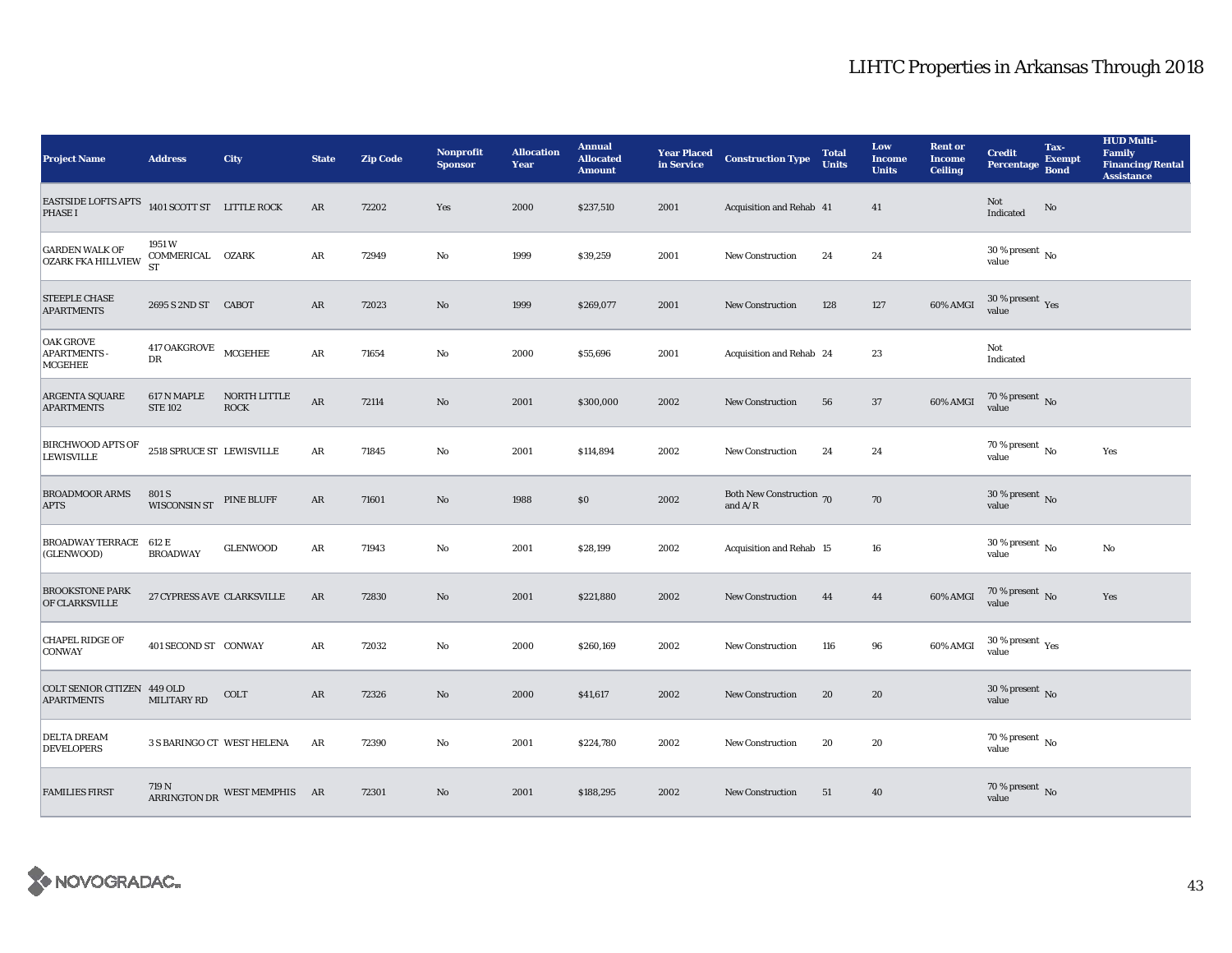# LIHTC Properties in Arkansas Through 2018

| Project Name | Address | City | State | Zip Code | Nonprofit Sponsor | Allocation Year | Annual Allocated Amount | Year Placed in Service | Construction Type | Total Units | Low Income Units | Rent or Income Ceiling | Credit Percentage | Tax-Exempt Bond | HUD Multi-Family Financing/Rental Assistance |
|---|---|---|---|---|---|---|---|---|---|---|---|---|---|---|---|
| EASTSIDE LOFTS APTS PHASE I | 1401 SCOTT ST | LITTLE ROCK | AR | 72202 | Yes | 2000 | $237,510 | 2001 | Acquisition and Rehab | 41 | 41 | | Not Indicated | No | |
| GARDEN WALK OF OZARK FKA HILLVIEW | 1951 W COMMERICAL ST | OZARK | AR | 72949 | No | 1999 | $39,259 | 2001 | New Construction | 24 | 24 | | 30 % present value | No | |
| STEEPLE CHASE APARTMENTS | 2695 S 2ND ST | CABOT | AR | 72023 | No | 1999 | $269,077 | 2001 | New Construction | 128 | 127 | 60% AMGI | 30 % present value | Yes | |
| OAK GROVE APARTMENTS - MCGEHEE | 417 OAKGROVE DR | MCGEHEE | AR | 71654 | No | 2000 | $55,696 | 2001 | Acquisition and Rehab | 24 | 23 | | Not Indicated | | |
| ARGENTA SQUARE APARTMENTS | 617 N MAPLE STE 102 | NORTH LITTLE ROCK | AR | 72114 | No | 2001 | $300,000 | 2002 | New Construction | 56 | 37 | 60% AMGI | 70 % present value | No | |
| BIRCHWOOD APTS OF LEWISVILLE | 2518 SPRUCE ST | LEWISVILLE | AR | 71845 | No | 2001 | $114,894 | 2002 | New Construction | 24 | 24 | | 70 % present value | No | Yes |
| BROADMOOR ARMS APTS | 801 S WISCONSIN ST | PINE BLUFF | AR | 71601 | No | 1988 | $0 | 2002 | Both New Construction and A/R | 70 | 70 | | 30 % present value | No | |
| BROADWAY TERRACE (GLENWOOD) | 612 E BROADWAY | GLENWOOD | AR | 71943 | No | 2001 | $28,199 | 2002 | Acquisition and Rehab | 15 | 16 | | 30 % present value | No | No |
| BROOKSTONE PARK OF CLARKSVILLE | 27 CYPRESS AVE | CLARKSVILLE | AR | 72830 | No | 2001 | $221,880 | 2002 | New Construction | 44 | 44 | 60% AMGI | 70 % present value | No | Yes |
| CHAPEL RIDGE OF CONWAY | 401 SECOND ST | CONWAY | AR | 72032 | No | 2000 | $260,169 | 2002 | New Construction | 116 | 96 | 60% AMGI | 30 % present value | Yes | |
| COLT SENIOR CITIZEN APARTMENTS | 449 OLD MILITARY RD | COLT | AR | 72326 | No | 2000 | $41,617 | 2002 | New Construction | 20 | 20 | | 30 % present value | No | |
| DELTA DREAM DEVELOPERS | 3 S BARINGO CT | WEST HELENA | AR | 72390 | No | 2001 | $224,780 | 2002 | New Construction | 20 | 20 | | 70 % present value | No | |
| FAMILIES FIRST | 719 N ARRINGTON DR | WEST MEMPHIS | AR | 72301 | No | 2001 | $188,295 | 2002 | New Construction | 51 | 40 | | 70 % present value | No | |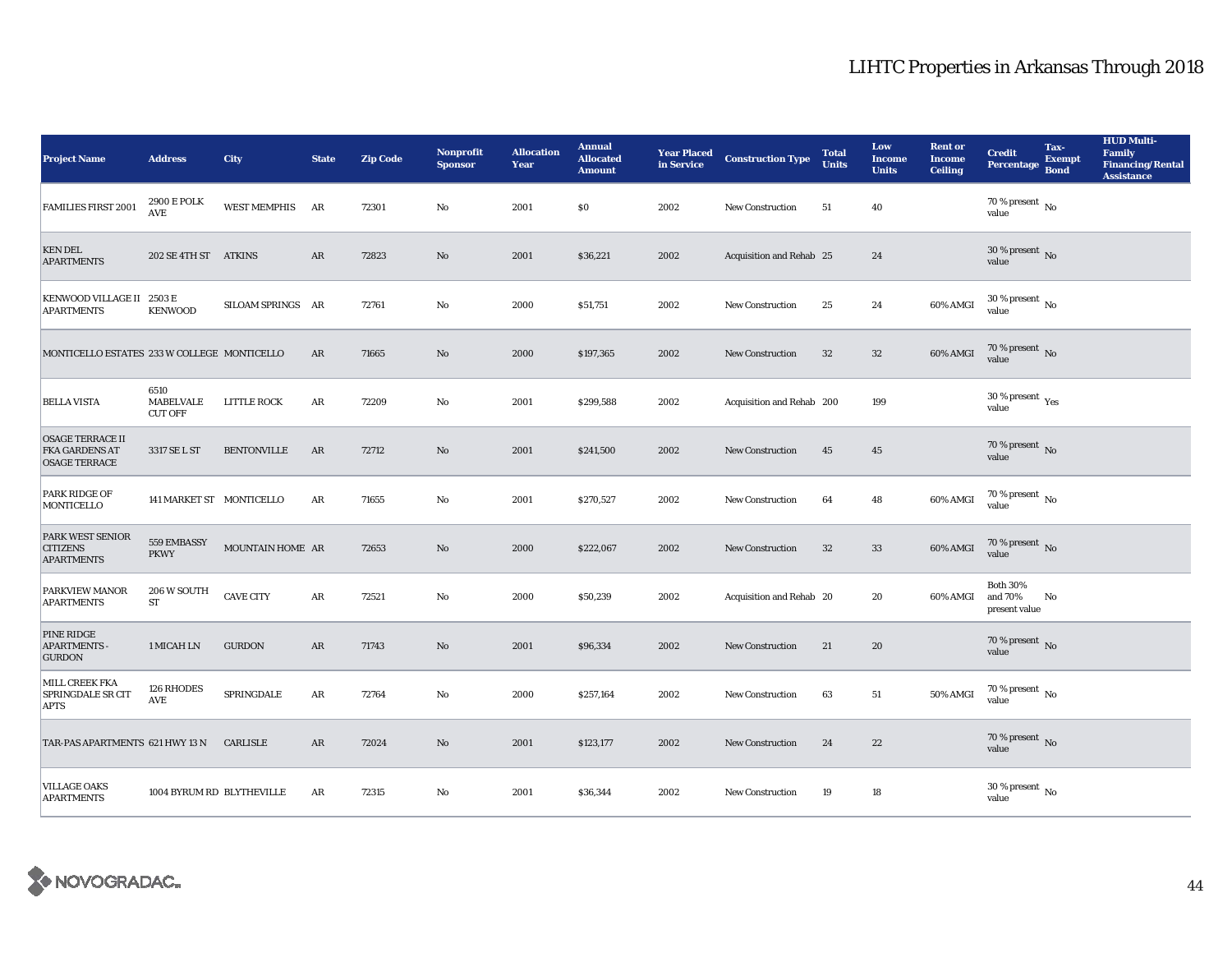# LIHTC Properties in Arkansas Through 2018

| Project Name | Address | City | State | Zip Code | Nonprofit Sponsor | Allocation Year | Annual Allocated Amount | Year Placed in Service | Construction Type | Total Units | Low Income Units | Rent or Income Ceiling | Credit Percentage | Tax-Exempt Bond | HUD Multi-Family Financing/Rental Assistance |
|---|---|---|---|---|---|---|---|---|---|---|---|---|---|---|---|
| FAMILIES FIRST 2001 | 2900 E POLK AVE | WEST MEMPHIS | AR | 72301 | No | 2001 | $0 | 2002 | New Construction | 51 | 40 | | 70 % present value | No | |
| KEN DEL APARTMENTS | 202 SE 4TH ST | ATKINS | AR | 72823 | No | 2001 | $36,221 | 2002 | Acquisition and Rehab | 25 | 24 | | 30 % present value | No | |
| KENWOOD VILLAGE II APARTMENTS | 2503 E KENWOOD | SILOAM SPRINGS | AR | 72761 | No | 2000 | $51,751 | 2002 | New Construction | 25 | 24 | 60% AMGI | 30 % present value | No | |
| MONTICELLO ESTATES | 233 W COLLEGE | MONTICELLO | AR | 71665 | No | 2000 | $197,365 | 2002 | New Construction | 32 | 32 | 60% AMGI | 70 % present value | No | |
| BELLA VISTA | 6510 MABELVALE CUT OFF | LITTLE ROCK | AR | 72209 | No | 2001 | $299,588 | 2002 | Acquisition and Rehab | 200 | 199 | | 30 % present value | Yes | |
| OSAGE TERRACE II FKA GARDENS AT OSAGE TERRACE | 3317 SE L ST | BENTONVILLE | AR | 72712 | No | 2001 | $241,500 | 2002 | New Construction | 45 | 45 | | 70 % present value | No | |
| PARK RIDGE OF MONTICELLO | 141 MARKET ST | MONTICELLO | AR | 71655 | No | 2001 | $270,527 | 2002 | New Construction | 64 | 48 | 60% AMGI | 70 % present value | No | |
| PARK WEST SENIOR CITIZENS APARTMENTS | 559 EMBASSY PKWY | MOUNTAIN HOME | AR | 72653 | No | 2000 | $222,067 | 2002 | New Construction | 32 | 33 | 60% AMGI | 70 % present value | No | |
| PARKVIEW MANOR APARTMENTS | 206 W SOUTH ST | CAVE CITY | AR | 72521 | No | 2000 | $50,239 | 2002 | Acquisition and Rehab | 20 | 20 | 60% AMGI | Both 30% and 70% present value | No | |
| PINE RIDGE APARTMENTS - GURDON | 1 MICAH LN | GURDON | AR | 71743 | No | 2001 | $96,334 | 2002 | New Construction | 21 | 20 | | 70 % present value | No | |
| MILL CREEK FKA SPRINGDALE SR CIT APTS | 126 RHODES AVE | SPRINGDALE | AR | 72764 | No | 2000 | $257,164 | 2002 | New Construction | 63 | 51 | 50% AMGI | 70 % present value | No | |
| TAR-PAS APARTMENTS | 621 HWY 13 N | CARLISLE | AR | 72024 | No | 2001 | $123,177 | 2002 | New Construction | 24 | 22 | | 70 % present value | No | |
| VILLAGE OAKS APARTMENTS | 1004 BYRUM RD | BLYTHEVILLE | AR | 72315 | No | 2001 | $36,344 | 2002 | New Construction | 19 | 18 | | 30 % present value | No | |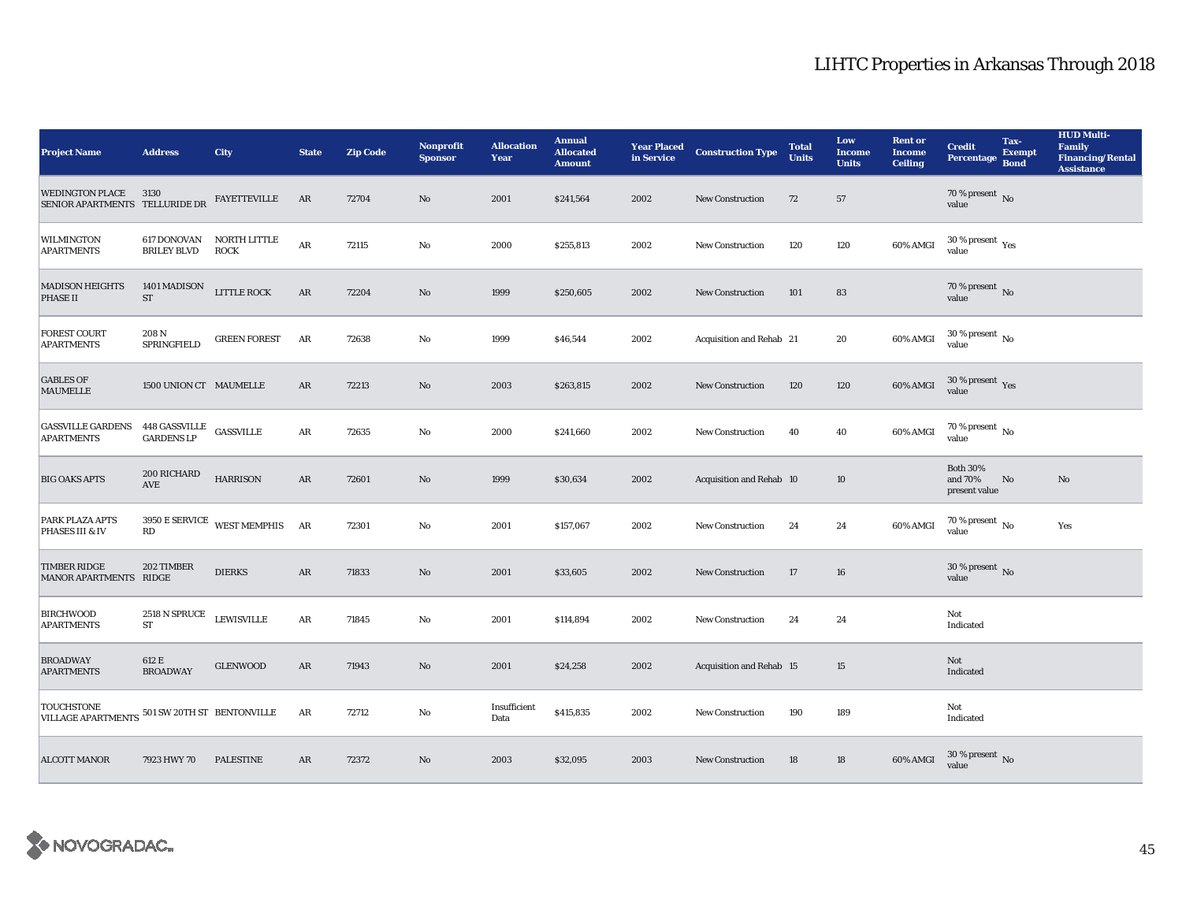# LIHTC Properties in Arkansas Through 2018

| Project Name | Address | City | State | Zip Code | Nonprofit Sponsor | Allocation Year | Annual Allocated Amount | Year Placed in Service | Construction Type | Total Units | Low Income Units | Rent or Income Ceiling | Credit Percentage | Tax-Exempt Bond | HUD Multi-Family Financing/Rental Assistance |
|---|---|---|---|---|---|---|---|---|---|---|---|---|---|---|---|
| WEDINGTON PLACE SENIOR APARTMENTS | 3130 TELLURIDE DR | FAYETTEVILLE | AR | 72704 | No | 2001 | $241,564 | 2002 | New Construction | 72 | 57 | | 70 % present value | No | |
| WILMINGTON APARTMENTS | 617 DONOVAN BRILEY BLVD | NORTH LITTLE ROCK | AR | 72115 | No | 2000 | $255,813 | 2002 | New Construction | 120 | 120 | 60% AMGI | 30 % present value | Yes | |
| MADISON HEIGHTS PHASE II | 1401 MADISON ST | LITTLE ROCK | AR | 72204 | No | 1999 | $250,605 | 2002 | New Construction | 101 | 83 | | 70 % present value | No | |
| FOREST COURT APARTMENTS | 208 N SPRINGFIELD | GREEN FOREST | AR | 72638 | No | 1999 | $46,544 | 2002 | Acquisition and Rehab | 21 | 20 | 60% AMGI | 30 % present value | No | |
| GABLES OF MAUMELLE | 1500 UNION CT | MAUMELLE | AR | 72113 | No | 2003 | $263,815 | 2002 | New Construction | 120 | 120 | 60% AMGI | 30 % present value | Yes | |
| GASSVILLE GARDENS APARTMENTS | 448 GASSVILLE GARDENS LP | GASSVILLE | AR | 72635 | No | 2000 | $241,660 | 2002 | New Construction | 40 | 40 | 60% AMGI | 70 % present value | No | |
| BIG OAKS APTS | 200 RICHARD AVE | HARRISON | AR | 72601 | No | 1999 | $30,634 | 2002 | Acquisition and Rehab | 10 | 10 | | Both 30% and 70% present value | No | No |
| PARK PLAZA APTS PHASES III & IV | 3950 E SERVICE RD | WEST MEMPHIS | AR | 72301 | No | 2001 | $157,067 | 2002 | New Construction | 24 | 24 | 60% AMGI | 70 % present value | No | Yes |
| TIMBER RIDGE MANOR APARTMENTS | 202 TIMBER RIDGE | DIERKS | AR | 71833 | No | 2001 | $33,605 | 2002 | New Construction | 17 | 16 | | 30 % present value | No | |
| BIRCHWOOD APARTMENTS | 2518 N SPRUCE ST | LEWISVILLE | AR | 71845 | No | 2001 | $114,894 | 2002 | New Construction | 24 | 24 | | Not Indicated | | |
| BROADWAY APARTMENTS | 612 E BROADWAY | GLENWOOD | AR | 71943 | No | 2001 | $24,258 | 2002 | Acquisition and Rehab | 15 | 15 | | Not Indicated | | |
| TOUCHSTONE VILLAGE APARTMENTS | 501 SW 20TH ST | BENTONVILLE | AR | 72712 | No | Insufficient Data | $415,835 | 2002 | New Construction | 190 | 189 | | Not Indicated | | |
| ALCOTT MANOR | 7923 HWY 70 | PALESTINE | AR | 72372 | No | 2003 | $32,095 | 2003 | New Construction | 18 | 18 | 60% AMGI | 30 % present value | No | |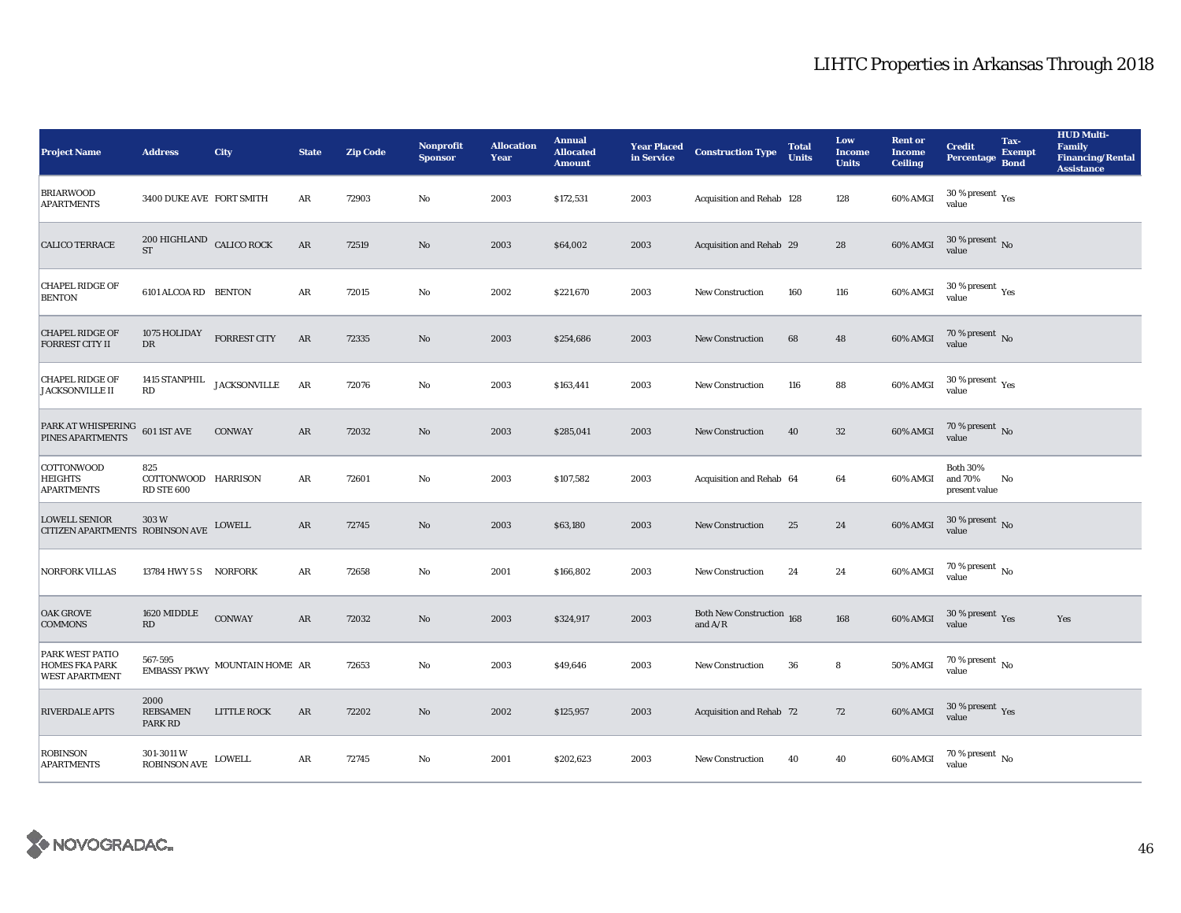# LIHTC Properties in Arkansas Through 2018

| Project Name | Address | City | State | Zip Code | Nonprofit Sponsor | Allocation Year | Annual Allocated Amount | Year Placed in Service | Construction Type | Total Units | Low Income Units | Rent or Income Ceiling | Credit Percentage | Tax-Exempt Bond | HUD Multi-Family Financing/Rental Assistance |
|---|---|---|---|---|---|---|---|---|---|---|---|---|---|---|---|
| BRIARWOOD APARTMENTS | 3400 DUKE AVE | FORT SMITH | AR | 72903 | No | 2003 | $172,531 | 2003 | Acquisition and Rehab | 128 | 128 | 60% AMGI | 30 % present value | Yes | |
| CALICO TERRACE | 200 HIGHLAND ST | CALICO ROCK | AR | 72519 | No | 2003 | $64,002 | 2003 | Acquisition and Rehab | 29 | 28 | 60% AMGI | 30 % present value | No | |
| CHAPEL RIDGE OF BENTON | 6101 ALCOA RD | BENTON | AR | 72015 | No | 2002 | $221,670 | 2003 | New Construction | 160 | 116 | 60% AMGI | 30 % present value | Yes | |
| CHAPEL RIDGE OF FORREST CITY II | 1075 HOLIDAY DR | FORREST CITY | AR | 72335 | No | 2003 | $254,686 | 2003 | New Construction | 68 | 48 | 60% AMGI | 70 % present value | No | |
| CHAPEL RIDGE OF JACKSONVILLE II | 1415 STANPHIL RD | JACKSONVILLE | AR | 72076 | No | 2003 | $163,441 | 2003 | New Construction | 116 | 88 | 60% AMGI | 30 % present value | Yes | |
| PARK AT WHISPERING PINES APARTMENTS | 601 1ST AVE | CONWAY | AR | 72032 | No | 2003 | $285,041 | 2003 | New Construction | 40 | 32 | 60% AMGI | 70 % present value | No | |
| COTTONWOOD HEIGHTS APARTMENTS | 825 COTTONWOOD RD STE 600 | HARRISON | AR | 72601 | No | 2003 | $107,582 | 2003 | Acquisition and Rehab | 64 | 64 | 60% AMGI | Both 30% and 70% present value | No | |
| LOWELL SENIOR CITIZEN APARTMENTS | 303 W ROBINSON AVE | LOWELL | AR | 72745 | No | 2003 | $63,180 | 2003 | New Construction | 25 | 24 | 60% AMGI | 30 % present value | No | |
| NORFORK VILLAS | 13784 HWY 5 S | NORFORK | AR | 72658 | No | 2001 | $166,802 | 2003 | New Construction | 24 | 24 | 60% AMGI | 70 % present value | No | |
| OAK GROVE COMMONS | 1620 MIDDLE RD | CONWAY | AR | 72032 | No | 2003 | $324,917 | 2003 | Both New Construction and A/R | 168 | 168 | 60% AMGI | 30 % present value | Yes | Yes |
| PARK WEST PATIO HOMES FKA PARK WEST APARTMENT | 567-595 EMBASSY PKWY | MOUNTAIN HOME | AR | 72653 | No | 2003 | $49,646 | 2003 | New Construction | 36 | 8 | 50% AMGI | 70 % present value | No | |
| RIVERDALE APTS | 2000 REBSAMEN PARK RD | LITTLE ROCK | AR | 72202 | No | 2002 | $125,957 | 2003 | Acquisition and Rehab | 72 | 72 | 60% AMGI | 30 % present value | Yes | |
| ROBINSON APARTMENTS | 301-3011 W ROBINSON AVE | LOWELL | AR | 72745 | No | 2001 | $202,623 | 2003 | New Construction | 40 | 40 | 60% AMGI | 70 % present value | No | |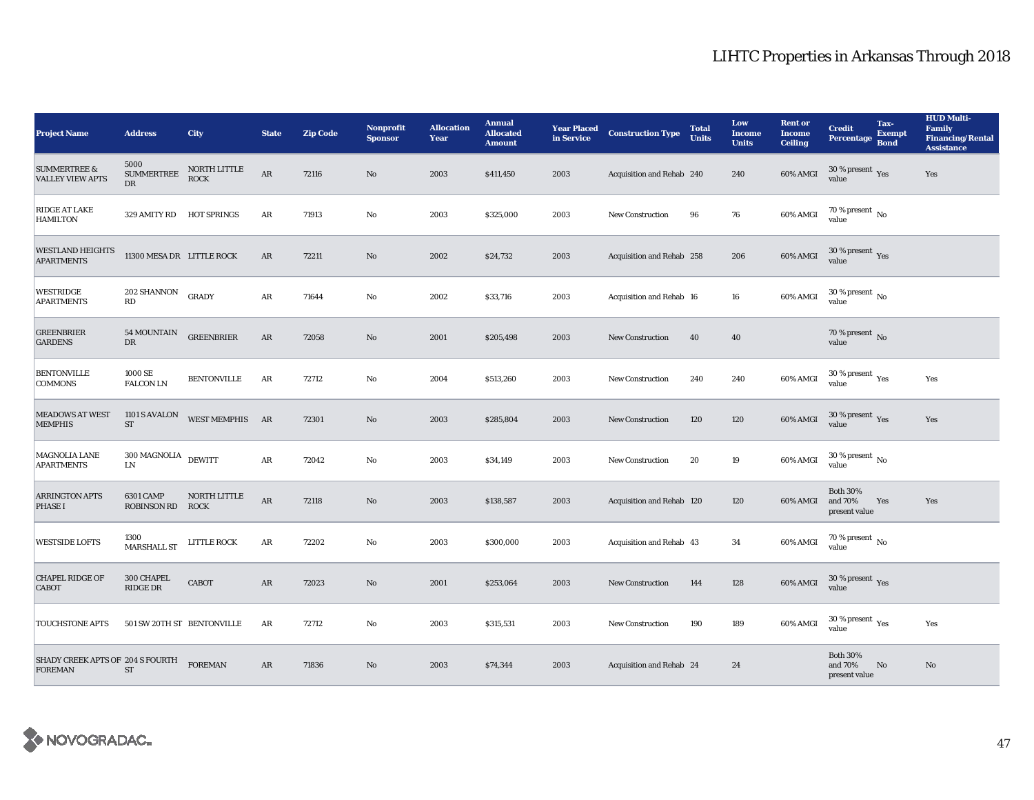# LIHTC Properties in Arkansas Through 2018

| Project Name | Address | City | State | Zip Code | Nonprofit Sponsor | Allocation Year | Annual Allocated Amount | Year Placed in Service | Construction Type | Total Units | Low Income Units | Rent or Income Ceiling | Credit Percentage | Tax-Exempt Bond | HUD Multi-Family Financing/Rental Assistance |
|---|---|---|---|---|---|---|---|---|---|---|---|---|---|---|---|
| SUMMERTREE & VALLEY VIEW APTS | 5000 SUMMERTREE DR | NORTH LITTLE ROCK | AR | 72116 | No | 2003 | $411,450 | 2003 | Acquisition and Rehab | 240 | 240 | 60% AMGI | 30 % present value | Yes | Yes |
| RIDGE AT LAKE HAMILTON | 329 AMITY RD | HOT SPRINGS | AR | 71913 | No | 2003 | $325,000 | 2003 | New Construction | 96 | 76 | 60% AMGI | 70 % present value | No | |
| WESTLAND HEIGHTS APARTMENTS | 11300 MESA DR | LITTLE ROCK | AR | 72211 | No | 2002 | $24,732 | 2003 | Acquisition and Rehab | 258 | 206 | 60% AMGI | 30 % present value | Yes | |
| WESTRIDGE APARTMENTS | 202 SHANNON RD | GRADY | AR | 71644 | No | 2002 | $33,716 | 2003 | Acquisition and Rehab | 16 | 16 | 60% AMGI | 30 % present value | No | |
| GREENBRIER GARDENS | 54 MOUNTAIN DR | GREENBRIER | AR | 72058 | No | 2001 | $205,498 | 2003 | New Construction | 40 | 40 | | 70 % present value | No | |
| BENTONVILLE COMMONS | 1000 SE FALCON LN | BENTONVILLE | AR | 72712 | No | 2004 | $513,260 | 2003 | New Construction | 240 | 240 | 60% AMGI | 30 % present value | Yes | Yes |
| MEADOWS AT WEST MEMPHIS | 1101 S AVALON ST | WEST MEMPHIS | AR | 72301 | No | 2003 | $285,804 | 2003 | New Construction | 120 | 120 | 60% AMGI | 30 % present value | Yes | Yes |
| MAGNOLIA LANE APARTMENTS | 300 MAGNOLIA LN | DEWITT | AR | 72042 | No | 2003 | $34,149 | 2003 | New Construction | 20 | 19 | 60% AMGI | 30 % present value | No | |
| ARRINGTON APTS PHASE I | 6301 CAMP ROBINSON RD | NORTH LITTLE ROCK | AR | 72118 | No | 2003 | $138,587 | 2003 | Acquisition and Rehab | 120 | 120 | 60% AMGI | Both 30% and 70% present value | Yes | Yes |
| WESTSIDE LOFTS | 1300 MARSHALL ST | LITTLE ROCK | AR | 72202 | No | 2003 | $300,000 | 2003 | Acquisition and Rehab | 43 | 34 | 60% AMGI | 70 % present value | No | |
| CHAPEL RIDGE OF CABOT | 300 CHAPEL RIDGE DR | CABOT | AR | 72023 | No | 2001 | $253,064 | 2003 | New Construction | 144 | 128 | 60% AMGI | 30 % present value | Yes | |
| TOUCHSTONE APTS | 501 SW 20TH ST | BENTONVILLE | AR | 72712 | No | 2003 | $315,531 | 2003 | New Construction | 190 | 189 | 60% AMGI | 30 % present value | Yes | Yes |
| SHADY CREEK APTS OF FOREMAN | 204 S FOURTH ST | FOREMAN | AR | 71836 | No | 2003 | $74,344 | 2003 | Acquisition and Rehab | 24 | 24 | | Both 30% and 70% present value | No | No |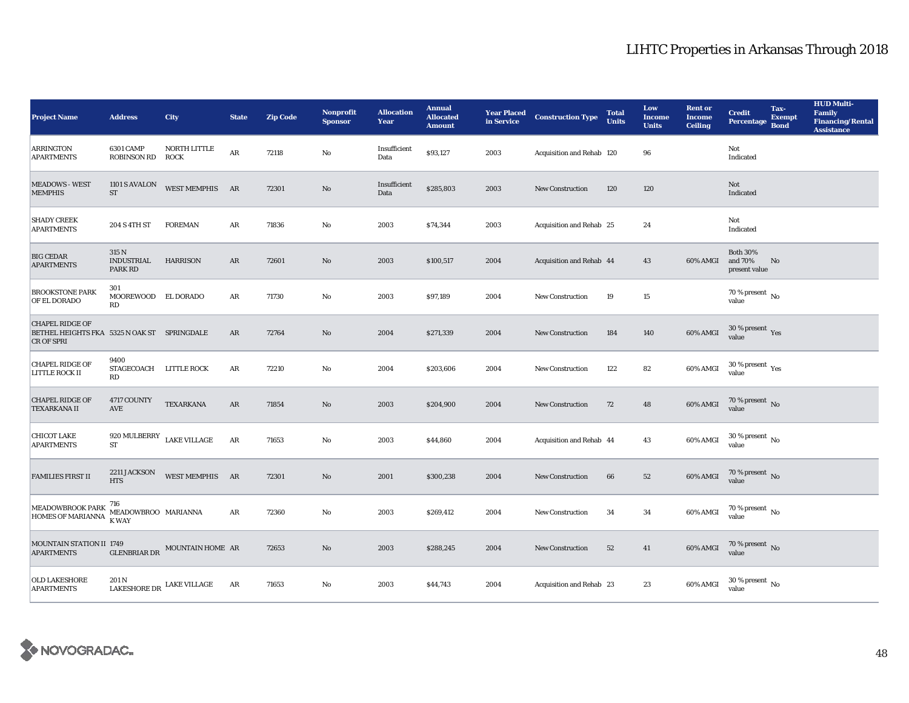# LIHTC Properties in Arkansas Through 2018

| Project Name | Address | City | State | Zip Code | Nonprofit Sponsor | Allocation Year | Annual Allocated Amount | Year Placed in Service | Construction Type | Total Units | Low Income Units | Rent or Income Ceiling | Credit Percentage | Tax-Exempt Bond | HUD Multi-Family Financing/Rental Assistance |
|---|---|---|---|---|---|---|---|---|---|---|---|---|---|---|---|
| ARRINGTON APARTMENTS | 6301 CAMP ROBINSON RD | NORTH LITTLE ROCK | AR | 72118 | No | Insufficient Data | $93,127 | 2003 | Acquisition and Rehab | 120 | 96 | | Not Indicated | | |
| MEADOWS - WEST MEMPHIS | 1101 S AVALON ST | WEST MEMPHIS | AR | 72301 | No | Insufficient Data | $285,803 | 2003 | New Construction | 120 | 120 | | Not Indicated | | |
| SHADY CREEK APARTMENTS | 204 S 4TH ST | FOREMAN | AR | 71836 | No | 2003 | $74,344 | 2003 | Acquisition and Rehab | 25 | 24 | | Not Indicated | | |
| BIG CEDAR APARTMENTS | 315 N INDUSTRIAL PARK RD | HARRISON | AR | 72601 | No | 2003 | $100,517 | 2004 | Acquisition and Rehab | 44 | 43 | 60% AMGI | Both 30% and 70% present value | No | |
| BROOKSTONE PARK OF EL DORADO | 301 MOOREWOOD RD | EL DORADO | AR | 71730 | No | 2003 | $97,189 | 2004 | New Construction | 19 | 15 | | 70 % present value | No | |
| CHAPEL RIDGE OF BETHEL HEIGHTS FKA CR OF SPRI | 5325 N OAK ST | SPRINGDALE | AR | 72764 | No | 2004 | $271,339 | 2004 | New Construction | 184 | 140 | 60% AMGI | 30 % present value | Yes | |
| CHAPEL RIDGE OF LITTLE ROCK II | 9400 STAGECOACH RD | LITTLE ROCK | AR | 72210 | No | 2004 | $203,606 | 2004 | New Construction | 122 | 82 | 60% AMGI | 30 % present value | Yes | |
| CHAPEL RIDGE OF TEXARKANA II | 4717 COUNTY AVE | TEXARKANA | AR | 71854 | No | 2003 | $204,900 | 2004 | New Construction | 72 | 48 | 60% AMGI | 70 % present value | No | |
| CHICOT LAKE APARTMENTS | 920 MULBERRY ST | LAKE VILLAGE | AR | 71653 | No | 2003 | $44,860 | 2004 | Acquisition and Rehab | 44 | 43 | 60% AMGI | 30 % present value | No | |
| FAMILIES FIRST II | 2211 JACKSON HTS | WEST MEMPHIS | AR | 72301 | No | 2001 | $300,238 | 2004 | New Construction | 66 | 52 | 60% AMGI | 70 % present value | No | |
| MEADOWBROOK PARK HOMES OF MARIANNA | 716 MEADOWBROOK WAY | MARIANNA | AR | 72360 | No | 2003 | $269,412 | 2004 | New Construction | 34 | 34 | 60% AMGI | 70 % present value | No | |
| MOUNTAIN STATION II APARTMENTS | 1749 GLENBRIAR DR | MOUNTAIN HOME | AR | 72653 | No | 2003 | $288,245 | 2004 | New Construction | 52 | 41 | 60% AMGI | 70 % present value | No | |
| OLD LAKESHORE APARTMENTS | 201 N LAKESHORE DR | LAKE VILLAGE | AR | 71653 | No | 2003 | $44,743 | 2004 | Acquisition and Rehab | 23 | 23 | 60% AMGI | 30 % present value | No | |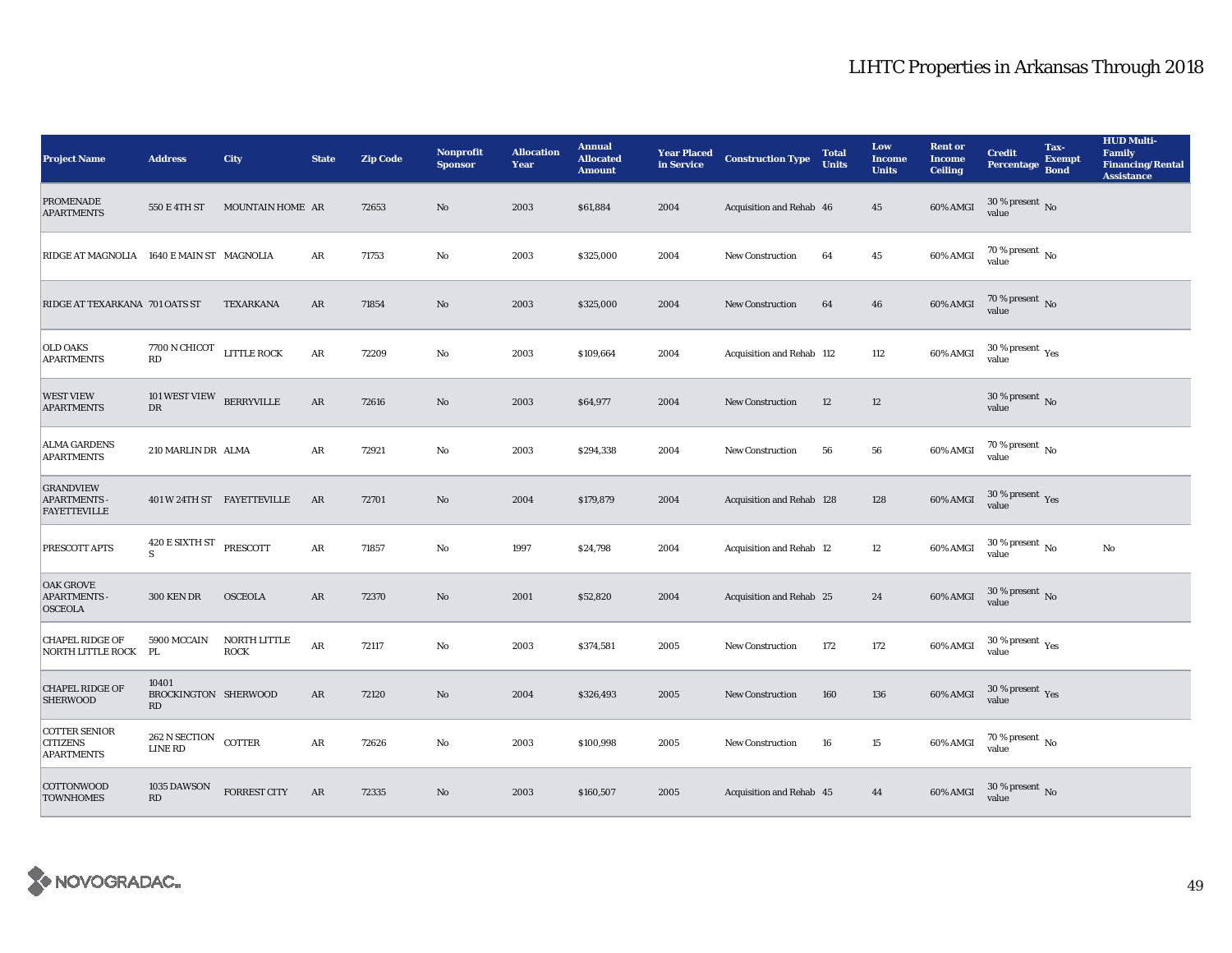# LIHTC Properties in Arkansas Through 2018

| Project Name | Address | City | State | Zip Code | Nonprofit Sponsor | Allocation Year | Annual Allocated Amount | Year Placed in Service | Construction Type | Total Units | Low Income Units | Rent or Income Ceiling | Credit Percentage | Tax-Exempt Bond | HUD Multi-Family Financing/Rental Assistance |
|---|---|---|---|---|---|---|---|---|---|---|---|---|---|---|---|
| PROMENADE APARTMENTS | 550 E 4TH ST | MOUNTAIN HOME | AR | 72653 | No | 2003 | $61,884 | 2004 | Acquisition and Rehab | 46 | 45 | 60% AMGI | 30 % present value | No | |
| RIDGE AT MAGNOLIA | 1640 E MAIN ST | MAGNOLIA | AR | 71753 | No | 2003 | $325,000 | 2004 | New Construction | 64 | 45 | 60% AMGI | 70 % present value | No | |
| RIDGE AT TEXARKANA | 701 OATS ST | TEXARKANA | AR | 71854 | No | 2003 | $325,000 | 2004 | New Construction | 64 | 46 | 60% AMGI | 70 % present value | No | |
| OLD OAKS APARTMENTS | 7700 N CHICOT RD | LITTLE ROCK | AR | 72209 | No | 2003 | $109,664 | 2004 | Acquisition and Rehab | 112 | 112 | 60% AMGI | 30 % present value | Yes | |
| WEST VIEW APARTMENTS | 101 WEST VIEW DR | BERRYVILLE | AR | 72616 | No | 2003 | $64,977 | 2004 | New Construction | 12 | 12 | | 30 % present value | No | |
| ALMA GARDENS APARTMENTS | 210 MARLIN DR | ALMA | AR | 72921 | No | 2003 | $294,338 | 2004 | New Construction | 56 | 56 | 60% AMGI | 70 % present value | No | |
| GRANDVIEW APARTMENTS - FAYETTEVILLE | 401 W 24TH ST | FAYETTEVILLE | AR | 72701 | No | 2004 | $179,879 | 2004 | Acquisition and Rehab | 128 | 128 | 60% AMGI | 30 % present value | Yes | |
| PRESCOTT APTS | 420 E SIXTH ST S | PRESCOTT | AR | 71857 | No | 1997 | $24,798 | 2004 | Acquisition and Rehab | 12 | 12 | 60% AMGI | 30 % present value | No | No |
| OAK GROVE APARTMENTS - OSCEOLA | 300 KEN DR | OSCEOLA | AR | 72370 | No | 2001 | $52,820 | 2004 | Acquisition and Rehab | 25 | 24 | 60% AMGI | 30 % present value | No | |
| CHAPEL RIDGE OF NORTH LITTLE ROCK | 5900 MCCAIN PL | NORTH LITTLE ROCK | AR | 72117 | No | 2003 | $374,581 | 2005 | New Construction | 172 | 172 | 60% AMGI | 30 % present value | Yes | |
| CHAPEL RIDGE OF SHERWOOD | 10401 BROCKINGTON RD | SHERWOOD | AR | 72120 | No | 2004 | $326,493 | 2005 | New Construction | 160 | 136 | 60% AMGI | 30 % present value | Yes | |
| COTTER SENIOR CITIZENS APARTMENTS | 262 N SECTION LINE RD | COTTER | AR | 72626 | No | 2003 | $100,998 | 2005 | New Construction | 16 | 15 | 60% AMGI | 70 % present value | No | |
| COTTONWOOD TOWNHOMES | 1035 DAWSON RD | FORREST CITY | AR | 72335 | No | 2003 | $160,507 | 2005 | Acquisition and Rehab | 45 | 44 | 60% AMGI | 30 % present value | No | |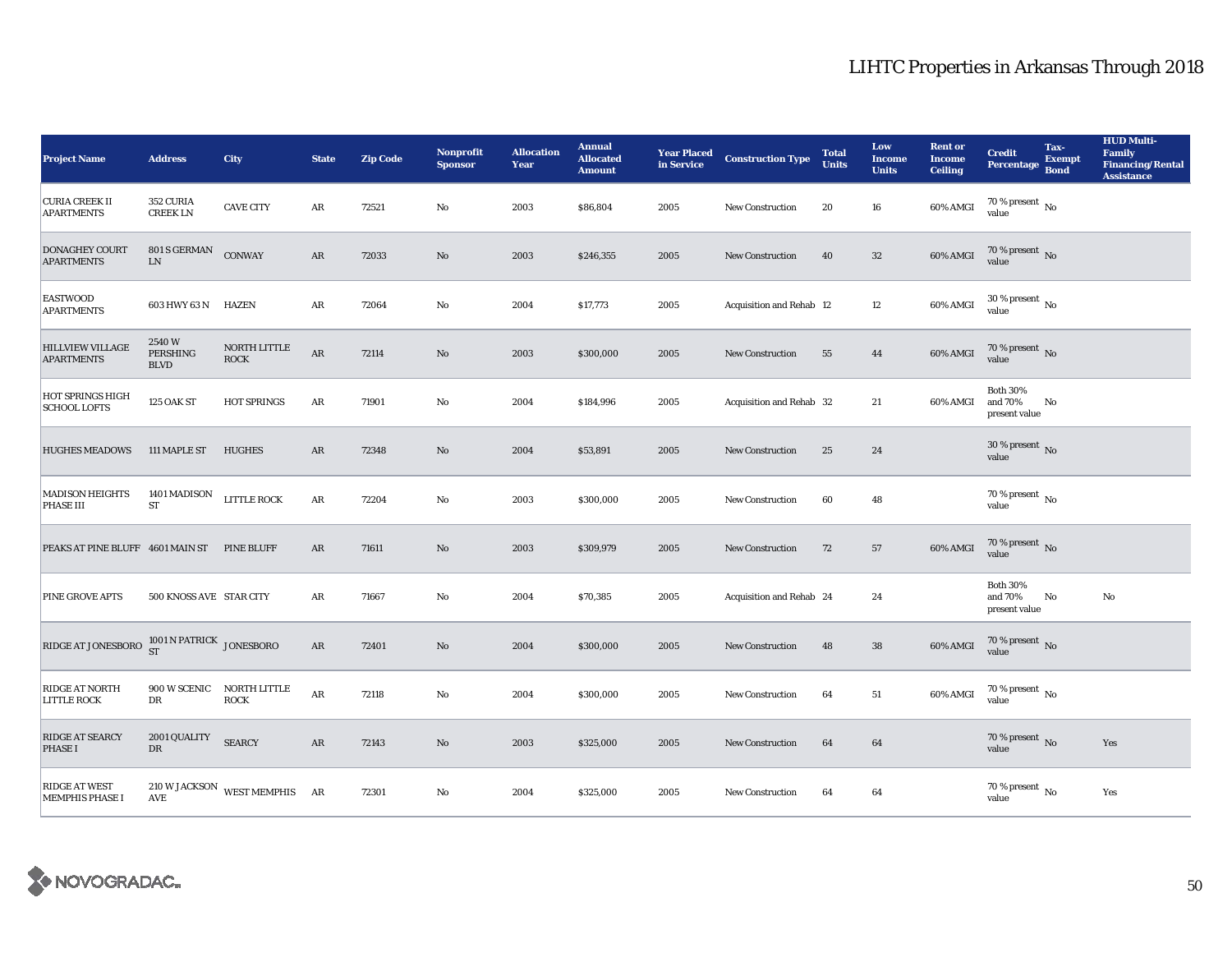# LIHTC Properties in Arkansas Through 2018

| Project Name | Address | City | State | Zip Code | Nonprofit Sponsor | Allocation Year | Annual Allocated Amount | Year Placed in Service | Construction Type | Total Units | Low Income Units | Rent or Income Ceiling | Credit Percentage | Tax-Exempt Bond | HUD Multi-Family Financing/Rental Assistance |
|---|---|---|---|---|---|---|---|---|---|---|---|---|---|---|---|
| CURIA CREEK II APARTMENTS | 352 CURIA CREEK LN | CAVE CITY | AR | 72521 | No | 2003 | $86,804 | 2005 | New Construction | 20 | 16 | 60% AMGI | 70 % present value | No | |
| DONAGHEY COURT APARTMENTS | 801 S GERMAN LN | CONWAY | AR | 72033 | No | 2003 | $246,355 | 2005 | New Construction | 40 | 32 | 60% AMGI | 70 % present value | No | |
| EASTWOOD APARTMENTS | 603 HWY 63 N | HAZEN | AR | 72064 | No | 2004 | $17,773 | 2005 | Acquisition and Rehab | 12 | 12 | 60% AMGI | 30 % present value | No | |
| HILLVIEW VILLAGE APARTMENTS | 2540 W PERSHING BLVD | NORTH LITTLE ROCK | AR | 72114 | No | 2003 | $300,000 | 2005 | New Construction | 55 | 44 | 60% AMGI | 70 % present value | No | |
| HOT SPRINGS HIGH SCHOOL LOFTS | 125 OAK ST | HOT SPRINGS | AR | 71901 | No | 2004 | $184,996 | 2005 | Acquisition and Rehab | 32 | 21 | 60% AMGI | Both 30% and 70% present value | No | |
| HUGHES MEADOWS | 111 MAPLE ST | HUGHES | AR | 72348 | No | 2004 | $53,891 | 2005 | New Construction | 25 | 24 | | 30 % present value | No | |
| MADISON HEIGHTS PHASE III | 1401 MADISON ST | LITTLE ROCK | AR | 72204 | No | 2003 | $300,000 | 2005 | New Construction | 60 | 48 | | 70 % present value | No | |
| PEAKS AT PINE BLUFF | 4601 MAIN ST | PINE BLUFF | AR | 71611 | No | 2003 | $309,979 | 2005 | New Construction | 72 | 57 | 60% AMGI | 70 % present value | No | |
| PINE GROVE APTS | 500 KNOSS AVE | STAR CITY | AR | 71667 | No | 2004 | $70,385 | 2005 | Acquisition and Rehab | 24 | 24 | | Both 30% and 70% present value | No | No |
| RIDGE AT JONESBORO | 1001 N PATRICK ST | JONESBORO | AR | 72401 | No | 2004 | $300,000 | 2005 | New Construction | 48 | 38 | 60% AMGI | 70 % present value | No | |
| RIDGE AT NORTH LITTLE ROCK | 900 W SCENIC DR | NORTH LITTLE ROCK | AR | 72118 | No | 2004 | $300,000 | 2005 | New Construction | 64 | 51 | 60% AMGI | 70 % present value | No | |
| RIDGE AT SEARCY PHASE I | 2001 QUALITY DR | SEARCY | AR | 72143 | No | 2003 | $325,000 | 2005 | New Construction | 64 | 64 | | 70 % present value | No | Yes |
| RIDGE AT WEST MEMPHIS PHASE I | 210 W JACKSON AVE | WEST MEMPHIS | AR | 72301 | No | 2004 | $325,000 | 2005 | New Construction | 64 | 64 | | 70 % present value | No | Yes |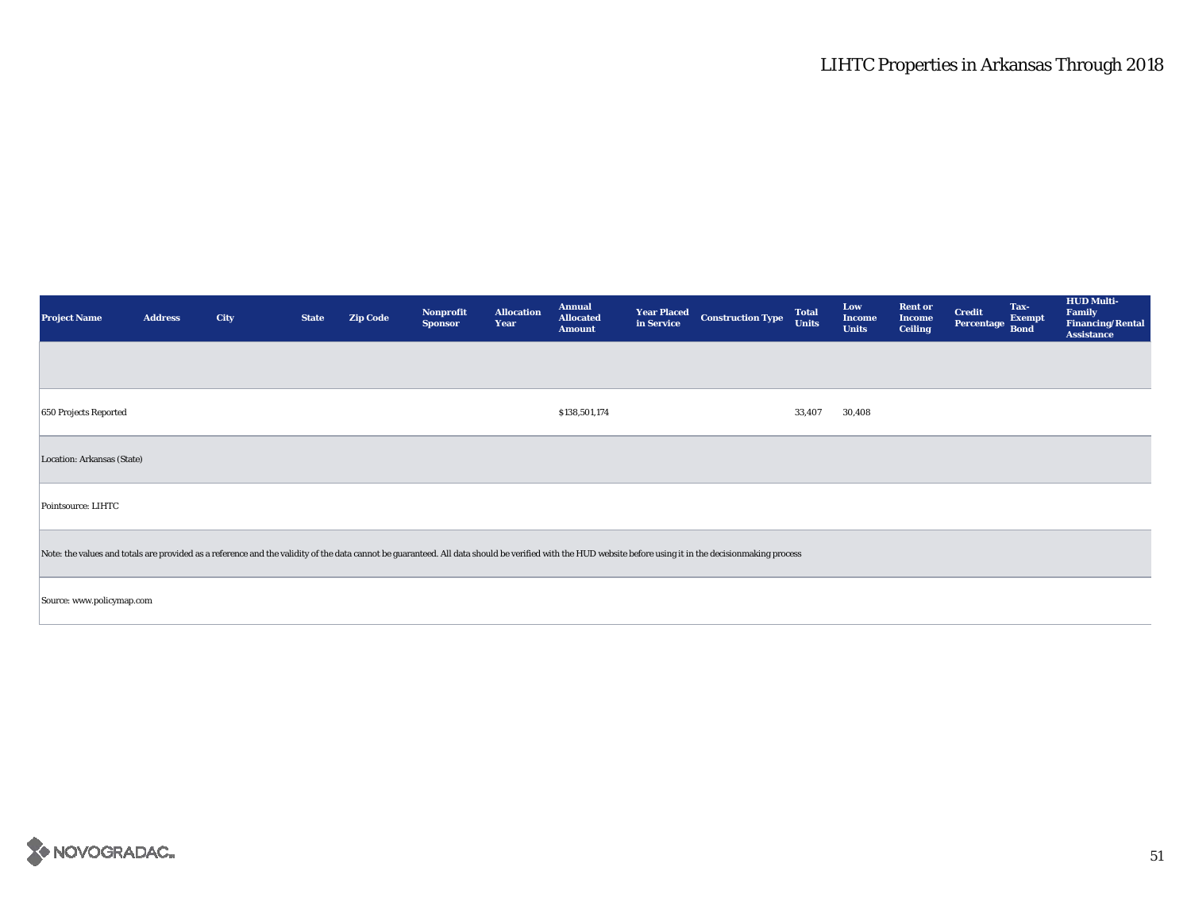# LIHTC Properties in Arkansas Through 2018

| Project Name | Address | City | State | Zip Code | Nonprofit Sponsor | Allocation Year | Annual Allocated Amount | Year Placed in Service | Construction Type | Total Units | Low Income Units | Rent or Income Ceiling | Credit Percentage | Tax-Exempt Bond | HUD Multi-Family Financing/Rental Assistance |
|---|---|---|---|---|---|---|---|---|---|---|---|---|---|---|---|
| | | | | | | | | | | | | | | | |
| 650 Projects Reported | | | | | | | $138,501,174 | | | 33,407 | 30,408 | | | | |
| Location: Arkansas (State) | | | | | | | | | | | | | | | |
| Pointsource: LIHTC | | | | | | | | | | | | | | | |
| Note: the values and totals are provided as a reference and the validity of the data cannot be guaranteed. All data should be verified with the HUD website before using it in the decisionmaking process | | | | | | | | | | | | | | | |
| Source: www.policymap.com | | | | | | | | | | | | | | | |